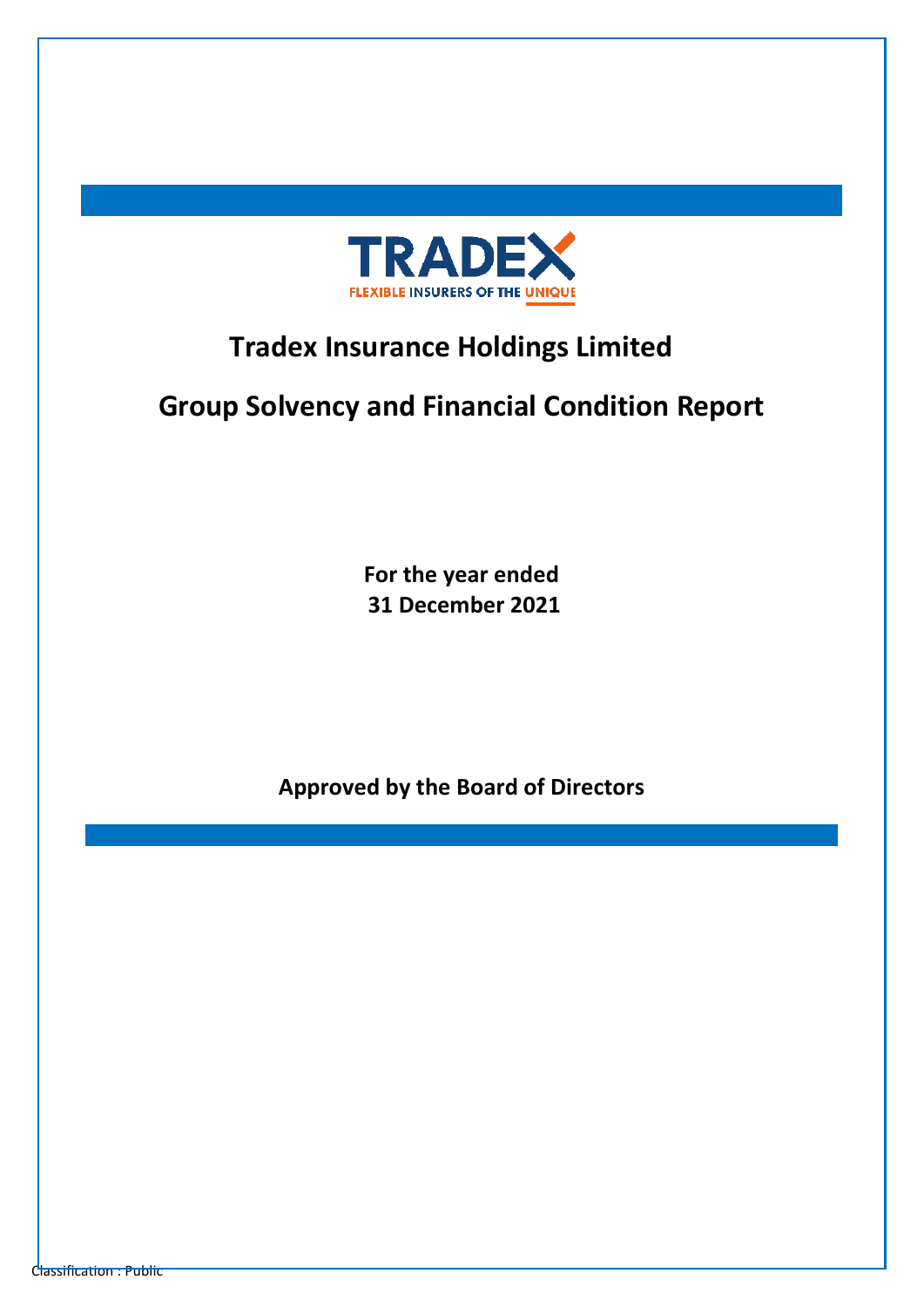TRADEX

FLEXIBLE INSURERS OF THE UNIQUE

# Tradex Insurance Holdings Limited

# Group Solvency and Financial Condition Report

**For the year ended**
**31 December 2021**

**Approved by the Board of Directors**

Classification : Public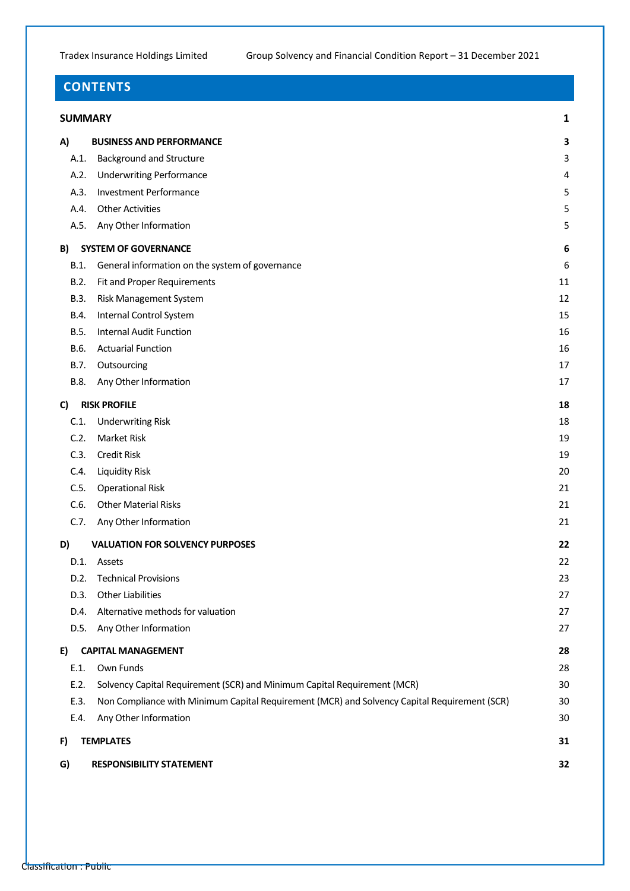## CONTENTS

| | | |
|---|---|---|
| **SUMMARY** | | **1** |
| **A)** | **BUSINESS AND PERFORMANCE** | **3** |
| A.1. | Background and Structure | 3 |
| A.2. | Underwriting Performance | 4 |
| A.3. | Investment Performance | 5 |
| A.4. | Other Activities | 5 |
| A.5. | Any Other Information | 5 |
| **B)** | **SYSTEM OF GOVERNANCE** | **6** |
| B.1. | General information on the system of governance | 6 |
| B.2. | Fit and Proper Requirements | 11 |
| B.3. | Risk Management System | 12 |
| B.4. | Internal Control System | 15 |
| B.5. | Internal Audit Function | 16 |
| B.6. | Actuarial Function | 16 |
| B.7. | Outsourcing | 17 |
| B.8. | Any Other Information | 17 |
| **C)** | **RISK PROFILE** | **18** |
| C.1. | Underwriting Risk | 18 |
| C.2. | Market Risk | 19 |
| C.3. | Credit Risk | 19 |
| C.4. | Liquidity Risk | 20 |
| C.5. | Operational Risk | 21 |
| C.6. | Other Material Risks | 21 |
| C.7. | Any Other Information | 21 |
| **D)** | **VALUATION FOR SOLVENCY PURPOSES** | **22** |
| D.1. | Assets | 22 |
| D.2. | Technical Provisions | 23 |
| D.3. | Other Liabilities | 27 |
| D.4. | Alternative methods for valuation | 27 |
| D.5. | Any Other Information | 27 |
| **E)** | **CAPITAL MANAGEMENT** | **28** |
| E.1. | Own Funds | 28 |
| E.2. | Solvency Capital Requirement (SCR) and Minimum Capital Requirement (MCR) | 30 |
| E.3. | Non Compliance with Minimum Capital Requirement (MCR) and Solvency Capital Requirement (SCR) | 30 |
| E.4. | Any Other Information | 30 |
| **F)** | **TEMPLATES** | **31** |
| **G)** | **RESPONSIBILITY STATEMENT** | **32** |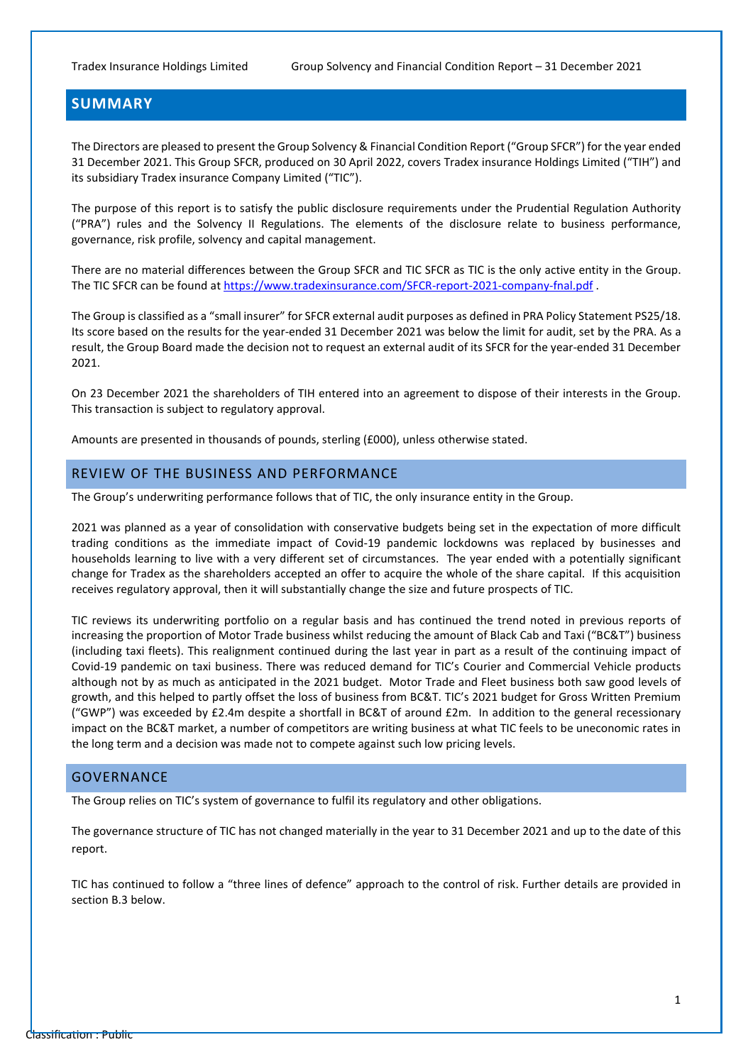## SUMMARY

The Directors are pleased to present the Group Solvency & Financial Condition Report ("Group SFCR") for the year ended 31 December 2021. This Group SFCR, produced on 30 April 2022, covers Tradex insurance Holdings Limited ("TIH") and its subsidiary Tradex insurance Company Limited ("TIC").

The purpose of this report is to satisfy the public disclosure requirements under the Prudential Regulation Authority ("PRA") rules and the Solvency II Regulations. The elements of the disclosure relate to business performance, governance, risk profile, solvency and capital management.

There are no material differences between the Group SFCR and TIC SFCR as TIC is the only active entity in the Group. The TIC SFCR can be found at https://www.tradexinsurance.com/SFCR-report-2021-company-fnal.pdf .

The Group is classified as a "small insurer" for SFCR external audit purposes as defined in PRA Policy Statement PS25/18. Its score based on the results for the year-ended 31 December 2021 was below the limit for audit, set by the PRA. As a result, the Group Board made the decision not to request an external audit of its SFCR for the year-ended 31 December 2021.

On 23 December 2021 the shareholders of TIH entered into an agreement to dispose of their interests in the Group. This transaction is subject to regulatory approval.

Amounts are presented in thousands of pounds, sterling (£000), unless otherwise stated.

### REVIEW OF THE BUSINESS AND PERFORMANCE

The Group's underwriting performance follows that of TIC, the only insurance entity in the Group.

2021 was planned as a year of consolidation with conservative budgets being set in the expectation of more difficult trading conditions as the immediate impact of Covid-19 pandemic lockdowns was replaced by businesses and households learning to live with a very different set of circumstances. The year ended with a potentially significant change for Tradex as the shareholders accepted an offer to acquire the whole of the share capital. If this acquisition receives regulatory approval, then it will substantially change the size and future prospects of TIC.

TIC reviews its underwriting portfolio on a regular basis and has continued the trend noted in previous reports of increasing the proportion of Motor Trade business whilst reducing the amount of Black Cab and Taxi ("BC&T") business (including taxi fleets). This realignment continued during the last year in part as a result of the continuing impact of Covid-19 pandemic on taxi business. There was reduced demand for TIC's Courier and Commercial Vehicle products although not by as much as anticipated in the 2021 budget. Motor Trade and Fleet business both saw good levels of growth, and this helped to partly offset the loss of business from BC&T. TIC's 2021 budget for Gross Written Premium ("GWP") was exceeded by £2.4m despite a shortfall in BC&T of around £2m. In addition to the general recessionary impact on the BC&T market, a number of competitors are writing business at what TIC feels to be uneconomic rates in the long term and a decision was made not to compete against such low pricing levels.

### GOVERNANCE

The Group relies on TIC's system of governance to fulfil its regulatory and other obligations.

The governance structure of TIC has not changed materially in the year to 31 December 2021 and up to the date of this report.

TIC has continued to follow a "three lines of defence" approach to the control of risk. Further details are provided in section B.3 below.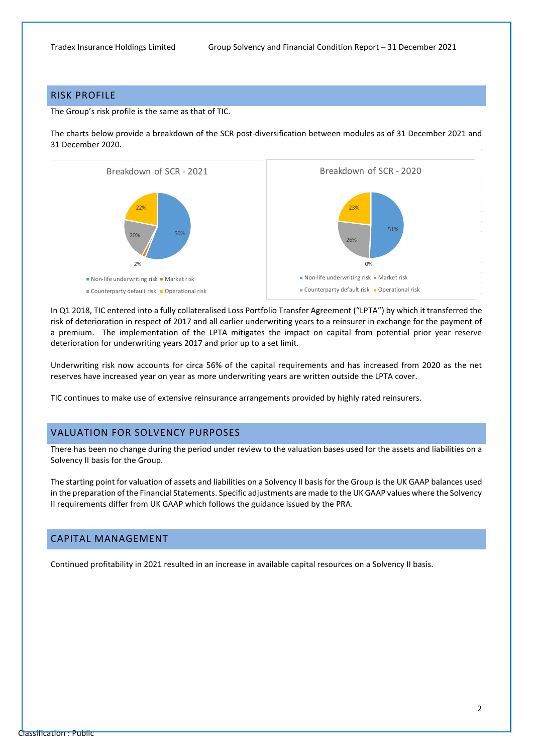## RISK PROFILE

The Group's risk profile is the same as that of TIC.

The charts below provide a breakdown of the SCR post-diversification between modules as of 31 December 2021 and 31 December 2020.

Breakdown of SCR - 2021

| Module | % |
|---|---|
| Non-life underwriting risk | 56% |
| Market risk | 2% |
| Counterparty default risk | 20% |
| Operational risk | 22% |

Breakdown of SCR - 2020

| Module | % |
|---|---|
| Non-life underwriting risk | 51% |
| Market risk | 0% |
| Counterparty default risk | 26% |
| Operational risk | 23% |

In Q1 2018, TIC entered into a fully collateralised Loss Portfolio Transfer Agreement ("LPTA") by which it transferred the risk of deterioration in respect of 2017 and all earlier underwriting years to a reinsurer in exchange for the payment of a premium. The implementation of the LPTA mitigates the impact on capital from potential prior year reserve deterioration for underwriting years 2017 and prior up to a set limit.

Underwriting risk now accounts for circa 56% of the capital requirements and has increased from 2020 as the net reserves have increased year on year as more underwriting years are written outside the LPTA cover.

TIC continues to make use of extensive reinsurance arrangements provided by highly rated reinsurers.

## VALUATION FOR SOLVENCY PURPOSES

There has been no change during the period under review to the valuation bases used for the assets and liabilities on a Solvency II basis for the Group.

The starting point for valuation of assets and liabilities on a Solvency II basis for the Group is the UK GAAP balances used in the preparation of the Financial Statements. Specific adjustments are made to the UK GAAP values where the Solvency II requirements differ from UK GAAP which follows the guidance issued by the PRA.

## CAPITAL MANAGEMENT

Continued profitability in 2021 resulted in an increase in available capital resources on a Solvency II basis.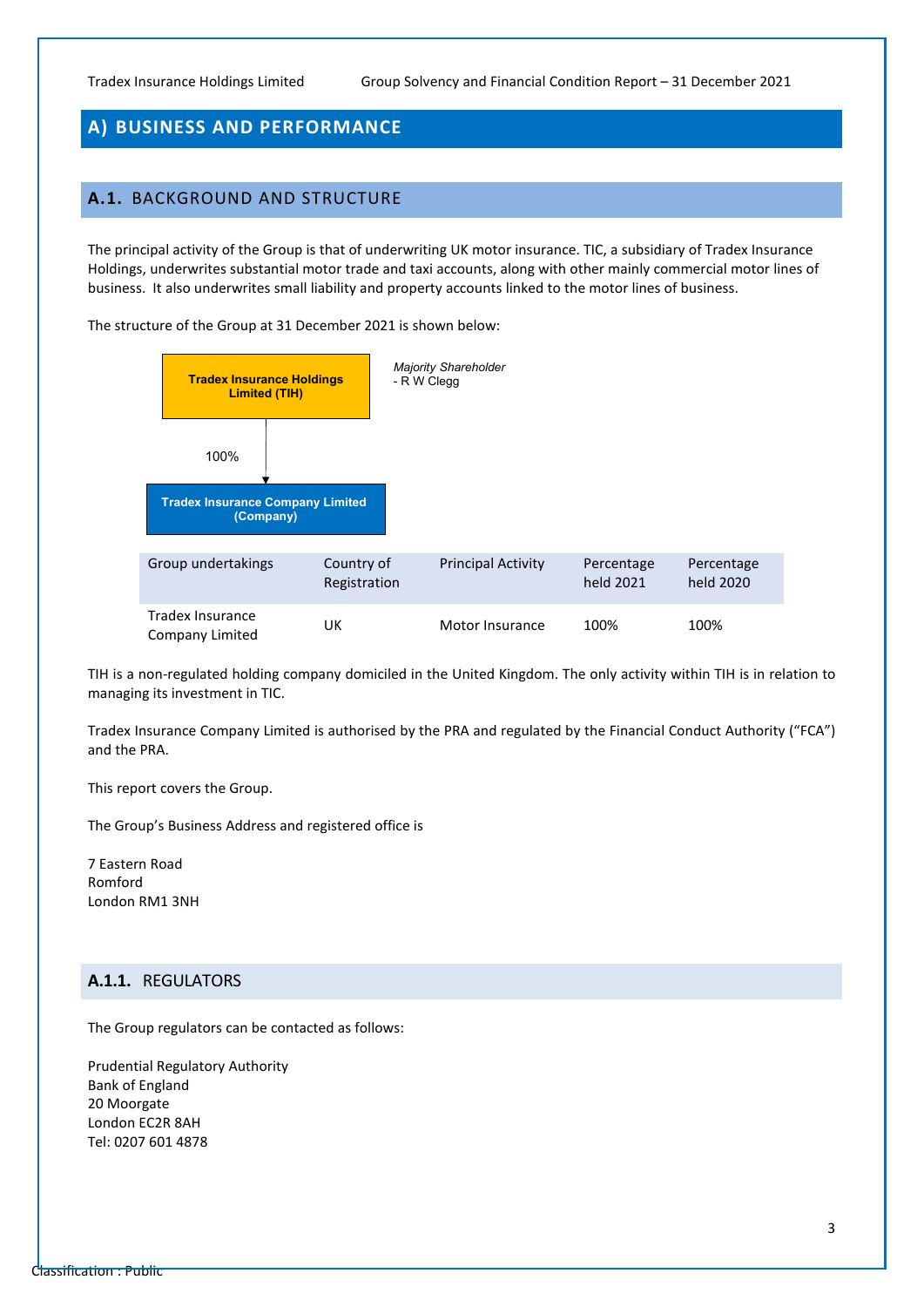# A) BUSINESS AND PERFORMANCE

## A.1. BACKGROUND AND STRUCTURE

The principal activity of the Group is that of underwriting UK motor insurance. TIC, a subsidiary of Tradex Insurance Holdings, underwrites substantial motor trade and taxi accounts, along with other mainly commercial motor lines of business. It also underwrites small liability and property accounts linked to the motor lines of business.

The structure of the Group at 31 December 2021 is shown below:

**Tradex Insurance Holdings Limited (TIH)**

*Majority Shareholder*
- R W Clegg

100%

**Tradex Insurance Company Limited (Company)**

| Group undertakings | Country of Registration | Principal Activity | Percentage held 2021 | Percentage held 2020 |
|---|---|---|---|---|
| Tradex Insurance Company Limited | UK | Motor Insurance | 100% | 100% |

TIH is a non-regulated holding company domiciled in the United Kingdom. The only activity within TIH is in relation to managing its investment in TIC.

Tradex Insurance Company Limited is authorised by the PRA and regulated by the Financial Conduct Authority ("FCA") and the PRA.

This report covers the Group.

The Group's Business Address and registered office is

7 Eastern Road
Romford
London RM1 3NH

### A.1.1. REGULATORS

The Group regulators can be contacted as follows:

Prudential Regulatory Authority
Bank of England
20 Moorgate
London EC2R 8AH
Tel: 0207 601 4878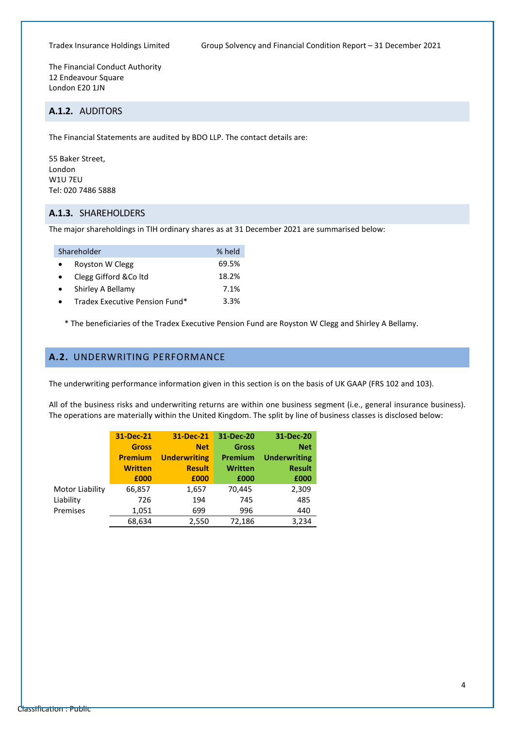The Financial Conduct Authority
12 Endeavour Square
London E20 1JN

### A.1.2. AUDITORS

The Financial Statements are audited by BDO LLP. The contact details are:

55 Baker Street,
London
W1U 7EU
Tel: 020 7486 5888

### A.1.3. SHAREHOLDERS

The major shareholdings in TIH ordinary shares as at 31 December 2021 are summarised below:

| Shareholder | % held |
|---|---|
| • Royston W Clegg | 69.5% |
| • Clegg Gifford &Co ltd | 18.2% |
| • Shirley A Bellamy | 7.1% |
| • Tradex Executive Pension Fund* | 3.3% |

\* The beneficiaries of the Tradex Executive Pension Fund are Royston W Clegg and Shirley A Bellamy.

## A.2. UNDERWRITING PERFORMANCE

The underwriting performance information given in this section is on the basis of UK GAAP (FRS 102 and 103).

All of the business risks and underwriting returns are within one business segment (i.e., general insurance business). The operations are materially within the United Kingdom. The split by line of business classes is disclosed below:

| | 31-Dec-21 Gross Premium Written £000 | 31-Dec-21 Net Underwriting Result £000 | 31-Dec-20 Gross Premium Written £000 | 31-Dec-20 Net Underwriting Result £000 |
|---|---|---|---|---|
| Motor Liability | 66,857 | 1,657 | 70,445 | 2,309 |
| Liability | 726 | 194 | 745 | 485 |
| Premises | 1,051 | 699 | 996 | 440 |
| | 68,634 | 2,550 | 72,186 | 3,234 |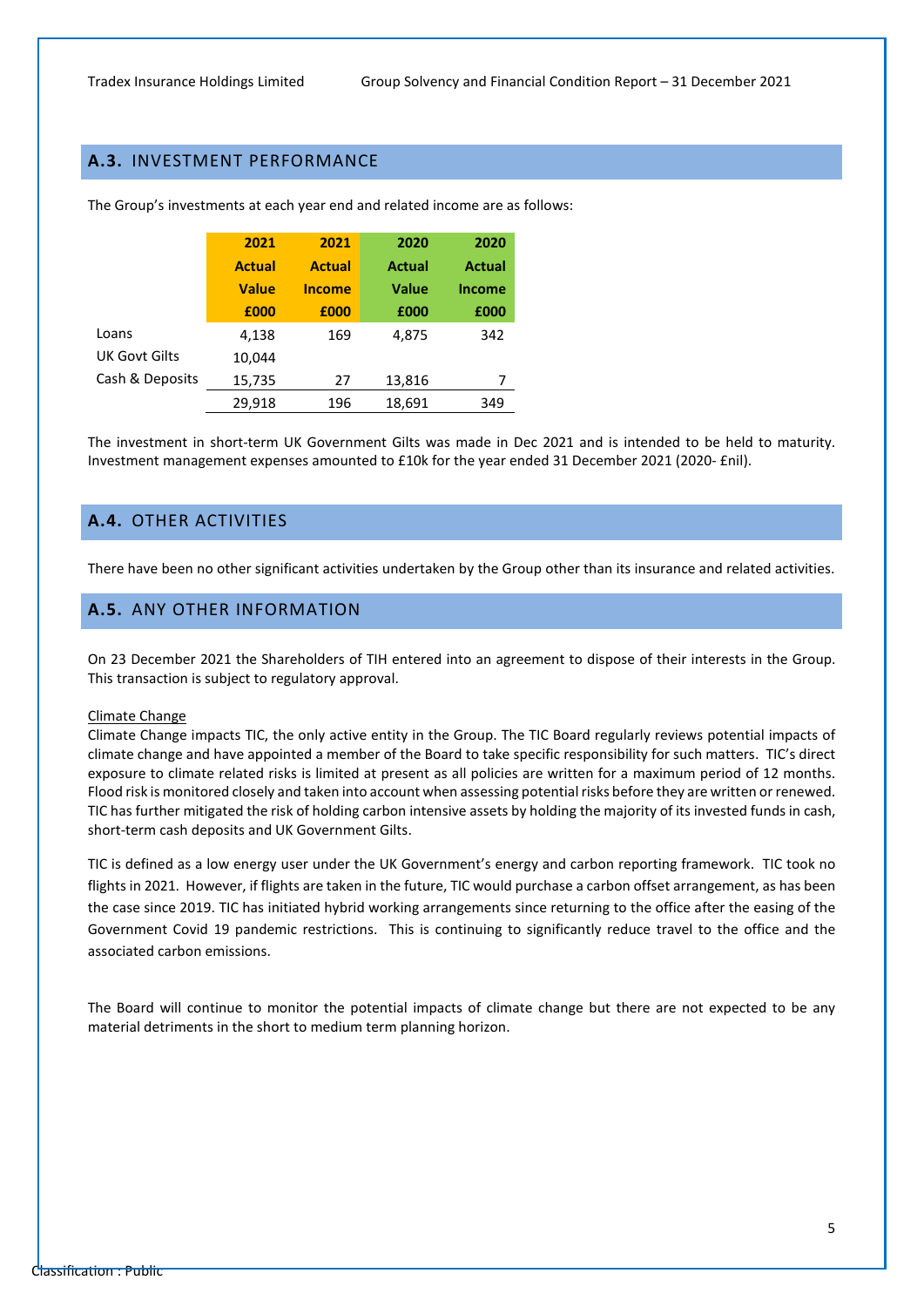## A.3. INVESTMENT PERFORMANCE

The Group's investments at each year end and related income are as follows:

| | 2021 Actual Value £000 | 2021 Actual Income £000 | 2020 Actual Value £000 | 2020 Actual Income £000 |
|---|---|---|---|---|
| Loans | 4,138 | 169 | 4,875 | 342 |
| UK Govt Gilts | 10,044 | | | |
| Cash & Deposits | 15,735 | 27 | 13,816 | 7 |
| | 29,918 | 196 | 18,691 | 349 |

The investment in short-term UK Government Gilts was made in Dec 2021 and is intended to be held to maturity. Investment management expenses amounted to £10k for the year ended 31 December 2021 (2020- £nil).

## A.4. OTHER ACTIVITIES

There have been no other significant activities undertaken by the Group other than its insurance and related activities.

## A.5. ANY OTHER INFORMATION

On 23 December 2021 the Shareholders of TIH entered into an agreement to dispose of their interests in the Group. This transaction is subject to regulatory approval.

Climate Change

Climate Change impacts TIC, the only active entity in the Group. The TIC Board regularly reviews potential impacts of climate change and have appointed a member of the Board to take specific responsibility for such matters. TIC's direct exposure to climate related risks is limited at present as all policies are written for a maximum period of 12 months. Flood risk is monitored closely and taken into account when assessing potential risks before they are written or renewed. TIC has further mitigated the risk of holding carbon intensive assets by holding the majority of its invested funds in cash, short-term cash deposits and UK Government Gilts.

TIC is defined as a low energy user under the UK Government's energy and carbon reporting framework. TIC took no flights in 2021. However, if flights are taken in the future, TIC would purchase a carbon offset arrangement, as has been the case since 2019. TIC has initiated hybrid working arrangements since returning to the office after the easing of the Government Covid 19 pandemic restrictions. This is continuing to significantly reduce travel to the office and the associated carbon emissions.

The Board will continue to monitor the potential impacts of climate change but there are not expected to be any material detriments in the short to medium term planning horizon.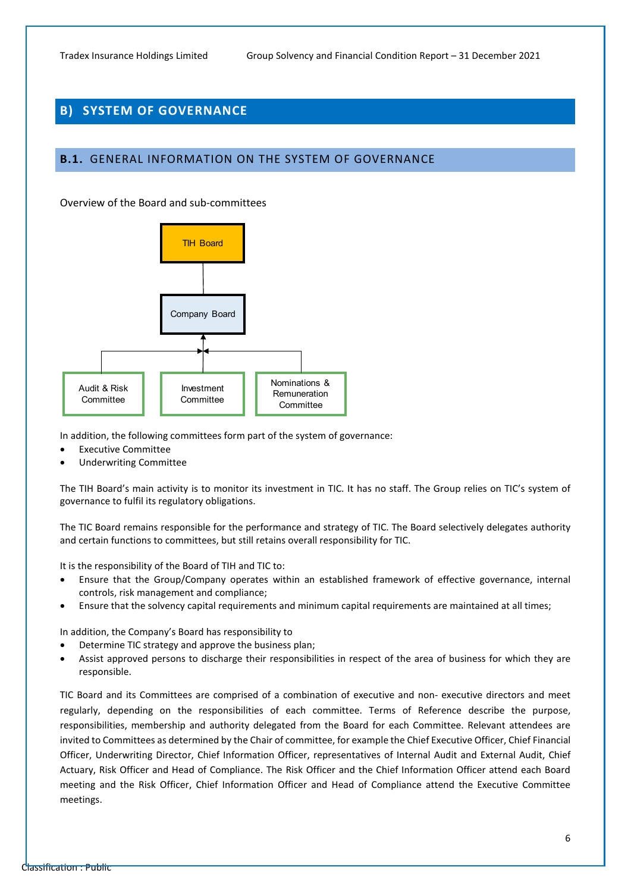## B) SYSTEM OF GOVERNANCE

### B.1. GENERAL INFORMATION ON THE SYSTEM OF GOVERNANCE

Overview of the Board and sub-committees

TIH Board

Company Board

Audit & Risk Committee

Investment Committee

Nominations & Remuneration Committee

In addition, the following committees form part of the system of governance:

- Executive Committee
- Underwriting Committee

The TIH Board's main activity is to monitor its investment in TIC. It has no staff. The Group relies on TIC's system of governance to fulfil its regulatory obligations.

The TIC Board remains responsible for the performance and strategy of TIC. The Board selectively delegates authority and certain functions to committees, but still retains overall responsibility for TIC.

It is the responsibility of the Board of TIH and TIC to:

- Ensure that the Group/Company operates within an established framework of effective governance, internal controls, risk management and compliance;
- Ensure that the solvency capital requirements and minimum capital requirements are maintained at all times;

In addition, the Company's Board has responsibility to

- Determine TIC strategy and approve the business plan;
- Assist approved persons to discharge their responsibilities in respect of the area of business for which they are responsible.

TIC Board and its Committees are comprised of a combination of executive and non- executive directors and meet regularly, depending on the responsibilities of each committee. Terms of Reference describe the purpose, responsibilities, membership and authority delegated from the Board for each Committee. Relevant attendees are invited to Committees as determined by the Chair of committee, for example the Chief Executive Officer, Chief Financial Officer, Underwriting Director, Chief Information Officer, representatives of Internal Audit and External Audit, Chief Actuary, Risk Officer and Head of Compliance. The Risk Officer and the Chief Information Officer attend each Board meeting and the Risk Officer, Chief Information Officer and Head of Compliance attend the Executive Committee meetings.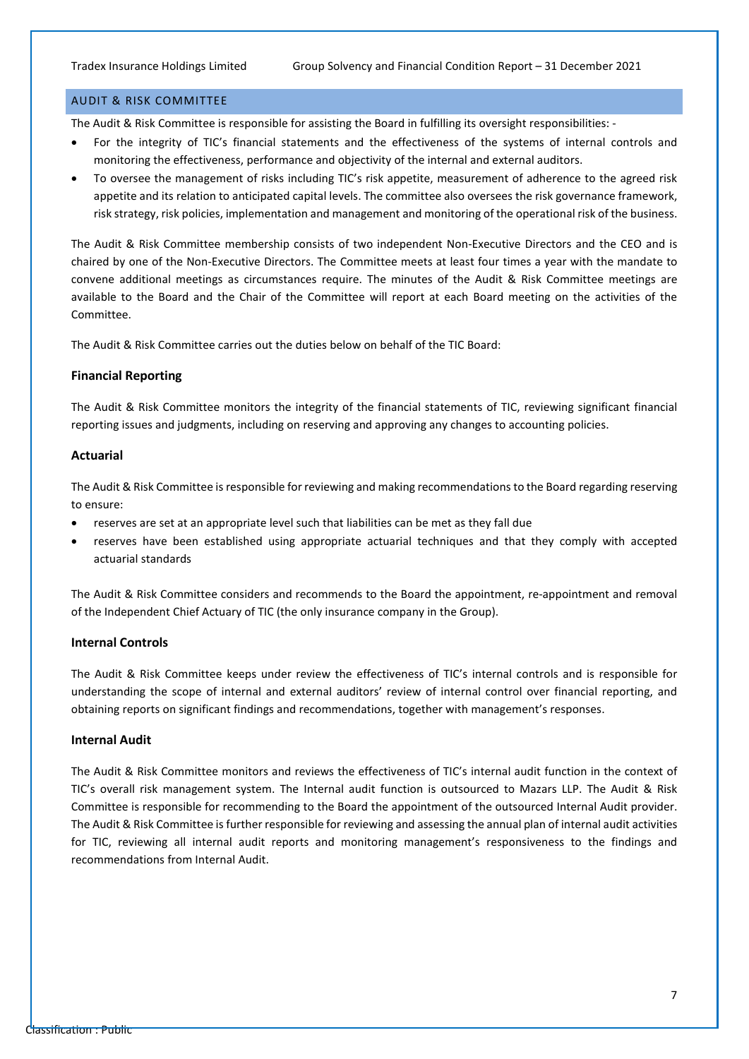## AUDIT & RISK COMMITTEE

The Audit & Risk Committee is responsible for assisting the Board in fulfilling its oversight responsibilities: -

- For the integrity of TIC's financial statements and the effectiveness of the systems of internal controls and monitoring the effectiveness, performance and objectivity of the internal and external auditors.
- To oversee the management of risks including TIC's risk appetite, measurement of adherence to the agreed risk appetite and its relation to anticipated capital levels. The committee also oversees the risk governance framework, risk strategy, risk policies, implementation and management and monitoring of the operational risk of the business.

The Audit & Risk Committee membership consists of two independent Non-Executive Directors and the CEO and is chaired by one of the Non-Executive Directors. The Committee meets at least four times a year with the mandate to convene additional meetings as circumstances require. The minutes of the Audit & Risk Committee meetings are available to the Board and the Chair of the Committee will report at each Board meeting on the activities of the Committee.

The Audit & Risk Committee carries out the duties below on behalf of the TIC Board:

### Financial Reporting

The Audit & Risk Committee monitors the integrity of the financial statements of TIC, reviewing significant financial reporting issues and judgments, including on reserving and approving any changes to accounting policies.

### Actuarial

The Audit & Risk Committee is responsible for reviewing and making recommendations to the Board regarding reserving to ensure:

- reserves are set at an appropriate level such that liabilities can be met as they fall due
- reserves have been established using appropriate actuarial techniques and that they comply with accepted actuarial standards

The Audit & Risk Committee considers and recommends to the Board the appointment, re-appointment and removal of the Independent Chief Actuary of TIC (the only insurance company in the Group).

### Internal Controls

The Audit & Risk Committee keeps under review the effectiveness of TIC's internal controls and is responsible for understanding the scope of internal and external auditors' review of internal control over financial reporting, and obtaining reports on significant findings and recommendations, together with management's responses.

### Internal Audit

The Audit & Risk Committee monitors and reviews the effectiveness of TIC's internal audit function in the context of TIC's overall risk management system. The Internal audit function is outsourced to Mazars LLP. The Audit & Risk Committee is responsible for recommending to the Board the appointment of the outsourced Internal Audit provider. The Audit & Risk Committee is further responsible for reviewing and assessing the annual plan of internal audit activities for TIC, reviewing all internal audit reports and monitoring management's responsiveness to the findings and recommendations from Internal Audit.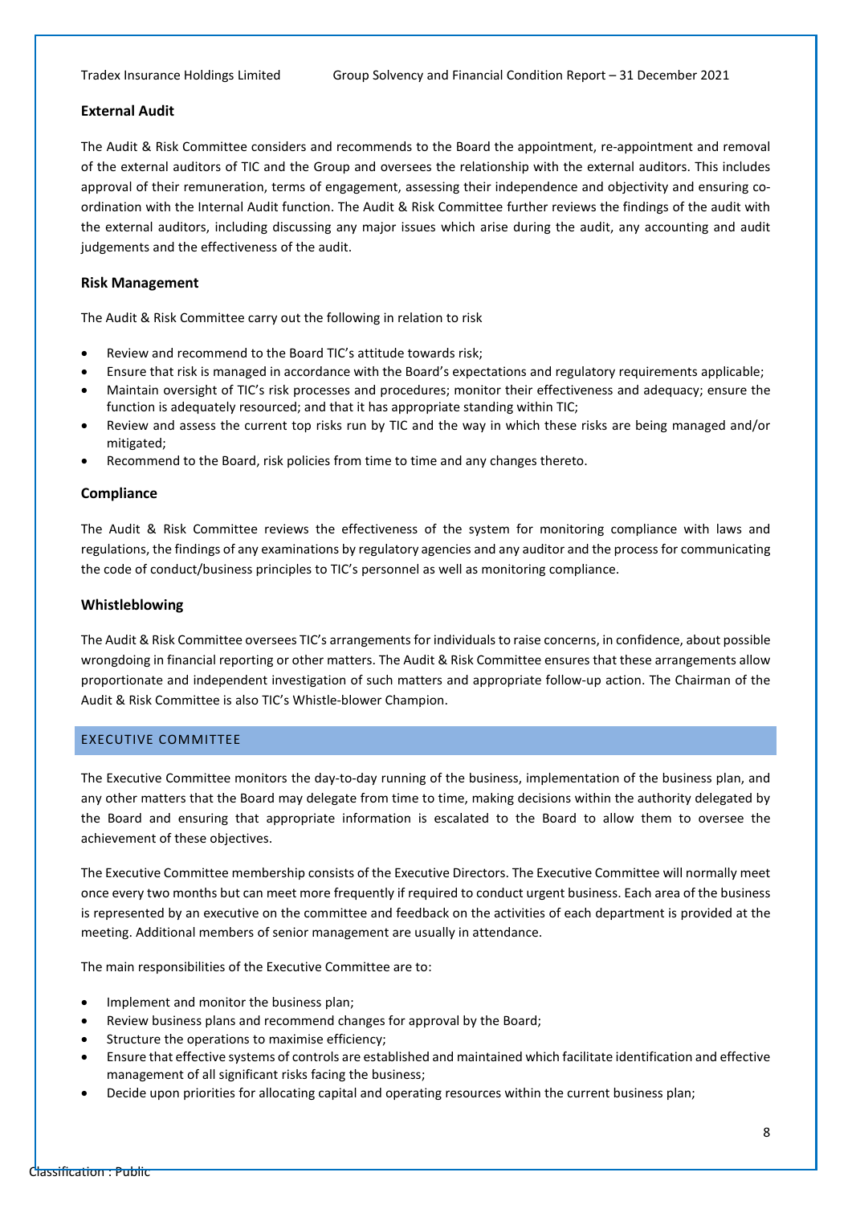### External Audit

The Audit & Risk Committee considers and recommends to the Board the appointment, re-appointment and removal of the external auditors of TIC and the Group and oversees the relationship with the external auditors. This includes approval of their remuneration, terms of engagement, assessing their independence and objectivity and ensuring co-ordination with the Internal Audit function. The Audit & Risk Committee further reviews the findings of the audit with the external auditors, including discussing any major issues which arise during the audit, any accounting and audit judgements and the effectiveness of the audit.

### Risk Management

The Audit & Risk Committee carry out the following in relation to risk

- Review and recommend to the Board TIC's attitude towards risk;
- Ensure that risk is managed in accordance with the Board's expectations and regulatory requirements applicable;
- Maintain oversight of TIC's risk processes and procedures; monitor their effectiveness and adequacy; ensure the function is adequately resourced; and that it has appropriate standing within TIC;
- Review and assess the current top risks run by TIC and the way in which these risks are being managed and/or mitigated;
- Recommend to the Board, risk policies from time to time and any changes thereto.

### Compliance

The Audit & Risk Committee reviews the effectiveness of the system for monitoring compliance with laws and regulations, the findings of any examinations by regulatory agencies and any auditor and the process for communicating the code of conduct/business principles to TIC's personnel as well as monitoring compliance.

### Whistleblowing

The Audit & Risk Committee oversees TIC's arrangements for individuals to raise concerns, in confidence, about possible wrongdoing in financial reporting or other matters. The Audit & Risk Committee ensures that these arrangements allow proportionate and independent investigation of such matters and appropriate follow-up action. The Chairman of the Audit & Risk Committee is also TIC's Whistle-blower Champion.

## EXECUTIVE COMMITTEE

The Executive Committee monitors the day-to-day running of the business, implementation of the business plan, and any other matters that the Board may delegate from time to time, making decisions within the authority delegated by the Board and ensuring that appropriate information is escalated to the Board to allow them to oversee the achievement of these objectives.

The Executive Committee membership consists of the Executive Directors. The Executive Committee will normally meet once every two months but can meet more frequently if required to conduct urgent business. Each area of the business is represented by an executive on the committee and feedback on the activities of each department is provided at the meeting. Additional members of senior management are usually in attendance.

The main responsibilities of the Executive Committee are to:

- Implement and monitor the business plan;
- Review business plans and recommend changes for approval by the Board;
- Structure the operations to maximise efficiency;
- Ensure that effective systems of controls are established and maintained which facilitate identification and effective management of all significant risks facing the business;
- Decide upon priorities for allocating capital and operating resources within the current business plan;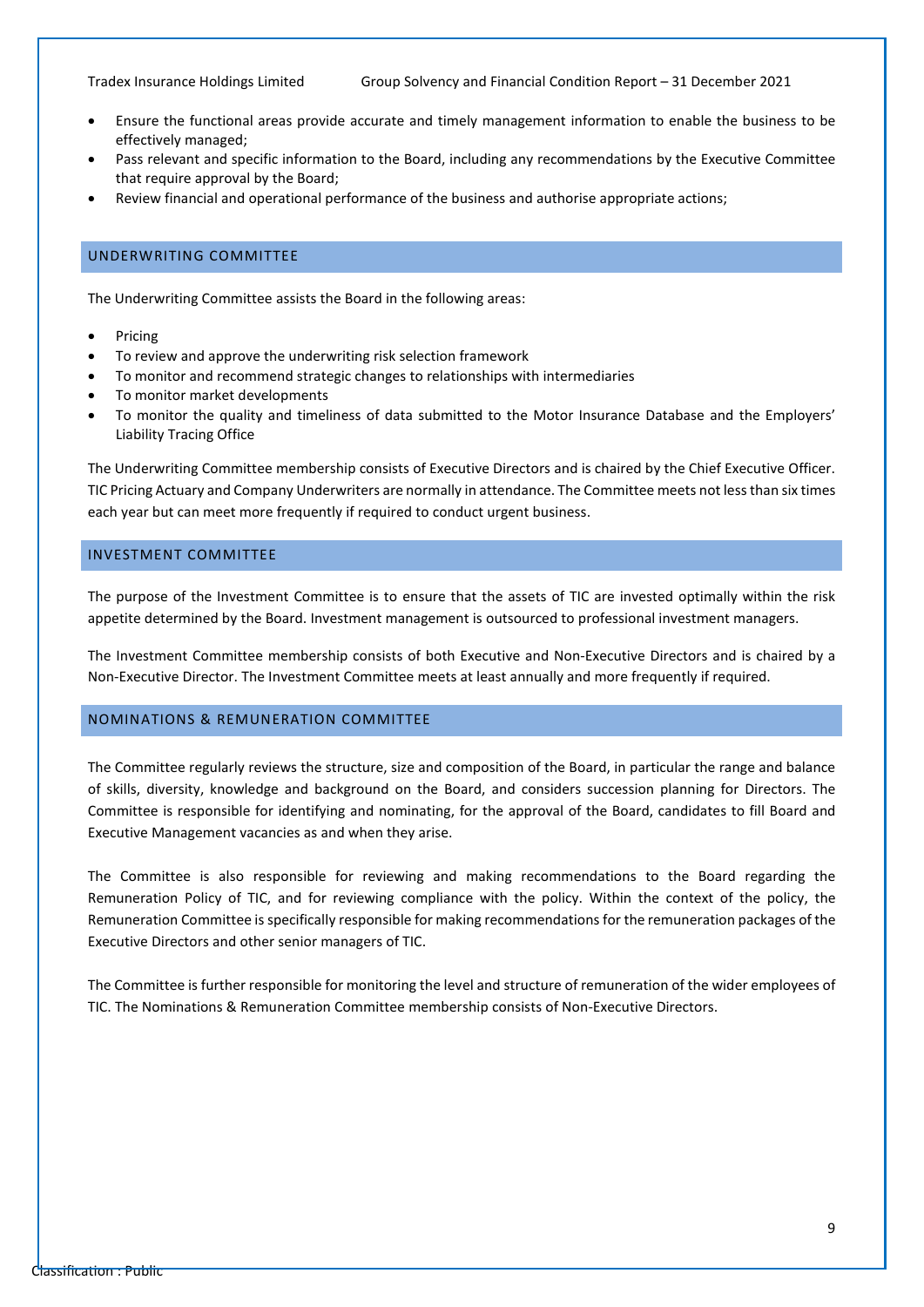- Ensure the functional areas provide accurate and timely management information to enable the business to be effectively managed;
- Pass relevant and specific information to the Board, including any recommendations by the Executive Committee that require approval by the Board;
- Review financial and operational performance of the business and authorise appropriate actions;

## UNDERWRITING COMMITTEE

The Underwriting Committee assists the Board in the following areas:

- Pricing
- To review and approve the underwriting risk selection framework
- To monitor and recommend strategic changes to relationships with intermediaries
- To monitor market developments
- To monitor the quality and timeliness of data submitted to the Motor Insurance Database and the Employers' Liability Tracing Office

The Underwriting Committee membership consists of Executive Directors and is chaired by the Chief Executive Officer. TIC Pricing Actuary and Company Underwriters are normally in attendance. The Committee meets not less than six times each year but can meet more frequently if required to conduct urgent business.

## INVESTMENT COMMITTEE

The purpose of the Investment Committee is to ensure that the assets of TIC are invested optimally within the risk appetite determined by the Board. Investment management is outsourced to professional investment managers.

The Investment Committee membership consists of both Executive and Non-Executive Directors and is chaired by a Non-Executive Director. The Investment Committee meets at least annually and more frequently if required.

## NOMINATIONS & REMUNERATION COMMITTEE

The Committee regularly reviews the structure, size and composition of the Board, in particular the range and balance of skills, diversity, knowledge and background on the Board, and considers succession planning for Directors. The Committee is responsible for identifying and nominating, for the approval of the Board, candidates to fill Board and Executive Management vacancies as and when they arise.

The Committee is also responsible for reviewing and making recommendations to the Board regarding the Remuneration Policy of TIC, and for reviewing compliance with the policy. Within the context of the policy, the Remuneration Committee is specifically responsible for making recommendations for the remuneration packages of the Executive Directors and other senior managers of TIC.

The Committee is further responsible for monitoring the level and structure of remuneration of the wider employees of TIC. The Nominations & Remuneration Committee membership consists of Non-Executive Directors.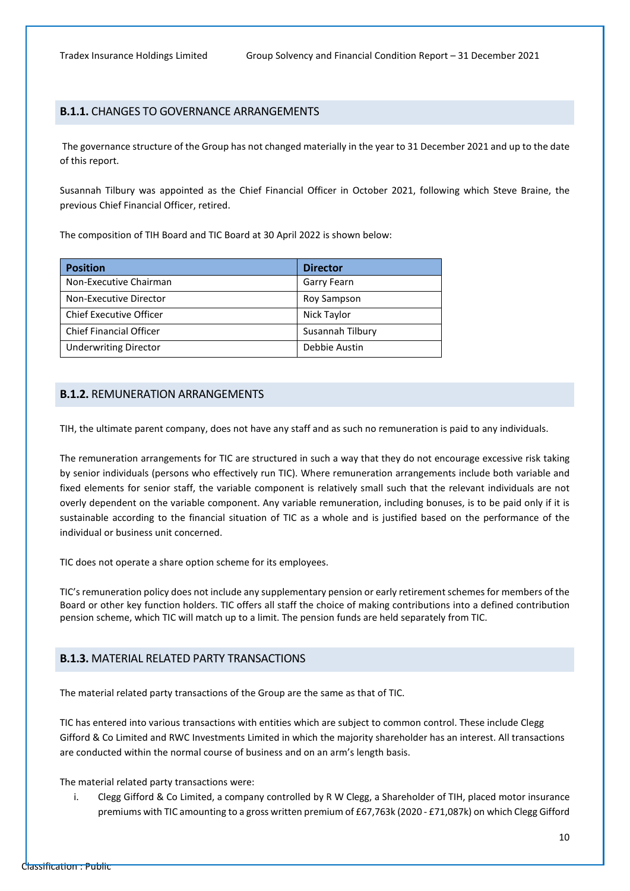## **B.1.1.** CHANGES TO GOVERNANCE ARRANGEMENTS

The governance structure of the Group has not changed materially in the year to 31 December 2021 and up to the date of this report.

Susannah Tilbury was appointed as the Chief Financial Officer in October 2021, following which Steve Braine, the previous Chief Financial Officer, retired.

The composition of TIH Board and TIC Board at 30 April 2022 is shown below:

| Position | Director |
|---|---|
| Non-Executive Chairman | Garry Fearn |
| Non-Executive Director | Roy Sampson |
| Chief Executive Officer | Nick Taylor |
| Chief Financial Officer | Susannah Tilbury |
| Underwriting Director | Debbie Austin |

## **B.1.2.** REMUNERATION ARRANGEMENTS

TIH, the ultimate parent company, does not have any staff and as such no remuneration is paid to any individuals.

The remuneration arrangements for TIC are structured in such a way that they do not encourage excessive risk taking by senior individuals (persons who effectively run TIC). Where remuneration arrangements include both variable and fixed elements for senior staff, the variable component is relatively small such that the relevant individuals are not overly dependent on the variable component. Any variable remuneration, including bonuses, is to be paid only if it is sustainable according to the financial situation of TIC as a whole and is justified based on the performance of the individual or business unit concerned.

TIC does not operate a share option scheme for its employees.

TIC's remuneration policy does not include any supplementary pension or early retirement schemes for members of the Board or other key function holders. TIC offers all staff the choice of making contributions into a defined contribution pension scheme, which TIC will match up to a limit. The pension funds are held separately from TIC.

## **B.1.3.** MATERIAL RELATED PARTY TRANSACTIONS

The material related party transactions of the Group are the same as that of TIC.

TIC has entered into various transactions with entities which are subject to common control. These include Clegg Gifford & Co Limited and RWC Investments Limited in which the majority shareholder has an interest. All transactions are conducted within the normal course of business and on an arm's length basis.

The material related party transactions were:

i. Clegg Gifford & Co Limited, a company controlled by R W Clegg, a Shareholder of TIH, placed motor insurance premiums with TIC amounting to a gross written premium of £67,763k (2020 - £71,087k) on which Clegg Gifford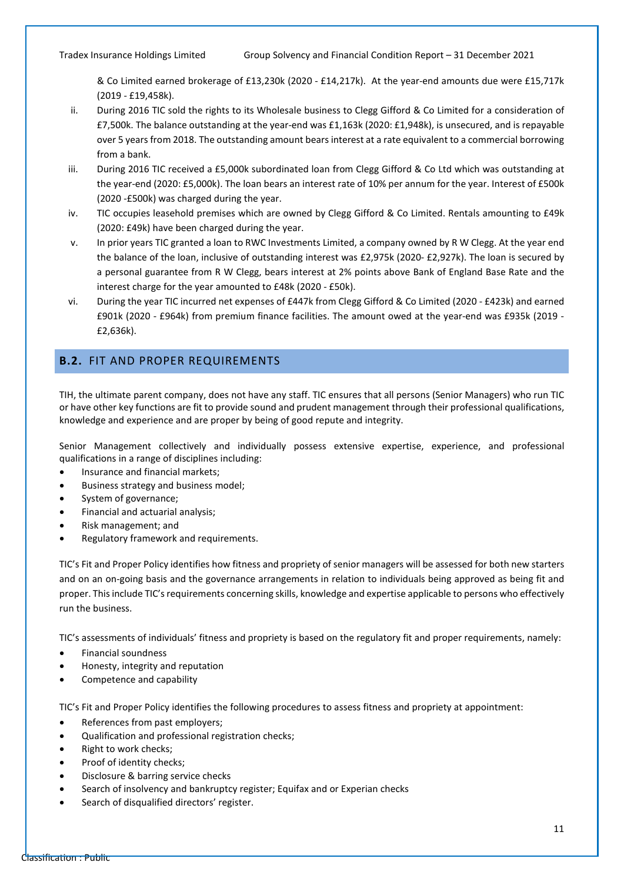& Co Limited earned brokerage of £13,230k (2020 - £14,217k). At the year-end amounts due were £15,717k (2019 - £19,458k).

ii. During 2016 TIC sold the rights to its Wholesale business to Clegg Gifford & Co Limited for a consideration of £7,500k. The balance outstanding at the year-end was £1,163k (2020: £1,948k), is unsecured, and is repayable over 5 years from 2018. The outstanding amount bears interest at a rate equivalent to a commercial borrowing from a bank.

iii. During 2016 TIC received a £5,000k subordinated loan from Clegg Gifford & Co Ltd which was outstanding at the year-end (2020: £5,000k). The loan bears an interest rate of 10% per annum for the year. Interest of £500k (2020 -£500k) was charged during the year.

iv. TIC occupies leasehold premises which are owned by Clegg Gifford & Co Limited. Rentals amounting to £49k (2020: £49k) have been charged during the year.

v. In prior years TIC granted a loan to RWC Investments Limited, a company owned by R W Clegg. At the year end the balance of the loan, inclusive of outstanding interest was £2,975k (2020- £2,927k). The loan is secured by a personal guarantee from R W Clegg, bears interest at 2% points above Bank of England Base Rate and the interest charge for the year amounted to £48k (2020 - £50k).

vi. During the year TIC incurred net expenses of £447k from Clegg Gifford & Co Limited (2020 - £423k) and earned £901k (2020 - £964k) from premium finance facilities. The amount owed at the year-end was £935k (2019 - £2,636k).

## B.2. FIT AND PROPER REQUIREMENTS

TIH, the ultimate parent company, does not have any staff. TIC ensures that all persons (Senior Managers) who run TIC or have other key functions are fit to provide sound and prudent management through their professional qualifications, knowledge and experience and are proper by being of good repute and integrity.

Senior Management collectively and individually possess extensive expertise, experience, and professional qualifications in a range of disciplines including:

- Insurance and financial markets;
- Business strategy and business model;
- System of governance;
- Financial and actuarial analysis;
- Risk management; and
- Regulatory framework and requirements.

TIC's Fit and Proper Policy identifies how fitness and propriety of senior managers will be assessed for both new starters and on an on-going basis and the governance arrangements in relation to individuals being approved as being fit and proper. This include TIC's requirements concerning skills, knowledge and expertise applicable to persons who effectively run the business.

TIC's assessments of individuals' fitness and propriety is based on the regulatory fit and proper requirements, namely:

- Financial soundness
- Honesty, integrity and reputation
- Competence and capability

TIC's Fit and Proper Policy identifies the following procedures to assess fitness and propriety at appointment:

- References from past employers;
- Qualification and professional registration checks;
- Right to work checks;
- Proof of identity checks;
- Disclosure & barring service checks
- Search of insolvency and bankruptcy register; Equifax and or Experian checks
- Search of disqualified directors' register.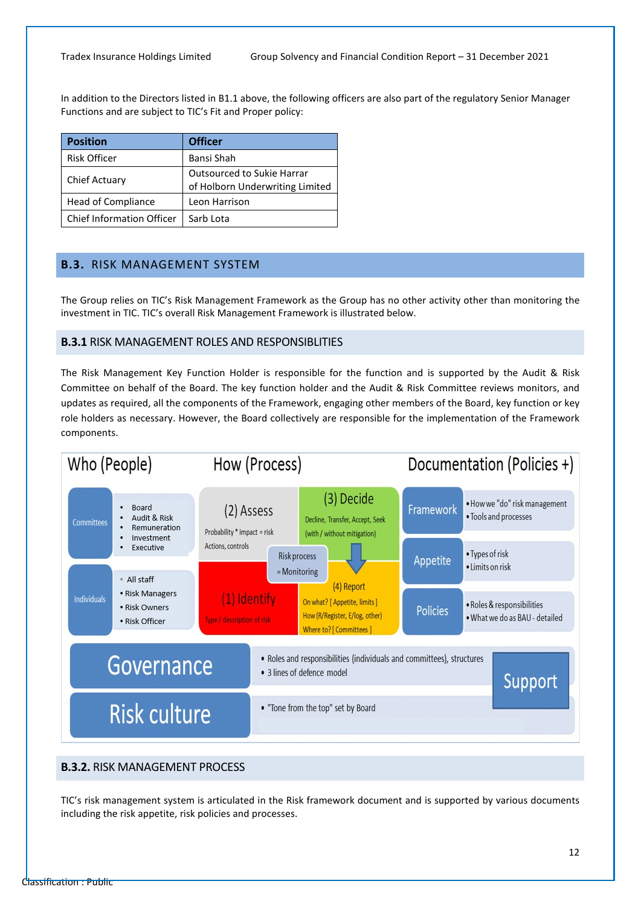In addition to the Directors listed in B1.1 above, the following officers are also part of the regulatory Senior Manager Functions and are subject to TIC's Fit and Proper policy:

| Position | Officer |
|---|---|
| Risk Officer | Bansi Shah |
| Chief Actuary | Outsourced to Sukie Harrar of Holborn Underwriting Limited |
| Head of Compliance | Leon Harrison |
| Chief Information Officer | Sarb Lota |

## B.3. RISK MANAGEMENT SYSTEM

The Group relies on TIC's Risk Management Framework as the Group has no other activity other than monitoring the investment in TIC. TIC's overall Risk Management Framework is illustrated below.

### B.3.1 RISK MANAGEMENT ROLES AND RESPONSIBLITIES

The Risk Management Key Function Holder is responsible for the function and is supported by the Audit & Risk Committee on behalf of the Board. The key function holder and the Audit & Risk Committee reviews monitors, and updates as required, all the components of the Framework, engaging other members of the Board, key function or key role holders as necessary. However, the Board collectively are responsible for the implementation of the Framework components.

Who (People) | How (Process) | Documentation (Policies +)

Committees:
- Board
- Audit & Risk
- Remuneration
- Investment
- Executive

Individuals:
- All staff
- Risk Managers
- Risk Owners
- Risk Officer

(1) Identify – Type / description of risk

(2) Assess – Probability * impact = risk; Actions, controls

(3) Decide – Decline, Transfer, Accept, Seek (with / without mitigation)

(4) Report – On what? [ Appetite, limits ]; How (R/Register, E/log, other); Where to? [ Committees ]

Risk process = Monitoring

Framework:
- How we "do" risk management
- Tools and processes

Appetite:
- Types of risk
- Limits on risk

Policies:
- Roles & responsibilities
- What we do as BAU - detailed

Governance:
- Roles and responsibilities (individuals and committees), structures
- 3 lines of defence model

Risk culture:
- "Tone from the top" set by Board

Support

### B.3.2. RISK MANAGEMENT PROCESS

TIC's risk management system is articulated in the Risk framework document and is supported by various documents including the risk appetite, risk policies and processes.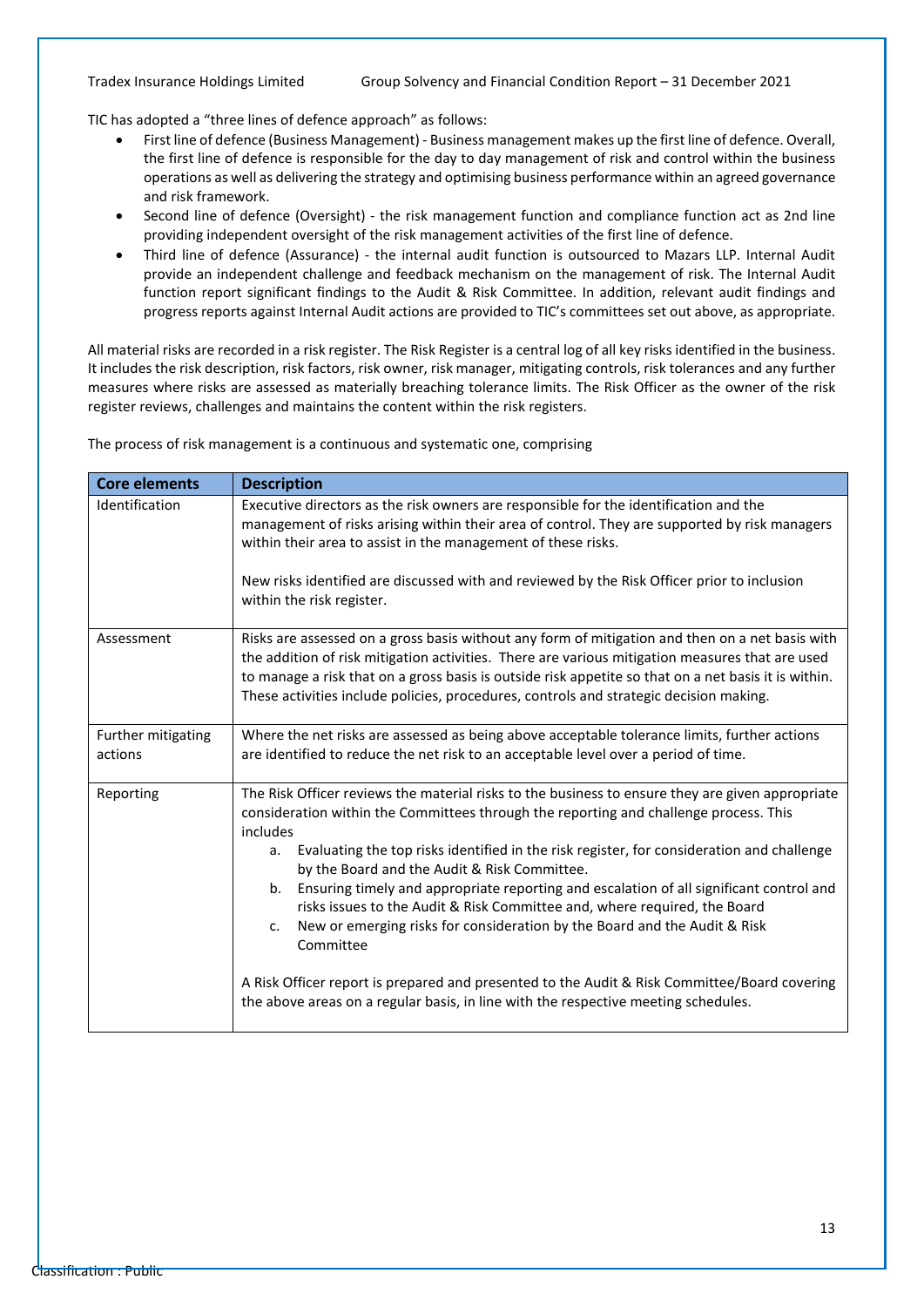TIC has adopted a "three lines of defence approach" as follows:

- First line of defence (Business Management) - Business management makes up the first line of defence. Overall, the first line of defence is responsible for the day to day management of risk and control within the business operations as well as delivering the strategy and optimising business performance within an agreed governance and risk framework.
- Second line of defence (Oversight) - the risk management function and compliance function act as 2nd line providing independent oversight of the risk management activities of the first line of defence.
- Third line of defence (Assurance) - the internal audit function is outsourced to Mazars LLP. Internal Audit provide an independent challenge and feedback mechanism on the management of risk. The Internal Audit function report significant findings to the Audit & Risk Committee. In addition, relevant audit findings and progress reports against Internal Audit actions are provided to TIC's committees set out above, as appropriate.

All material risks are recorded in a risk register. The Risk Register is a central log of all key risks identified in the business. It includes the risk description, risk factors, risk owner, risk manager, mitigating controls, risk tolerances and any further measures where risks are assessed as materially breaching tolerance limits. The Risk Officer as the owner of the risk register reviews, challenges and maintains the content within the risk registers.

The process of risk management is a continuous and systematic one, comprising

| Core elements | Description |
|---|---|
| Identification | Executive directors as the risk owners are responsible for the identification and the management of risks arising within their area of control. They are supported by risk managers within their area to assist in the management of these risks.<br><br>New risks identified are discussed with and reviewed by the Risk Officer prior to inclusion within the risk register. |
| Assessment | Risks are assessed on a gross basis without any form of mitigation and then on a net basis with the addition of risk mitigation activities. There are various mitigation measures that are used to manage a risk that on a gross basis is outside risk appetite so that on a net basis it is within. These activities include policies, procedures, controls and strategic decision making. |
| Further mitigating actions | Where the net risks are assessed as being above acceptable tolerance limits, further actions are identified to reduce the net risk to an acceptable level over a period of time. |
| Reporting | The Risk Officer reviews the material risks to the business to ensure they are given appropriate consideration within the Committees through the reporting and challenge process. This includes<br>a. Evaluating the top risks identified in the risk register, for consideration and challenge by the Board and the Audit & Risk Committee.<br>b. Ensuring timely and appropriate reporting and escalation of all significant control and risks issues to the Audit & Risk Committee and, where required, the Board<br>c. New or emerging risks for consideration by the Board and the Audit & Risk Committee<br><br>A Risk Officer report is prepared and presented to the Audit & Risk Committee/Board covering the above areas on a regular basis, in line with the respective meeting schedules. |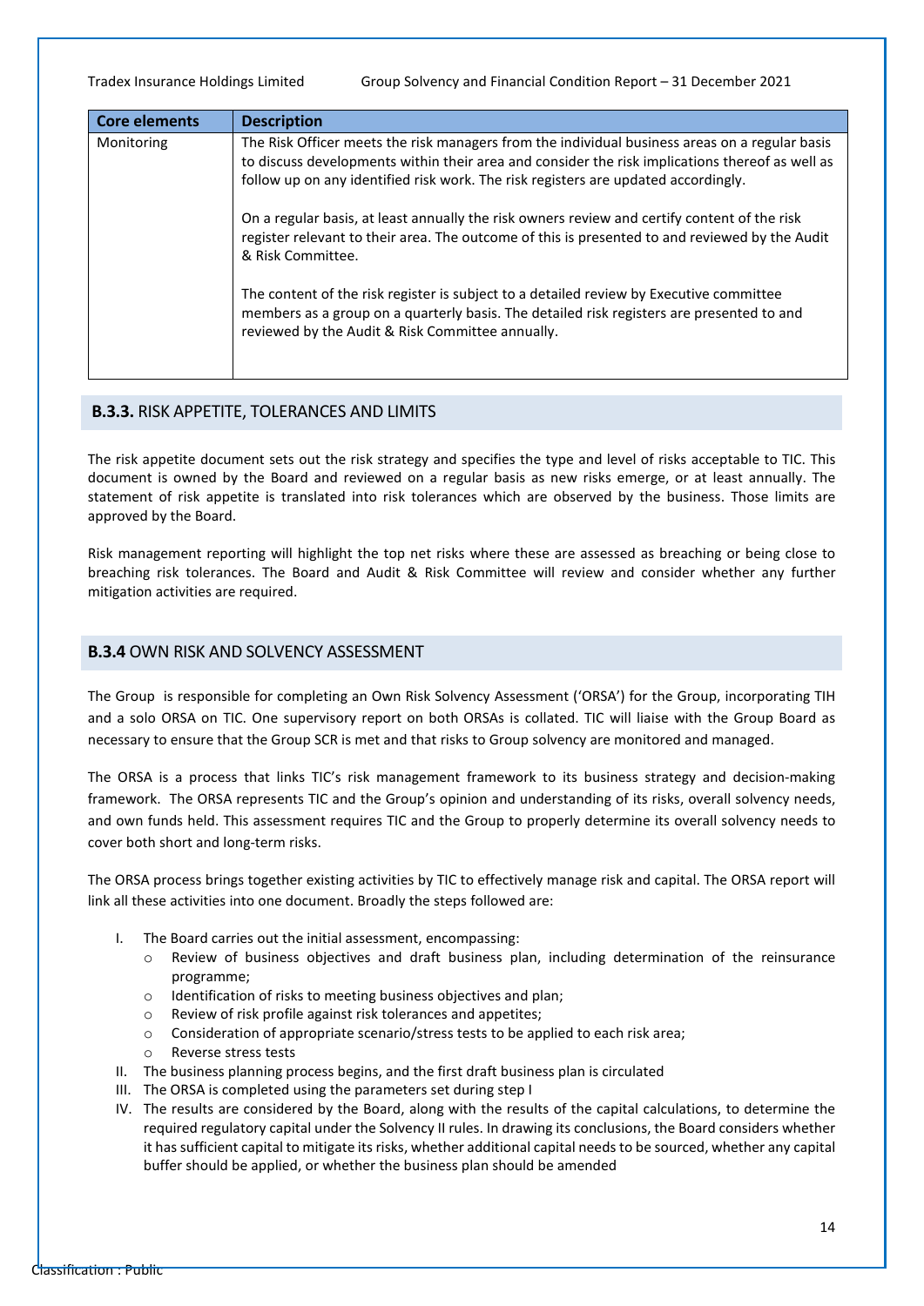| Core elements | Description |
|---|---|
| Monitoring | The Risk Officer meets the risk managers from the individual business areas on a regular basis to discuss developments within their area and consider the risk implications thereof as well as follow up on any identified risk work. The risk registers are updated accordingly.<br><br>On a regular basis, at least annually the risk owners review and certify content of the risk register relevant to their area. The outcome of this is presented to and reviewed by the Audit & Risk Committee.<br><br>The content of the risk register is subject to a detailed review by Executive committee members as a group on a quarterly basis. The detailed risk registers are presented to and reviewed by the Audit & Risk Committee annually. |

### **B.3.3.** RISK APPETITE, TOLERANCES AND LIMITS

The risk appetite document sets out the risk strategy and specifies the type and level of risks acceptable to TIC. This document is owned by the Board and reviewed on a regular basis as new risks emerge, or at least annually. The statement of risk appetite is translated into risk tolerances which are observed by the business. Those limits are approved by the Board.

Risk management reporting will highlight the top net risks where these are assessed as breaching or being close to breaching risk tolerances. The Board and Audit & Risk Committee will review and consider whether any further mitigation activities are required.

### **B.3.4** OWN RISK AND SOLVENCY ASSESSMENT

The Group is responsible for completing an Own Risk Solvency Assessment ('ORSA') for the Group, incorporating TIH and a solo ORSA on TIC. One supervisory report on both ORSAs is collated. TIC will liaise with the Group Board as necessary to ensure that the Group SCR is met and that risks to Group solvency are monitored and managed.

The ORSA is a process that links TIC's risk management framework to its business strategy and decision-making framework. The ORSA represents TIC and the Group's opinion and understanding of its risks, overall solvency needs, and own funds held. This assessment requires TIC and the Group to properly determine its overall solvency needs to cover both short and long-term risks.

The ORSA process brings together existing activities by TIC to effectively manage risk and capital. The ORSA report will link all these activities into one document. Broadly the steps followed are:

I. The Board carries out the initial assessment, encompassing:
   - Review of business objectives and draft business plan, including determination of the reinsurance programme;
   - Identification of risks to meeting business objectives and plan;
   - Review of risk profile against risk tolerances and appetites;
   - Consideration of appropriate scenario/stress tests to be applied to each risk area;
   - Reverse stress tests
II. The business planning process begins, and the first draft business plan is circulated
III. The ORSA is completed using the parameters set during step I
IV. The results are considered by the Board, along with the results of the capital calculations, to determine the required regulatory capital under the Solvency II rules. In drawing its conclusions, the Board considers whether it has sufficient capital to mitigate its risks, whether additional capital needs to be sourced, whether any capital buffer should be applied, or whether the business plan should be amended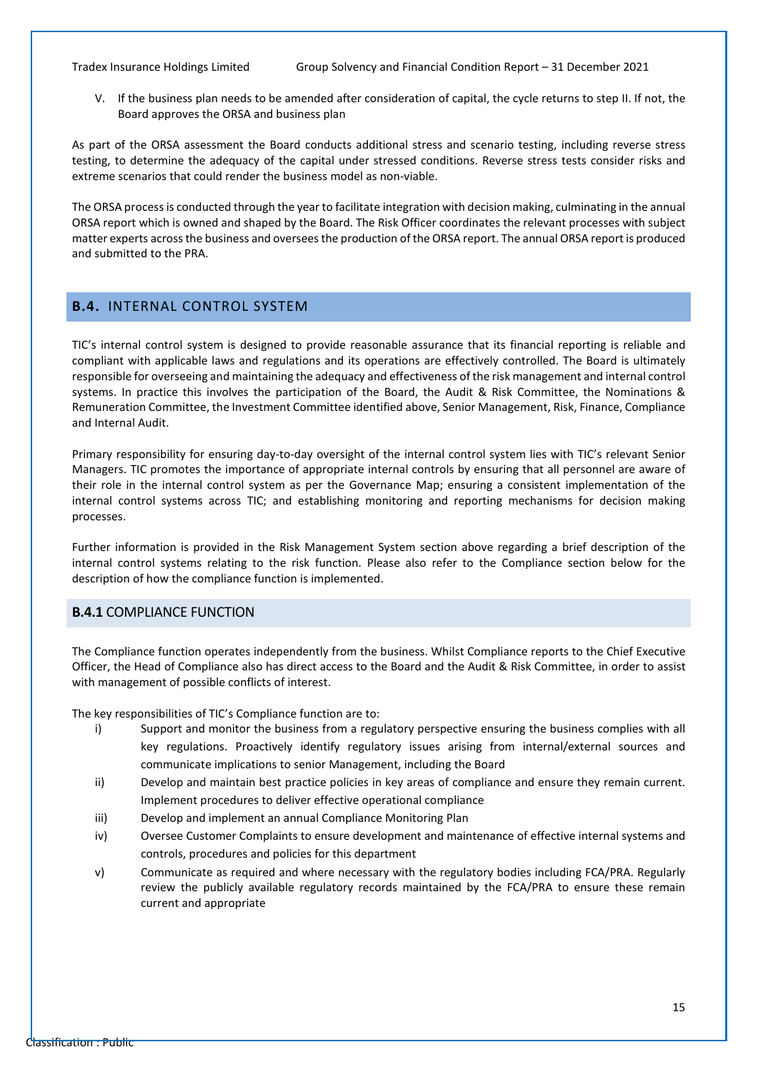V. If the business plan needs to be amended after consideration of capital, the cycle returns to step II. If not, the Board approves the ORSA and business plan

As part of the ORSA assessment the Board conducts additional stress and scenario testing, including reverse stress testing, to determine the adequacy of the capital under stressed conditions. Reverse stress tests consider risks and extreme scenarios that could render the business model as non-viable.

The ORSA process is conducted through the year to facilitate integration with decision making, culminating in the annual ORSA report which is owned and shaped by the Board. The Risk Officer coordinates the relevant processes with subject matter experts across the business and oversees the production of the ORSA report. The annual ORSA report is produced and submitted to the PRA.

## B.4. INTERNAL CONTROL SYSTEM

TIC's internal control system is designed to provide reasonable assurance that its financial reporting is reliable and compliant with applicable laws and regulations and its operations are effectively controlled. The Board is ultimately responsible for overseeing and maintaining the adequacy and effectiveness of the risk management and internal control systems. In practice this involves the participation of the Board, the Audit & Risk Committee, the Nominations & Remuneration Committee, the Investment Committee identified above, Senior Management, Risk, Finance, Compliance and Internal Audit.

Primary responsibility for ensuring day-to-day oversight of the internal control system lies with TIC's relevant Senior Managers. TIC promotes the importance of appropriate internal controls by ensuring that all personnel are aware of their role in the internal control system as per the Governance Map; ensuring a consistent implementation of the internal control systems across TIC; and establishing monitoring and reporting mechanisms for decision making processes.

Further information is provided in the Risk Management System section above regarding a brief description of the internal control systems relating to the risk function. Please also refer to the Compliance section below for the description of how the compliance function is implemented.

### B.4.1 COMPLIANCE FUNCTION

The Compliance function operates independently from the business. Whilst Compliance reports to the Chief Executive Officer, the Head of Compliance also has direct access to the Board and the Audit & Risk Committee, in order to assist with management of possible conflicts of interest.

The key responsibilities of TIC's Compliance function are to:

i) Support and monitor the business from a regulatory perspective ensuring the business complies with all key regulations. Proactively identify regulatory issues arising from internal/external sources and communicate implications to senior Management, including the Board
ii) Develop and maintain best practice policies in key areas of compliance and ensure they remain current. Implement procedures to deliver effective operational compliance
iii) Develop and implement an annual Compliance Monitoring Plan
iv) Oversee Customer Complaints to ensure development and maintenance of effective internal systems and controls, procedures and policies for this department
v) Communicate as required and where necessary with the regulatory bodies including FCA/PRA. Regularly review the publicly available regulatory records maintained by the FCA/PRA to ensure these remain current and appropriate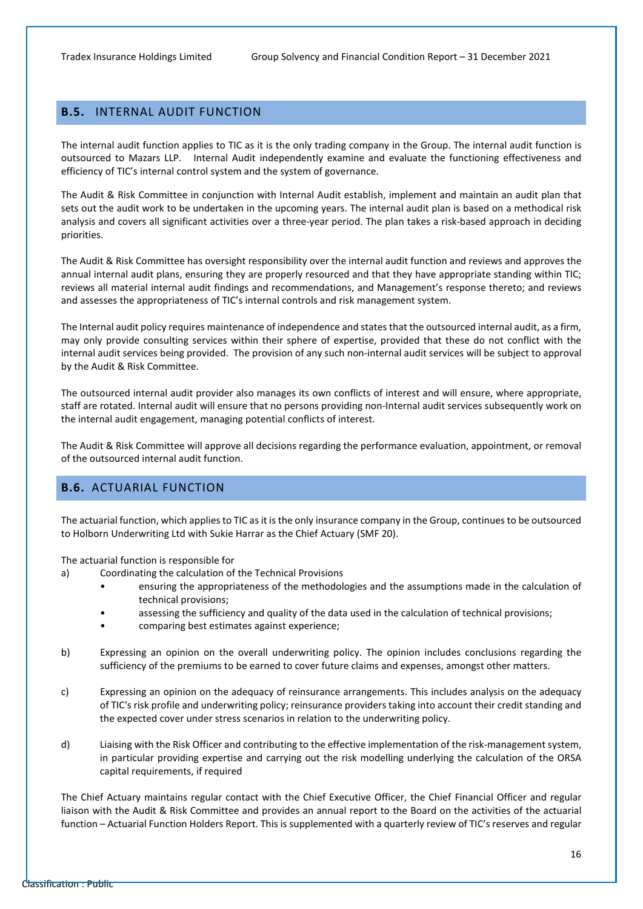## B.5. INTERNAL AUDIT FUNCTION

The internal audit function applies to TIC as it is the only trading company in the Group. The internal audit function is outsourced to Mazars LLP. Internal Audit independently examine and evaluate the functioning effectiveness and efficiency of TIC's internal control system and the system of governance.

The Audit & Risk Committee in conjunction with Internal Audit establish, implement and maintain an audit plan that sets out the audit work to be undertaken in the upcoming years. The internal audit plan is based on a methodical risk analysis and covers all significant activities over a three-year period. The plan takes a risk-based approach in deciding priorities.

The Audit & Risk Committee has oversight responsibility over the internal audit function and reviews and approves the annual internal audit plans, ensuring they are properly resourced and that they have appropriate standing within TIC; reviews all material internal audit findings and recommendations, and Management's response thereto; and reviews and assesses the appropriateness of TIC's internal controls and risk management system.

The Internal audit policy requires maintenance of independence and states that the outsourced internal audit, as a firm, may only provide consulting services within their sphere of expertise, provided that these do not conflict with the internal audit services being provided. The provision of any such non-internal audit services will be subject to approval by the Audit & Risk Committee.

The outsourced internal audit provider also manages its own conflicts of interest and will ensure, where appropriate, staff are rotated. Internal audit will ensure that no persons providing non-Internal audit services subsequently work on the internal audit engagement, managing potential conflicts of interest.

The Audit & Risk Committee will approve all decisions regarding the performance evaluation, appointment, or removal of the outsourced internal audit function.

## B.6. ACTUARIAL FUNCTION

The actuarial function, which applies to TIC as it is the only insurance company in the Group, continues to be outsourced to Holborn Underwriting Ltd with Sukie Harrar as the Chief Actuary (SMF 20).

The actuarial function is responsible for

a) Coordinating the calculation of the Technical Provisions
   - ensuring the appropriateness of the methodologies and the assumptions made in the calculation of technical provisions;
   - assessing the sufficiency and quality of the data used in the calculation of technical provisions;
   - comparing best estimates against experience;

b) Expressing an opinion on the overall underwriting policy. The opinion includes conclusions regarding the sufficiency of the premiums to be earned to cover future claims and expenses, amongst other matters.

c) Expressing an opinion on the adequacy of reinsurance arrangements. This includes analysis on the adequacy of TIC's risk profile and underwriting policy; reinsurance providers taking into account their credit standing and the expected cover under stress scenarios in relation to the underwriting policy.

d) Liaising with the Risk Officer and contributing to the effective implementation of the risk-management system, in particular providing expertise and carrying out the risk modelling underlying the calculation of the ORSA capital requirements, if required

The Chief Actuary maintains regular contact with the Chief Executive Officer, the Chief Financial Officer and regular liaison with the Audit & Risk Committee and provides an annual report to the Board on the activities of the actuarial function – Actuarial Function Holders Report. This is supplemented with a quarterly review of TIC's reserves and regular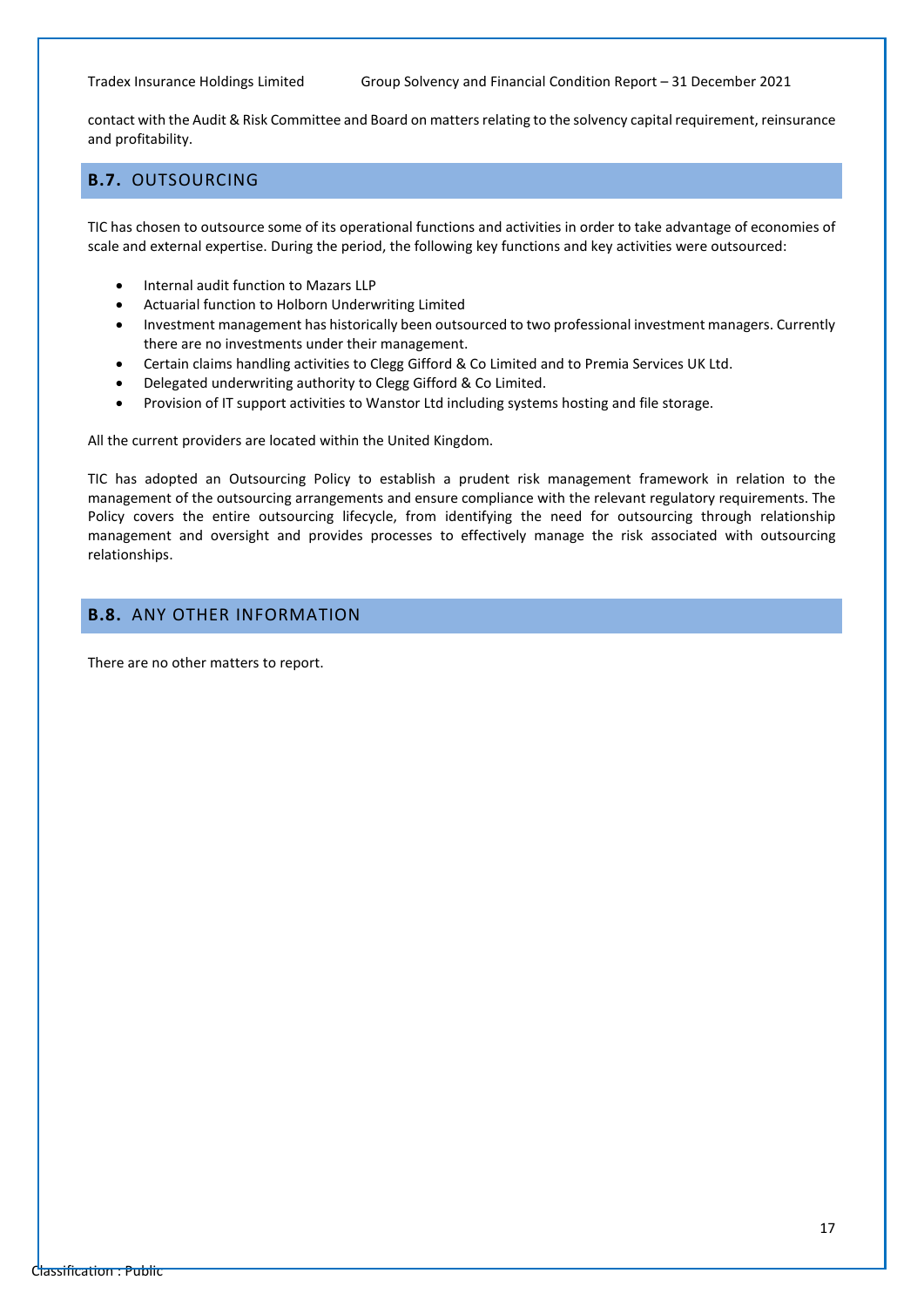contact with the Audit & Risk Committee and Board on matters relating to the solvency capital requirement, reinsurance and profitability.

## B.7. OUTSOURCING

TIC has chosen to outsource some of its operational functions and activities in order to take advantage of economies of scale and external expertise. During the period, the following key functions and key activities were outsourced:

- Internal audit function to Mazars LLP
- Actuarial function to Holborn Underwriting Limited
- Investment management has historically been outsourced to two professional investment managers. Currently there are no investments under their management.
- Certain claims handling activities to Clegg Gifford & Co Limited and to Premia Services UK Ltd.
- Delegated underwriting authority to Clegg Gifford & Co Limited.
- Provision of IT support activities to Wanstor Ltd including systems hosting and file storage.

All the current providers are located within the United Kingdom.

TIC has adopted an Outsourcing Policy to establish a prudent risk management framework in relation to the management of the outsourcing arrangements and ensure compliance with the relevant regulatory requirements. The Policy covers the entire outsourcing lifecycle, from identifying the need for outsourcing through relationship management and oversight and provides processes to effectively manage the risk associated with outsourcing relationships.

## B.8. ANY OTHER INFORMATION

There are no other matters to report.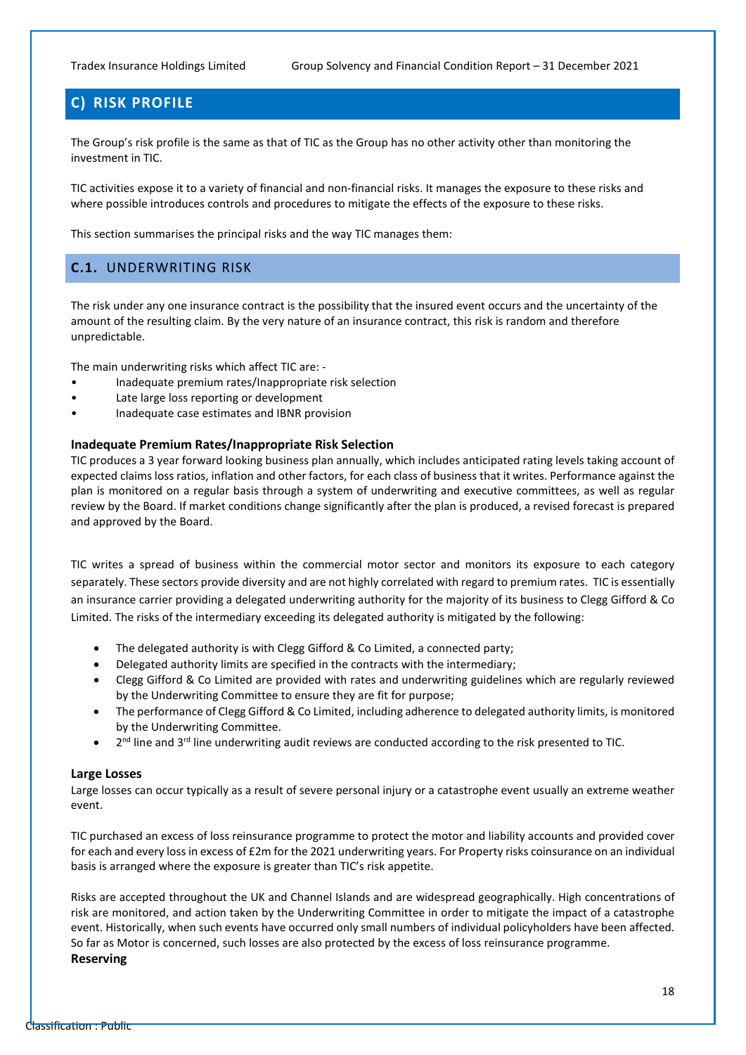## C) RISK PROFILE

The Group's risk profile is the same as that of TIC as the Group has no other activity other than monitoring the investment in TIC.

TIC activities expose it to a variety of financial and non-financial risks. It manages the exposure to these risks and where possible introduces controls and procedures to mitigate the effects of the exposure to these risks.

This section summarises the principal risks and the way TIC manages them:

### C.1. UNDERWRITING RISK

The risk under any one insurance contract is the possibility that the insured event occurs and the uncertainty of the amount of the resulting claim. By the very nature of an insurance contract, this risk is random and therefore unpredictable.

The main underwriting risks which affect TIC are: -

- Inadequate premium rates/Inappropriate risk selection
- Late large loss reporting or development
- Inadequate case estimates and IBNR provision

**Inadequate Premium Rates/Inappropriate Risk Selection**

TIC produces a 3 year forward looking business plan annually, which includes anticipated rating levels taking account of expected claims loss ratios, inflation and other factors, for each class of business that it writes. Performance against the plan is monitored on a regular basis through a system of underwriting and executive committees, as well as regular review by the Board. If market conditions change significantly after the plan is produced, a revised forecast is prepared and approved by the Board.

TIC writes a spread of business within the commercial motor sector and monitors its exposure to each category separately. These sectors provide diversity and are not highly correlated with regard to premium rates. TIC is essentially an insurance carrier providing a delegated underwriting authority for the majority of its business to Clegg Gifford & Co Limited. The risks of the intermediary exceeding its delegated authority is mitigated by the following:

- The delegated authority is with Clegg Gifford & Co Limited, a connected party;
- Delegated authority limits are specified in the contracts with the intermediary;
- Clegg Gifford & Co Limited are provided with rates and underwriting guidelines which are regularly reviewed by the Underwriting Committee to ensure they are fit for purpose;
- The performance of Clegg Gifford & Co Limited, including adherence to delegated authority limits, is monitored by the Underwriting Committee.
- 2nd line and 3rd line underwriting audit reviews are conducted according to the risk presented to TIC.

**Large Losses**

Large losses can occur typically as a result of severe personal injury or a catastrophe event usually an extreme weather event.

TIC purchased an excess of loss reinsurance programme to protect the motor and liability accounts and provided cover for each and every loss in excess of £2m for the 2021 underwriting years. For Property risks coinsurance on an individual basis is arranged where the exposure is greater than TIC's risk appetite.

Risks are accepted throughout the UK and Channel Islands and are widespread geographically. High concentrations of risk are monitored, and action taken by the Underwriting Committee in order to mitigate the impact of a catastrophe event. Historically, when such events have occurred only small numbers of individual policyholders have been affected. So far as Motor is concerned, such losses are also protected by the excess of loss reinsurance programme.

**Reserving**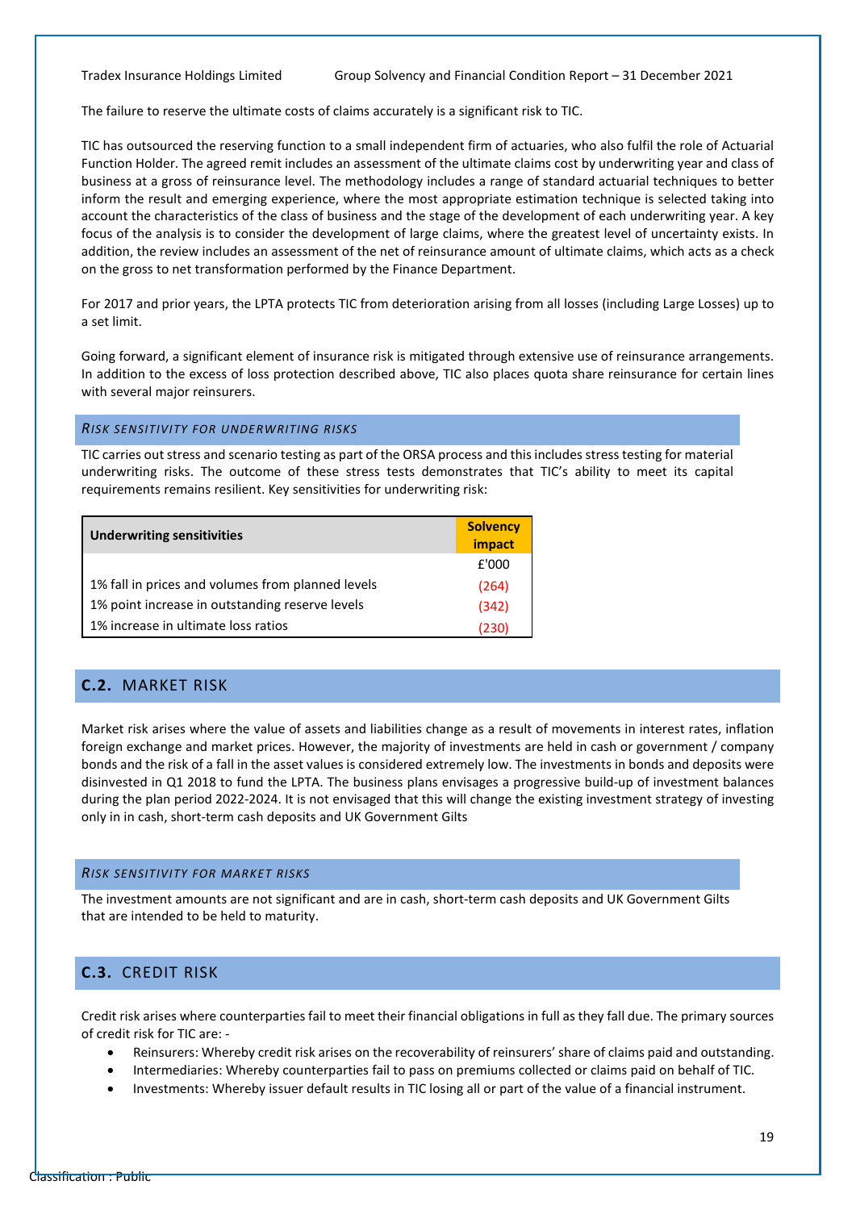The failure to reserve the ultimate costs of claims accurately is a significant risk to TIC.

TIC has outsourced the reserving function to a small independent firm of actuaries, who also fulfil the role of Actuarial Function Holder. The agreed remit includes an assessment of the ultimate claims cost by underwriting year and class of business at a gross of reinsurance level. The methodology includes a range of standard actuarial techniques to better inform the result and emerging experience, where the most appropriate estimation technique is selected taking into account the characteristics of the class of business and the stage of the development of each underwriting year. A key focus of the analysis is to consider the development of large claims, where the greatest level of uncertainty exists. In addition, the review includes an assessment of the net of reinsurance amount of ultimate claims, which acts as a check on the gross to net transformation performed by the Finance Department.

For 2017 and prior years, the LPTA protects TIC from deterioration arising from all losses (including Large Losses) up to a set limit.

Going forward, a significant element of insurance risk is mitigated through extensive use of reinsurance arrangements. In addition to the excess of loss protection described above, TIC also places quota share reinsurance for certain lines with several major reinsurers.

### *RISK SENSITIVITY FOR UNDERWRITING RISKS*

TIC carries out stress and scenario testing as part of the ORSA process and this includes stress testing for material underwriting risks. The outcome of these stress tests demonstrates that TIC's ability to meet its capital requirements remains resilient. Key sensitivities for underwriting risk:

| Underwriting sensitivities | Solvency impact |
|---|---|
| | £'000 |
| 1% fall in prices and volumes from planned levels | (264) |
| 1% point increase in outstanding reserve levels | (342) |
| 1% increase in ultimate loss ratios | (230) |

## C.2. MARKET RISK

Market risk arises where the value of assets and liabilities change as a result of movements in interest rates, inflation foreign exchange and market prices. However, the majority of investments are held in cash or government / company bonds and the risk of a fall in the asset values is considered extremely low. The investments in bonds and deposits were disinvested in Q1 2018 to fund the LPTA. The business plans envisages a progressive build-up of investment balances during the plan period 2022-2024. It is not envisaged that this will change the existing investment strategy of investing only in in cash, short-term cash deposits and UK Government Gilts

### *RISK SENSITIVITY FOR MARKET RISKS*

The investment amounts are not significant and are in cash, short-term cash deposits and UK Government Gilts that are intended to be held to maturity.

## C.3. CREDIT RISK

Credit risk arises where counterparties fail to meet their financial obligations in full as they fall due. The primary sources of credit risk for TIC are: -

- Reinsurers: Whereby credit risk arises on the recoverability of reinsurers' share of claims paid and outstanding.
- Intermediaries: Whereby counterparties fail to pass on premiums collected or claims paid on behalf of TIC.
- Investments: Whereby issuer default results in TIC losing all or part of the value of a financial instrument.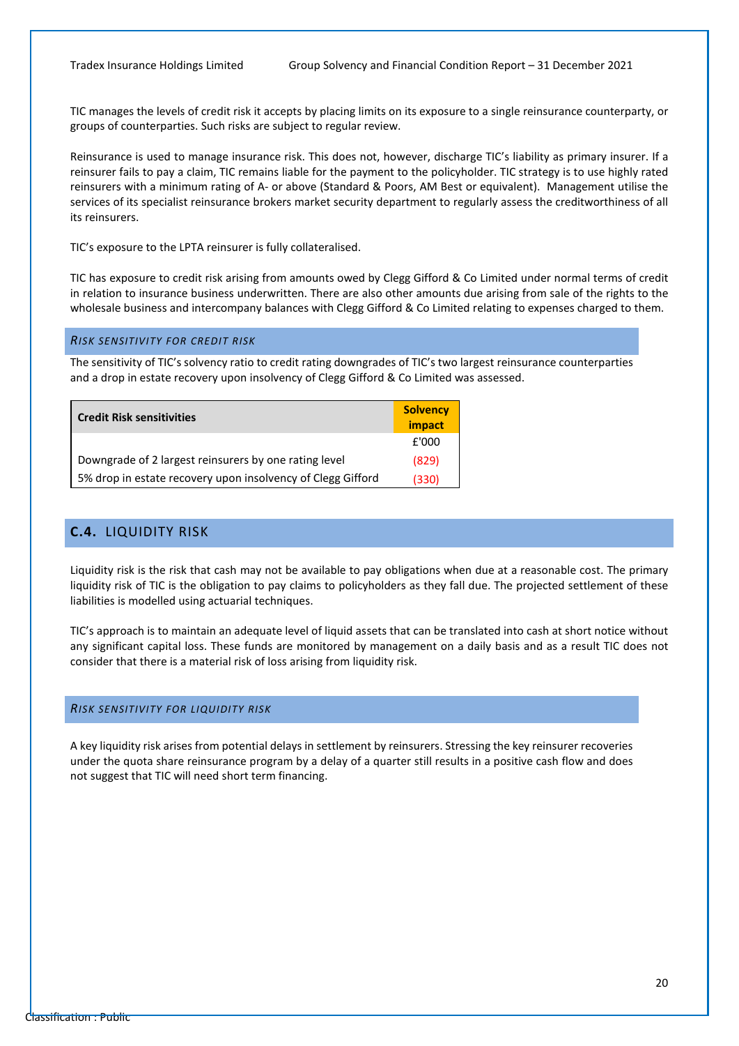TIC manages the levels of credit risk it accepts by placing limits on its exposure to a single reinsurance counterparty, or groups of counterparties. Such risks are subject to regular review.

Reinsurance is used to manage insurance risk. This does not, however, discharge TIC's liability as primary insurer. If a reinsurer fails to pay a claim, TIC remains liable for the payment to the policyholder. TIC strategy is to use highly rated reinsurers with a minimum rating of A- or above (Standard & Poors, AM Best or equivalent). Management utilise the services of its specialist reinsurance brokers market security department to regularly assess the creditworthiness of all its reinsurers.

TIC's exposure to the LPTA reinsurer is fully collateralised.

TIC has exposure to credit risk arising from amounts owed by Clegg Gifford & Co Limited under normal terms of credit in relation to insurance business underwritten. There are also other amounts due arising from sale of the rights to the wholesale business and intercompany balances with Clegg Gifford & Co Limited relating to expenses charged to them.

#### *Risk sensitivity for credit risk*

The sensitivity of TIC's solvency ratio to credit rating downgrades of TIC's two largest reinsurance counterparties and a drop in estate recovery upon insolvency of Clegg Gifford & Co Limited was assessed.

| Credit Risk sensitivities | Solvency impact |
|---|---|
| | £'000 |
| Downgrade of 2 largest reinsurers by one rating level | (829) |
| 5% drop in estate recovery upon insolvency of Clegg Gifford | (330) |

## C.4. LIQUIDITY RISK

Liquidity risk is the risk that cash may not be available to pay obligations when due at a reasonable cost. The primary liquidity risk of TIC is the obligation to pay claims to policyholders as they fall due. The projected settlement of these liabilities is modelled using actuarial techniques.

TIC's approach is to maintain an adequate level of liquid assets that can be translated into cash at short notice without any significant capital loss. These funds are monitored by management on a daily basis and as a result TIC does not consider that there is a material risk of loss arising from liquidity risk.

#### *Risk sensitivity for liquidity risk*

A key liquidity risk arises from potential delays in settlement by reinsurers. Stressing the key reinsurer recoveries under the quota share reinsurance program by a delay of a quarter still results in a positive cash flow and does not suggest that TIC will need short term financing.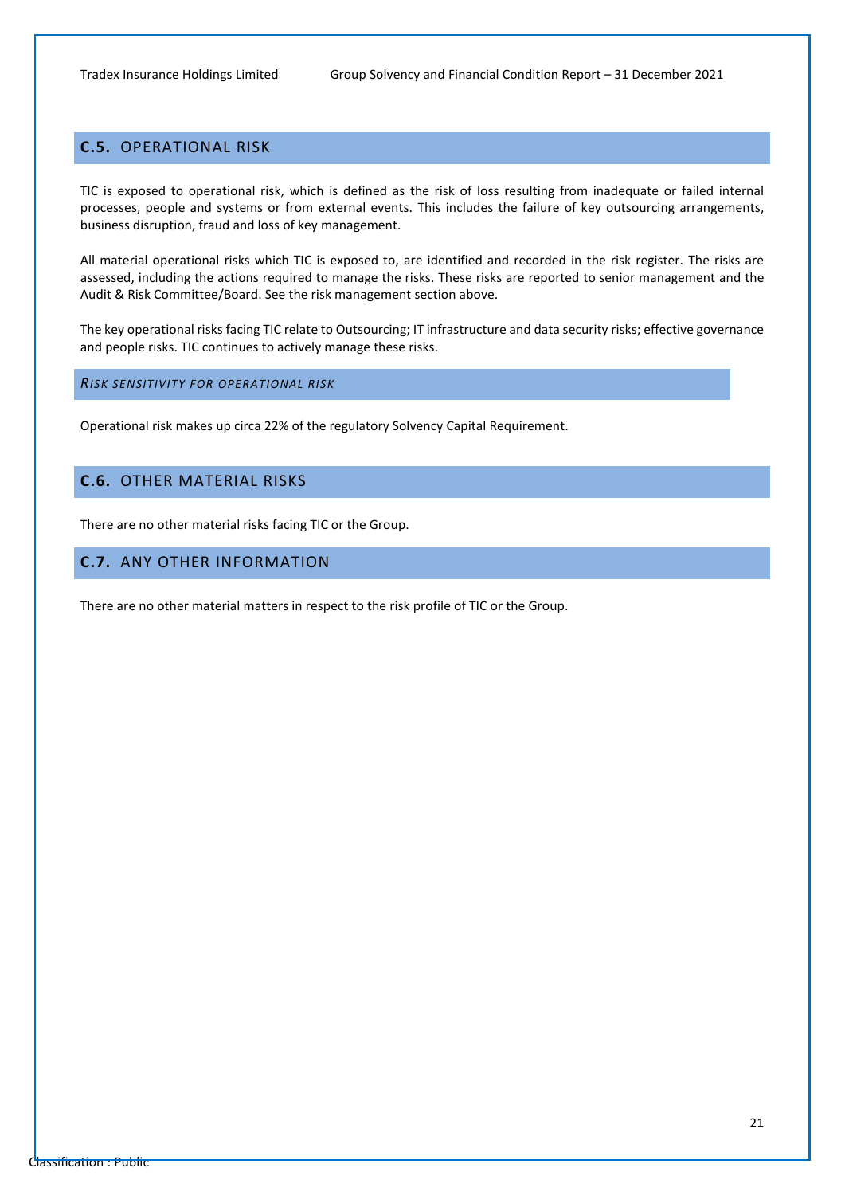## **C.5.** OPERATIONAL RISK

TIC is exposed to operational risk, which is defined as the risk of loss resulting from inadequate or failed internal processes, people and systems or from external events. This includes the failure of key outsourcing arrangements, business disruption, fraud and loss of key management.

All material operational risks which TIC is exposed to, are identified and recorded in the risk register. The risks are assessed, including the actions required to manage the risks. These risks are reported to senior management and the Audit & Risk Committee/Board. See the risk management section above.

The key operational risks facing TIC relate to Outsourcing; IT infrastructure and data security risks; effective governance and people risks. TIC continues to actively manage these risks.

### *RISK SENSITIVITY FOR OPERATIONAL RISK*

Operational risk makes up circa 22% of the regulatory Solvency Capital Requirement.

## **C.6.** OTHER MATERIAL RISKS

There are no other material risks facing TIC or the Group.

## **C.7.** ANY OTHER INFORMATION

There are no other material matters in respect to the risk profile of TIC or the Group.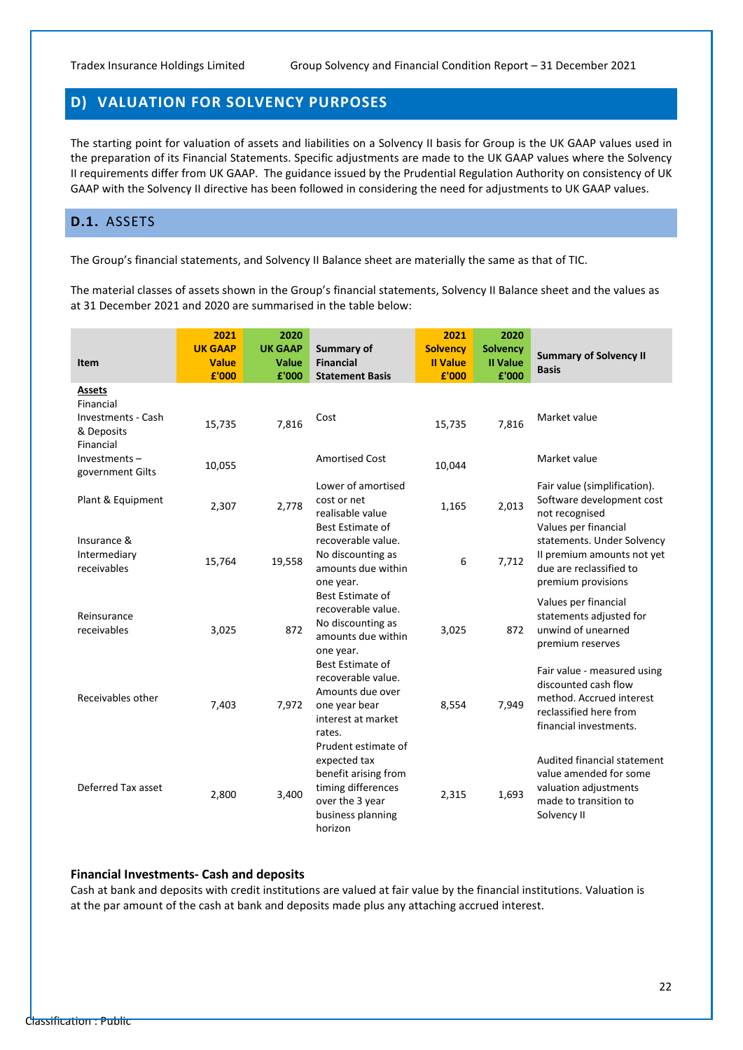## D) VALUATION FOR SOLVENCY PURPOSES

The starting point for valuation of assets and liabilities on a Solvency II basis for Group is the UK GAAP values used in the preparation of its Financial Statements. Specific adjustments are made to the UK GAAP values where the Solvency II requirements differ from UK GAAP. The guidance issued by the Prudential Regulation Authority on consistency of UK GAAP with the Solvency II directive has been followed in considering the need for adjustments to UK GAAP values.

### D.1. ASSETS

The Group's financial statements, and Solvency II Balance sheet are materially the same as that of TIC.

The material classes of assets shown in the Group's financial statements, Solvency II Balance sheet and the values as at 31 December 2021 and 2020 are summarised in the table below:

| Item | 2021 UK GAAP Value £'000 | 2020 UK GAAP Value £'000 | Summary of Financial Statement Basis | 2021 Solvency II Value £'000 | 2020 Solvency II Value £'000 | Summary of Solvency II Basis |
|---|---|---|---|---|---|---|
| **Assets** | | | | | | |
| Financial Investments - Cash & Deposits | 15,735 | 7,816 | Cost | 15,735 | 7,816 | Market value |
| Financial Investments – government Gilts | 10,055 | | Amortised Cost | 10,044 | | Market value |
| Plant & Equipment | 2,307 | 2,778 | Lower of amortised cost or net realisable value | 1,165 | 2,013 | Fair value (simplification). Software development cost not recognised |
| Insurance & Intermediary receivables | 15,764 | 19,558 | Best Estimate of recoverable value. No discounting as amounts due within one year. | 6 | 7,712 | Values per financial statements. Under Solvency II premium amounts not yet due are reclassified to premium provisions |
| Reinsurance receivables | 3,025 | 872 | Best Estimate of recoverable value. No discounting as amounts due within one year. | 3,025 | 872 | Values per financial statements adjusted for unwind of unearned premium reserves |
| Receivables other | 7,403 | 7,972 | Best Estimate of recoverable value. Amounts due over one year bear interest at market rates. | 8,554 | 7,949 | Fair value - measured using discounted cash flow method. Accrued interest reclassified here from financial investments. |
| Deferred Tax asset | 2,800 | 3,400 | Prudent estimate of expected tax benefit arising from timing differences over the 3 year business planning horizon | 2,315 | 1,693 | Audited financial statement value amended for some valuation adjustments made to transition to Solvency II |

**Financial Investments- Cash and deposits**
Cash at bank and deposits with credit institutions are valued at fair value by the financial institutions. Valuation is at the par amount of the cash at bank and deposits made plus any attaching accrued interest.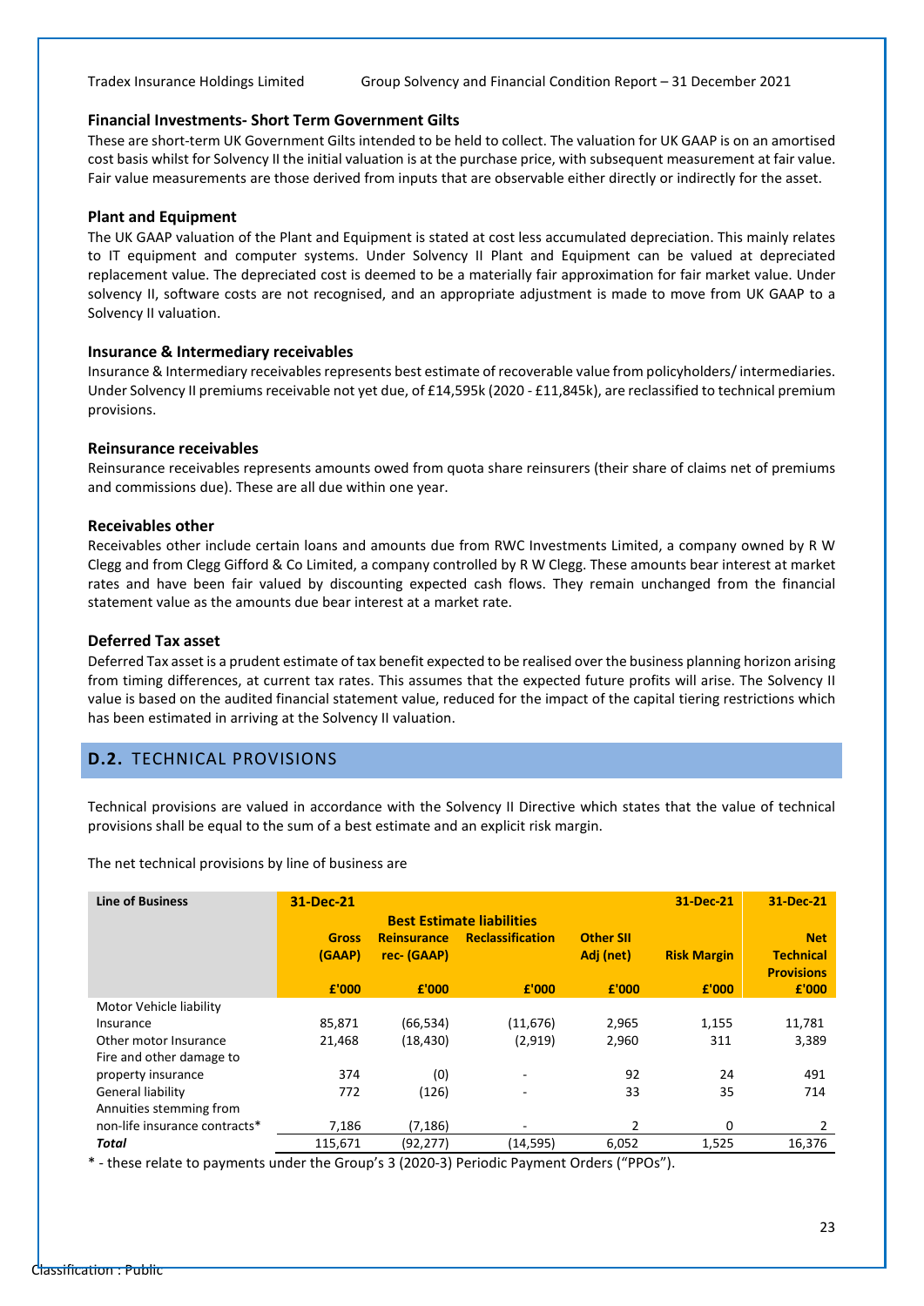### Financial Investments- Short Term Government Gilts

These are short-term UK Government Gilts intended to be held to collect. The valuation for UK GAAP is on an amortised cost basis whilst for Solvency II the initial valuation is at the purchase price, with subsequent measurement at fair value. Fair value measurements are those derived from inputs that are observable either directly or indirectly for the asset.

### Plant and Equipment

The UK GAAP valuation of the Plant and Equipment is stated at cost less accumulated depreciation. This mainly relates to IT equipment and computer systems. Under Solvency II Plant and Equipment can be valued at depreciated replacement value. The depreciated cost is deemed to be a materially fair approximation for fair market value. Under solvency II, software costs are not recognised, and an appropriate adjustment is made to move from UK GAAP to a Solvency II valuation.

### Insurance & Intermediary receivables

Insurance & Intermediary receivables represents best estimate of recoverable value from policyholders/ intermediaries. Under Solvency II premiums receivable not yet due, of £14,595k (2020 - £11,845k), are reclassified to technical premium provisions.

### Reinsurance receivables

Reinsurance receivables represents amounts owed from quota share reinsurers (their share of claims net of premiums and commissions due). These are all due within one year.

### Receivables other

Receivables other include certain loans and amounts due from RWC Investments Limited, a company owned by R W Clegg and from Clegg Gifford & Co Limited, a company controlled by R W Clegg. These amounts bear interest at market rates and have been fair valued by discounting expected cash flows. They remain unchanged from the financial statement value as the amounts due bear interest at a market rate.

### Deferred Tax asset

Deferred Tax asset is a prudent estimate of tax benefit expected to be realised over the business planning horizon arising from timing differences, at current tax rates. This assumes that the expected future profits will arise. The Solvency II value is based on the audited financial statement value, reduced for the impact of the capital tiering restrictions which has been estimated in arriving at the Solvency II valuation.

## D.2. TECHNICAL PROVISIONS

Technical provisions are valued in accordance with the Solvency II Directive which states that the value of technical provisions shall be equal to the sum of a best estimate and an explicit risk margin.

The net technical provisions by line of business are

| Line of Business | 31-Dec-21 | | | | 31-Dec-21 | 31-Dec-21 |
|---|---|---|---|---|---|---|
| | Best Estimate liabilities | | | | | |
| | Gross (GAAP) | Reinsurance rec- (GAAP) | Reclassification | Other SII Adj (net) | Risk Margin | Net Technical Provisions |
| | £'000 | £'000 | £'000 | £'000 | £'000 | £'000 |
| Motor Vehicle liability Insurance | 85,871 | (66,534) | (11,676) | 2,965 | 1,155 | 11,781 |
| Other motor Insurance | 21,468 | (18,430) | (2,919) | 2,960 | 311 | 3,389 |
| Fire and other damage to property insurance | 374 | (0) | - | 92 | 24 | 491 |
| General liability | 772 | (126) | - | 33 | 35 | 714 |
| Annuities stemming from non-life insurance contracts* | 7,186 | (7,186) | - | 2 | 0 | 2 |
| ***Total*** | 115,671 | (92,277) | (14,595) | 6,052 | 1,525 | 16,376 |

\* - these relate to payments under the Group's 3 (2020-3) Periodic Payment Orders ("PPOs").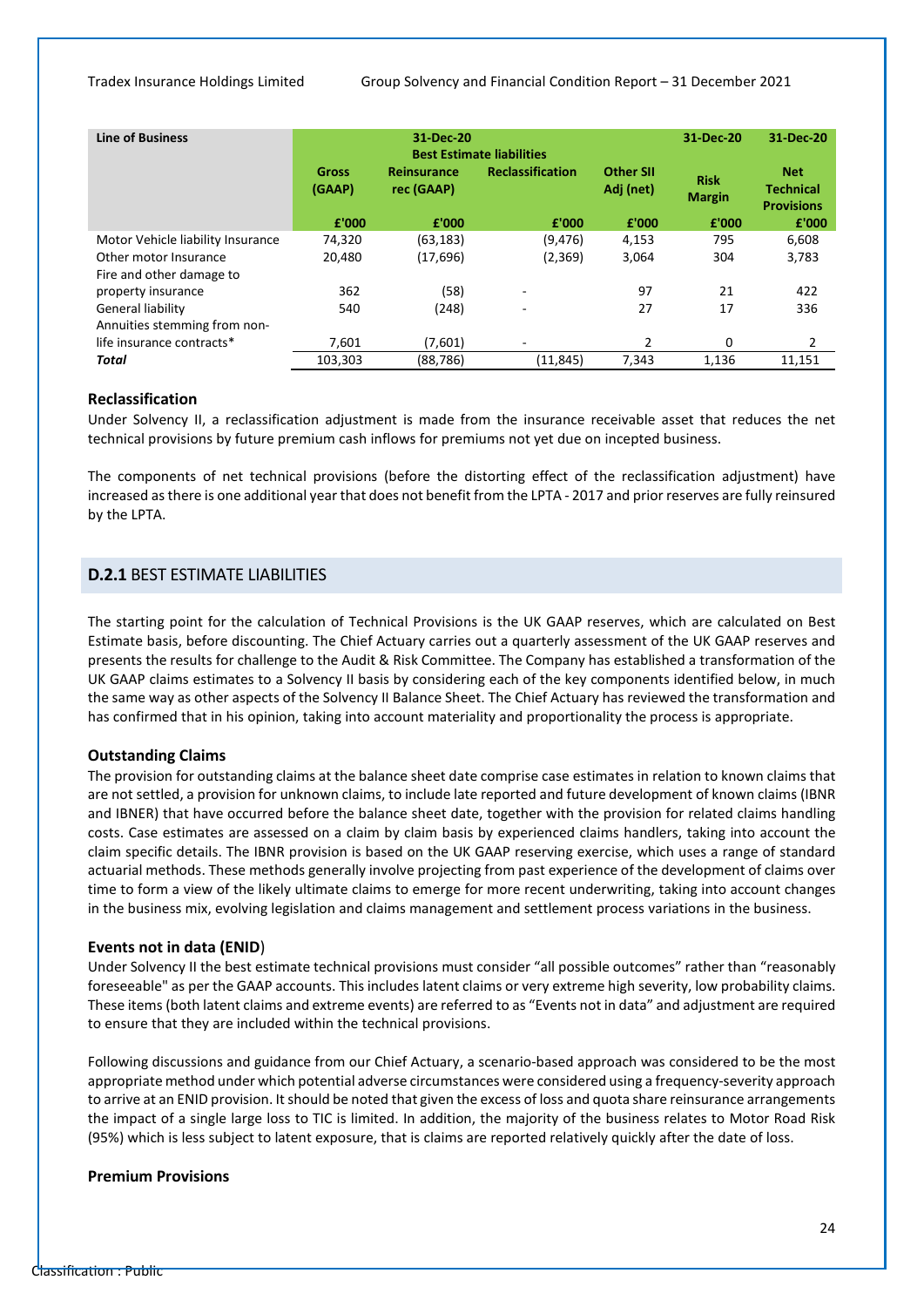| Line of Business | 31-Dec-20 Best Estimate liabilities | | | | 31-Dec-20 | 31-Dec-20 |
|---|---|---|---|---|---|---|
| | Gross (GAAP) | Reinsurance rec (GAAP) | Reclassification | Other SII Adj (net) | Risk Margin | Net Technical Provisions |
| | £'000 | £'000 | £'000 | £'000 | £'000 | £'000 |
| Motor Vehicle liability Insurance | 74,320 | (63,183) | (9,476) | 4,153 | 795 | 6,608 |
| Other motor Insurance | 20,480 | (17,696) | (2,369) | 3,064 | 304 | 3,783 |
| Fire and other damage to property insurance | 362 | (58) | - | 97 | 21 | 422 |
| General liability | 540 | (248) | - | 27 | 17 | 336 |
| Annuities stemming from non-life insurance contracts* | 7,601 | (7,601) | - | 2 | 0 | 2 |
| ***Total*** | 103,303 | (88,786) | (11,845) | 7,343 | 1,136 | 11,151 |

### Reclassification

Under Solvency II, a reclassification adjustment is made from the insurance receivable asset that reduces the net technical provisions by future premium cash inflows for premiums not yet due on incepted business.

The components of net technical provisions (before the distorting effect of the reclassification adjustment) have increased as there is one additional year that does not benefit from the LPTA - 2017 and prior reserves are fully reinsured by the LPTA.

## D.2.1 BEST ESTIMATE LIABILITIES

The starting point for the calculation of Technical Provisions is the UK GAAP reserves, which are calculated on Best Estimate basis, before discounting. The Chief Actuary carries out a quarterly assessment of the UK GAAP reserves and presents the results for challenge to the Audit & Risk Committee. The Company has established a transformation of the UK GAAP claims estimates to a Solvency II basis by considering each of the key components identified below, in much the same way as other aspects of the Solvency II Balance Sheet. The Chief Actuary has reviewed the transformation and has confirmed that in his opinion, taking into account materiality and proportionality the process is appropriate.

### Outstanding Claims

The provision for outstanding claims at the balance sheet date comprise case estimates in relation to known claims that are not settled, a provision for unknown claims, to include late reported and future development of known claims (IBNR and IBNER) that have occurred before the balance sheet date, together with the provision for related claims handling costs. Case estimates are assessed on a claim by claim basis by experienced claims handlers, taking into account the claim specific details. The IBNR provision is based on the UK GAAP reserving exercise, which uses a range of standard actuarial methods. These methods generally involve projecting from past experience of the development of claims over time to form a view of the likely ultimate claims to emerge for more recent underwriting, taking into account changes in the business mix, evolving legislation and claims management and settlement process variations in the business.

### Events not in data (ENID)

Under Solvency II the best estimate technical provisions must consider "all possible outcomes" rather than "reasonably foreseeable" as per the GAAP accounts. This includes latent claims or very extreme high severity, low probability claims. These items (both latent claims and extreme events) are referred to as "Events not in data" and adjustment are required to ensure that they are included within the technical provisions.

Following discussions and guidance from our Chief Actuary, a scenario-based approach was considered to be the most appropriate method under which potential adverse circumstances were considered using a frequency-severity approach to arrive at an ENID provision. It should be noted that given the excess of loss and quota share reinsurance arrangements the impact of a single large loss to TIC is limited. In addition, the majority of the business relates to Motor Road Risk (95%) which is less subject to latent exposure, that is claims are reported relatively quickly after the date of loss.

### Premium Provisions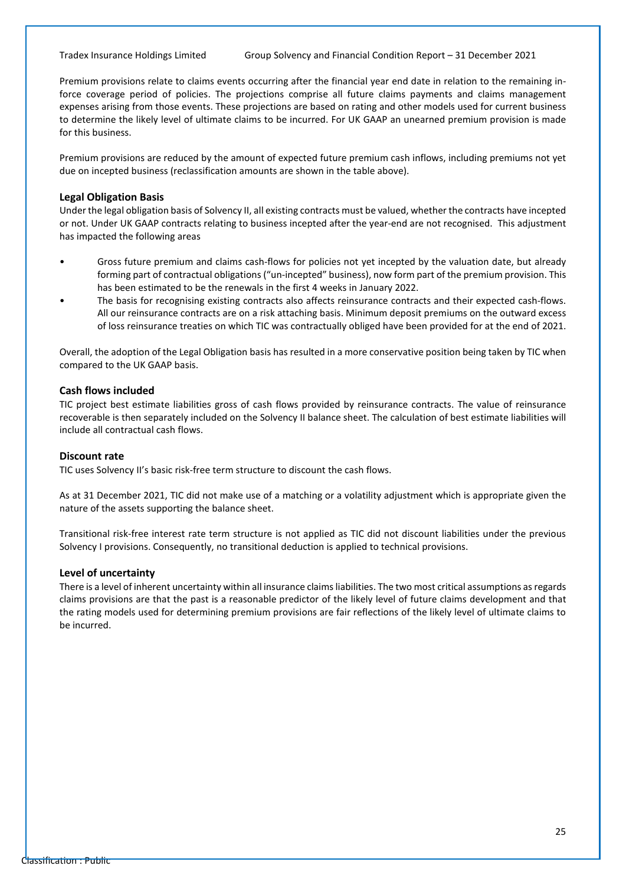Premium provisions relate to claims events occurring after the financial year end date in relation to the remaining in-force coverage period of policies. The projections comprise all future claims payments and claims management expenses arising from those events. These projections are based on rating and other models used for current business to determine the likely level of ultimate claims to be incurred. For UK GAAP an unearned premium provision is made for this business.

Premium provisions are reduced by the amount of expected future premium cash inflows, including premiums not yet due on incepted business (reclassification amounts are shown in the table above).

### Legal Obligation Basis

Under the legal obligation basis of Solvency II, all existing contracts must be valued, whether the contracts have incepted or not. Under UK GAAP contracts relating to business incepted after the year-end are not recognised. This adjustment has impacted the following areas

- Gross future premium and claims cash-flows for policies not yet incepted by the valuation date, but already forming part of contractual obligations ("un-incepted" business), now form part of the premium provision. This has been estimated to be the renewals in the first 4 weeks in January 2022.
- The basis for recognising existing contracts also affects reinsurance contracts and their expected cash-flows. All our reinsurance contracts are on a risk attaching basis. Minimum deposit premiums on the outward excess of loss reinsurance treaties on which TIC was contractually obliged have been provided for at the end of 2021.

Overall, the adoption of the Legal Obligation basis has resulted in a more conservative position being taken by TIC when compared to the UK GAAP basis.

### Cash flows included

TIC project best estimate liabilities gross of cash flows provided by reinsurance contracts. The value of reinsurance recoverable is then separately included on the Solvency II balance sheet. The calculation of best estimate liabilities will include all contractual cash flows.

### Discount rate

TIC uses Solvency II's basic risk-free term structure to discount the cash flows.

As at 31 December 2021, TIC did not make use of a matching or a volatility adjustment which is appropriate given the nature of the assets supporting the balance sheet.

Transitional risk-free interest rate term structure is not applied as TIC did not discount liabilities under the previous Solvency I provisions. Consequently, no transitional deduction is applied to technical provisions.

### Level of uncertainty

There is a level of inherent uncertainty within all insurance claims liabilities. The two most critical assumptions as regards claims provisions are that the past is a reasonable predictor of the likely level of future claims development and that the rating models used for determining premium provisions are fair reflections of the likely level of ultimate claims to be incurred.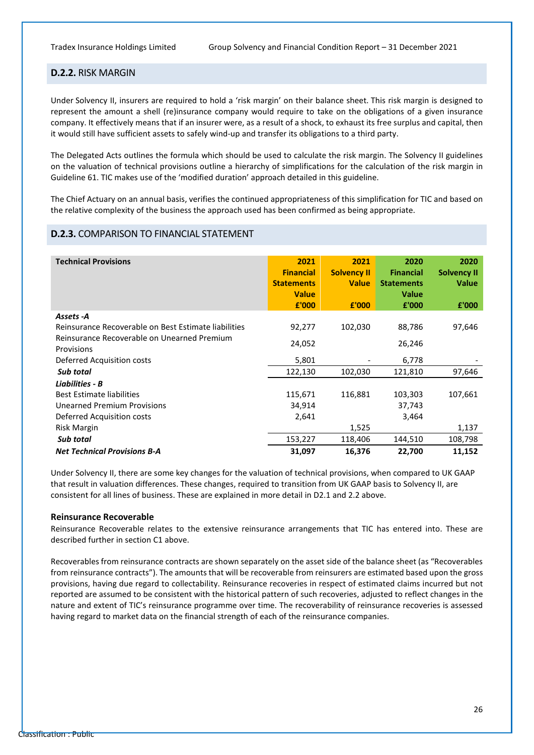## D.2.2. RISK MARGIN

Under Solvency II, insurers are required to hold a 'risk margin' on their balance sheet. This risk margin is designed to represent the amount a shell (re)insurance company would require to take on the obligations of a given insurance company. It effectively means that if an insurer were, as a result of a shock, to exhaust its free surplus and capital, then it would still have sufficient assets to safely wind-up and transfer its obligations to a third party.

The Delegated Acts outlines the formula which should be used to calculate the risk margin. The Solvency II guidelines on the valuation of technical provisions outline a hierarchy of simplifications for the calculation of the risk margin in Guideline 61. TIC makes use of the 'modified duration' approach detailed in this guideline.

The Chief Actuary on an annual basis, verifies the continued appropriateness of this simplification for TIC and based on the relative complexity of the business the approach used has been confirmed as being appropriate.

## D.2.3. COMPARISON TO FINANCIAL STATEMENT

| Technical Provisions | 2021 Financial Statements Value £'000 | 2021 Solvency II Value £'000 | 2020 Financial Statements Value £'000 | 2020 Solvency II Value £'000 |
|---|---|---|---|---|
| ***Assets -A*** | | | | |
| Reinsurance Recoverable on Best Estimate liabilities | 92,277 | 102,030 | 88,786 | 97,646 |
| Reinsurance Recoverable on Unearned Premium Provisions | 24,052 | | 26,246 | |
| Deferred Acquisition costs | 5,801 | - | 6,778 | - |
| ***Sub total*** | 122,130 | 102,030 | 121,810 | 97,646 |
| ***Liabilities - B*** | | | | |
| Best Estimate liabilities | 115,671 | 116,881 | 103,303 | 107,661 |
| Unearned Premium Provisions | 34,914 | | 37,743 | |
| Deferred Acquisition costs | 2,641 | | 3,464 | |
| Risk Margin | | 1,525 | | 1,137 |
| ***Sub total*** | 153,227 | 118,406 | 144,510 | 108,798 |
| ***Net Technical Provisions B-A*** | **31,097** | **16,376** | **22,700** | **11,152** |

Under Solvency II, there are some key changes for the valuation of technical provisions, when compared to UK GAAP that result in valuation differences. These changes, required to transition from UK GAAP basis to Solvency II, are consistent for all lines of business. These are explained in more detail in D2.1 and 2.2 above.

**Reinsurance Recoverable**

Reinsurance Recoverable relates to the extensive reinsurance arrangements that TIC has entered into. These are described further in section C1 above.

Recoverables from reinsurance contracts are shown separately on the asset side of the balance sheet (as "Recoverables from reinsurance contracts"). The amounts that will be recoverable from reinsurers are estimated based upon the gross provisions, having due regard to collectability. Reinsurance recoveries in respect of estimated claims incurred but not reported are assumed to be consistent with the historical pattern of such recoveries, adjusted to reflect changes in the nature and extent of TIC's reinsurance programme over time. The recoverability of reinsurance recoveries is assessed having regard to market data on the financial strength of each of the reinsurance companies.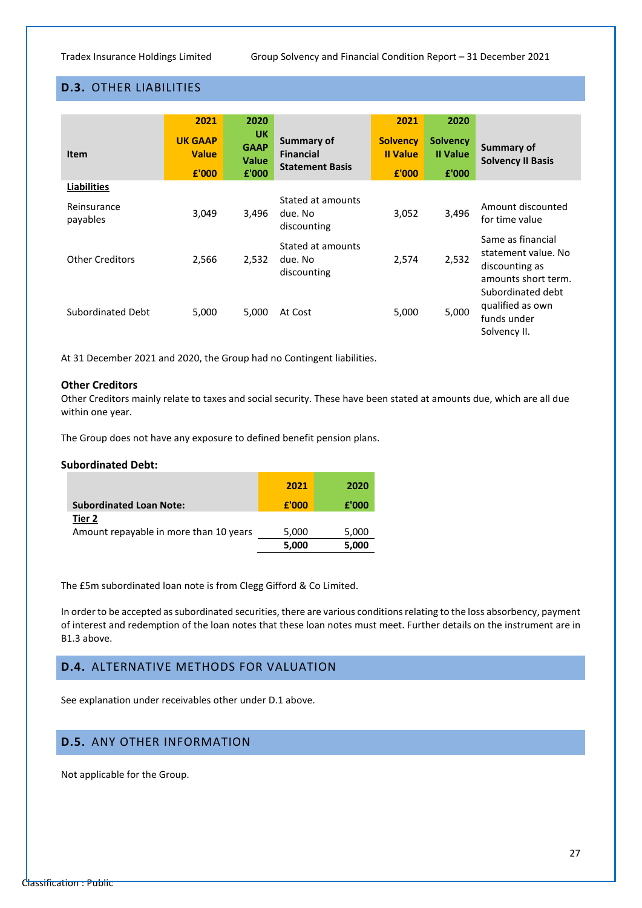## D.3. OTHER LIABILITIES

| Item | 2021 UK GAAP Value £'000 | 2020 UK GAAP Value £'000 | Summary of Financial Statement Basis | 2021 Solvency II Value £'000 | 2020 Solvency II Value £'000 | Summary of Solvency II Basis |
|---|---|---|---|---|---|---|
| **Liabilities** | | | | | | |
| Reinsurance payables | 3,049 | 3,496 | Stated at amounts due. No discounting | 3,052 | 3,496 | Amount discounted for time value |
| Other Creditors | 2,566 | 2,532 | Stated at amounts due. No discounting | 2,574 | 2,532 | Same as financial statement value. No discounting as amounts short term. |
| Subordinated Debt | 5,000 | 5,000 | At Cost | 5,000 | 5,000 | Subordinated debt qualified as own funds under Solvency II. |

At 31 December 2021 and 2020, the Group had no Contingent liabilities.

**Other Creditors**

Other Creditors mainly relate to taxes and social security. These have been stated at amounts due, which are all due within one year.

The Group does not have any exposure to defined benefit pension plans.

**Subordinated Debt:**

| Subordinated Loan Note: | 2021 £'000 | 2020 £'000 |
|---|---|---|
| **Tier 2** | | |
| Amount repayable in more than 10 years | 5,000 | 5,000 |
| | **5,000** | **5,000** |

The £5m subordinated loan note is from Clegg Gifford & Co Limited.

In order to be accepted as subordinated securities, there are various conditions relating to the loss absorbency, payment of interest and redemption of the loan notes that these loan notes must meet. Further details on the instrument are in B1.3 above.

## D.4. ALTERNATIVE METHODS FOR VALUATION

See explanation under receivables other under D.1 above.

## D.5. ANY OTHER INFORMATION

Not applicable for the Group.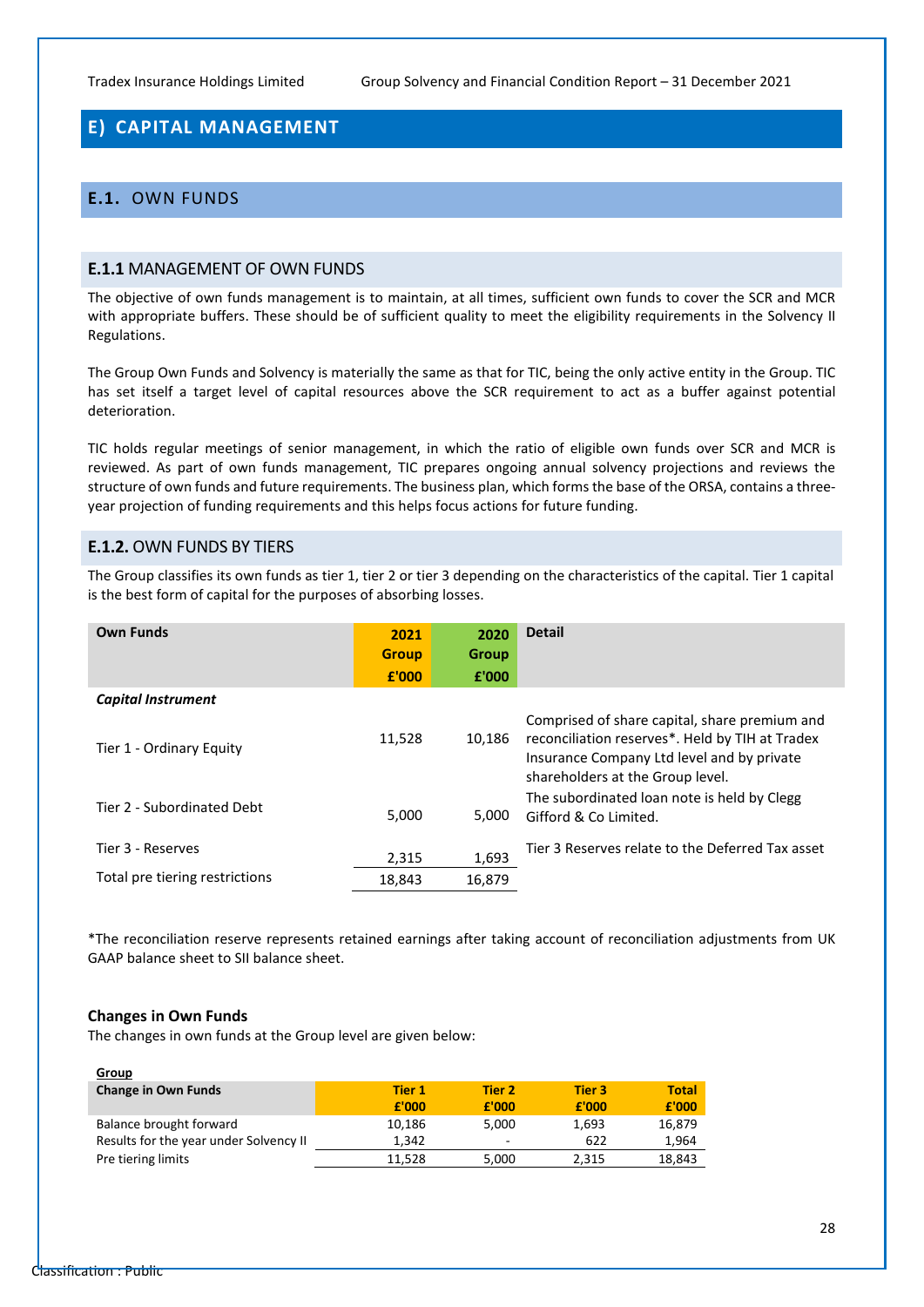# E) CAPITAL MANAGEMENT

## E.1. OWN FUNDS

### E.1.1 MANAGEMENT OF OWN FUNDS

The objective of own funds management is to maintain, at all times, sufficient own funds to cover the SCR and MCR with appropriate buffers. These should be of sufficient quality to meet the eligibility requirements in the Solvency II Regulations.

The Group Own Funds and Solvency is materially the same as that for TIC, being the only active entity in the Group. TIC has set itself a target level of capital resources above the SCR requirement to act as a buffer against potential deterioration.

TIC holds regular meetings of senior management, in which the ratio of eligible own funds over SCR and MCR is reviewed. As part of own funds management, TIC prepares ongoing annual solvency projections and reviews the structure of own funds and future requirements. The business plan, which forms the base of the ORSA, contains a three-year projection of funding requirements and this helps focus actions for future funding.

### E.1.2. OWN FUNDS BY TIERS

The Group classifies its own funds as tier 1, tier 2 or tier 3 depending on the characteristics of the capital. Tier 1 capital is the best form of capital for the purposes of absorbing losses.

| Own Funds | 2021 Group £'000 | 2020 Group £'000 | Detail |
|---|---|---|---|
| ***Capital Instrument*** | | | |
| Tier 1 - Ordinary Equity | 11,528 | 10,186 | Comprised of share capital, share premium and reconciliation reserves*. Held by TIH at Tradex Insurance Company Ltd level and by private shareholders at the Group level. |
| Tier 2 - Subordinated Debt | 5,000 | 5,000 | The subordinated loan note is held by Clegg Gifford & Co Limited. |
| Tier 3 - Reserves | 2,315 | 1,693 | Tier 3 Reserves relate to the Deferred Tax asset |
| Total pre tiering restrictions | 18,843 | 16,879 | |

*The reconciliation reserve represents retained earnings after taking account of reconciliation adjustments from UK GAAP balance sheet to SII balance sheet.

**Changes in Own Funds**

The changes in own funds at the Group level are given below:

**Group**

| Change in Own Funds | Tier 1 £'000 | Tier 2 £'000 | Tier 3 £'000 | Total £'000 |
|---|---|---|---|---|
| Balance brought forward | 10,186 | 5,000 | 1,693 | 16,879 |
| Results for the year under Solvency II | 1,342 | - | 622 | 1,964 |
| Pre tiering limits | 11,528 | 5,000 | 2,315 | 18,843 |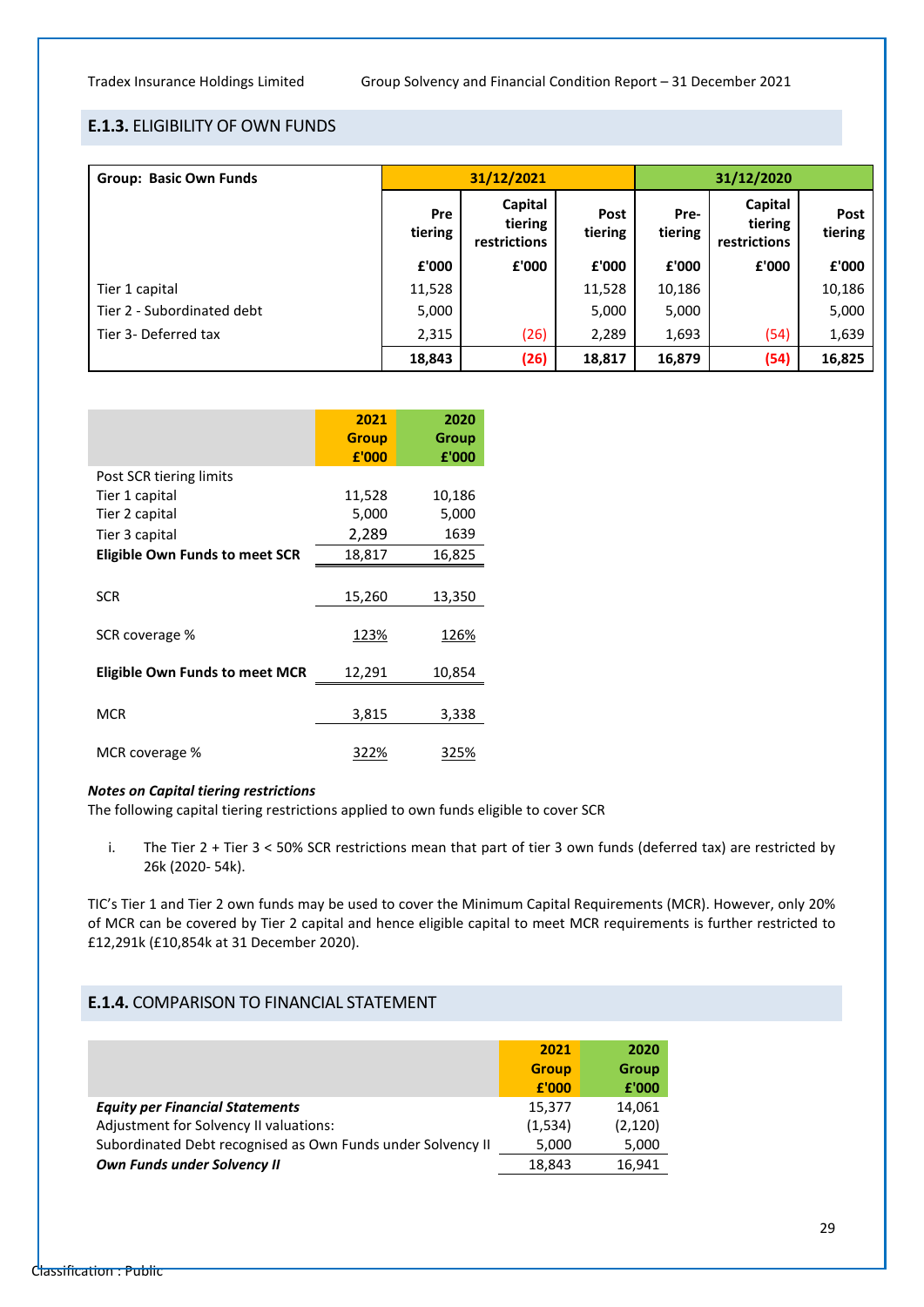## E.1.3. ELIGIBILITY OF OWN FUNDS

| Group: Basic Own Funds | 31/12/2021 | | | 31/12/2020 | | |
|---|---|---|---|---|---|---|
| | Pre tiering | Capital tiering restrictions | Post tiering | Pre-tiering | Capital tiering restrictions | Post tiering |
| | £'000 | £'000 | £'000 | £'000 | £'000 | £'000 |
| Tier 1 capital | 11,528 | | 11,528 | 10,186 | | 10,186 |
| Tier 2 - Subordinated debt | 5,000 | | 5,000 | 5,000 | | 5,000 |
| Tier 3- Deferred tax | 2,315 | (26) | 2,289 | 1,693 | (54) | 1,639 |
| | **18,843** | **(26)** | **18,817** | **16,879** | **(54)** | **16,825** |

| | 2021 Group £'000 | 2020 Group £'000 |
|---|---|---|
| Post SCR tiering limits | | |
| Tier 1 capital | 11,528 | 10,186 |
| Tier 2 capital | 5,000 | 5,000 |
| Tier 3 capital | 2,289 | 1639 |
| **Eligible Own Funds to meet SCR** | 18,817 | 16,825 |
| SCR | 15,260 | 13,350 |
| SCR coverage % | 123% | 126% |
| **Eligible Own Funds to meet MCR** | 12,291 | 10,854 |
| MCR | 3,815 | 3,338 |
| MCR coverage % | 322% | 325% |

***Notes on Capital tiering restrictions***

The following capital tiering restrictions applied to own funds eligible to cover SCR

i. The Tier 2 + Tier 3 < 50% SCR restrictions mean that part of tier 3 own funds (deferred tax) are restricted by 26k (2020- 54k).

TIC's Tier 1 and Tier 2 own funds may be used to cover the Minimum Capital Requirements (MCR). However, only 20% of MCR can be covered by Tier 2 capital and hence eligible capital to meet MCR requirements is further restricted to £12,291k (£10,854k at 31 December 2020).

## E.1.4. COMPARISON TO FINANCIAL STATEMENT

| | 2021 Group £'000 | 2020 Group £'000 |
|---|---|---|
| ***Equity per Financial Statements*** | 15,377 | 14,061 |
| Adjustment for Solvency II valuations: | (1,534) | (2,120) |
| Subordinated Debt recognised as Own Funds under Solvency II | 5,000 | 5,000 |
| ***Own Funds under Solvency II*** | 18,843 | 16,941 |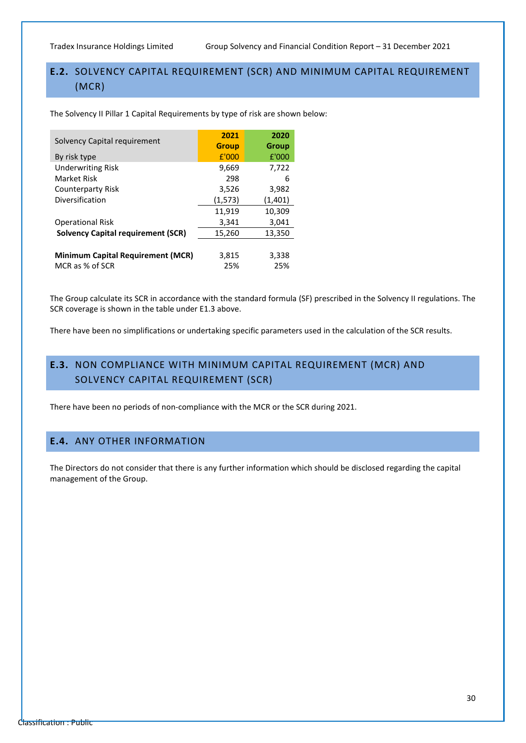## E.2. SOLVENCY CAPITAL REQUIREMENT (SCR) AND MINIMUM CAPITAL REQUIREMENT (MCR)

The Solvency II Pillar 1 Capital Requirements by type of risk are shown below:

| Solvency Capital requirement | 2021 Group | 2020 Group |
|---|---|---|
| By risk type | £'000 | £'000 |
| Underwriting Risk | 9,669 | 7,722 |
| Market Risk | 298 | 6 |
| Counterparty Risk | 3,526 | 3,982 |
| Diversification | (1,573) | (1,401) |
| | 11,919 | 10,309 |
| Operational Risk | 3,341 | 3,041 |
| **Solvency Capital requirement (SCR)** | 15,260 | 13,350 |
| | | |
| **Minimum Capital Requirement (MCR)** | 3,815 | 3,338 |
| MCR as % of SCR | 25% | 25% |

The Group calculate its SCR in accordance with the standard formula (SF) prescribed in the Solvency II regulations. The SCR coverage is shown in the table under E1.3 above.

There have been no simplifications or undertaking specific parameters used in the calculation of the SCR results.

## E.3. NON COMPLIANCE WITH MINIMUM CAPITAL REQUIREMENT (MCR) AND SOLVENCY CAPITAL REQUIREMENT (SCR)

There have been no periods of non-compliance with the MCR or the SCR during 2021.

## E.4. ANY OTHER INFORMATION

The Directors do not consider that there is any further information which should be disclosed regarding the capital management of the Group.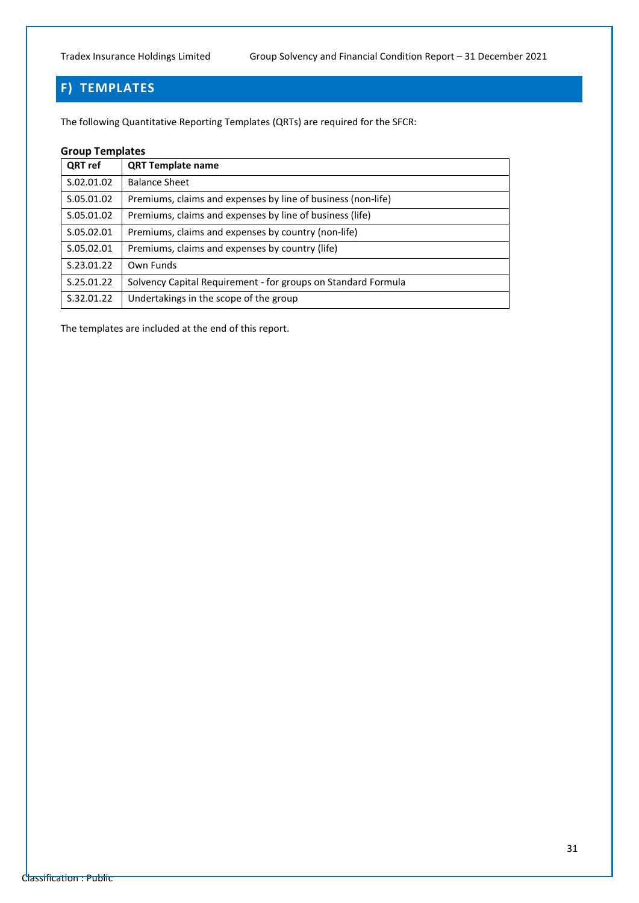# F) TEMPLATES

The following Quantitative Reporting Templates (QRTs) are required for the SFCR:

**Group Templates**

| QRT ref | QRT Template name |
|---|---|
| S.02.01.02 | Balance Sheet |
| S.05.01.02 | Premiums, claims and expenses by line of business (non-life) |
| S.05.01.02 | Premiums, claims and expenses by line of business (life) |
| S.05.02.01 | Premiums, claims and expenses by country (non-life) |
| S.05.02.01 | Premiums, claims and expenses by country (life) |
| S.23.01.22 | Own Funds |
| S.25.01.22 | Solvency Capital Requirement - for groups on Standard Formula |
| S.32.01.22 | Undertakings in the scope of the group |

The templates are included at the end of this report.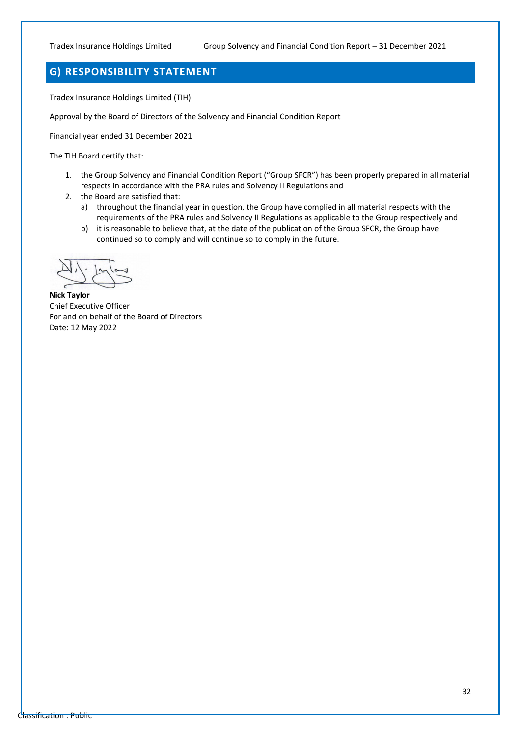## G) RESPONSIBILITY STATEMENT

Tradex Insurance Holdings Limited (TIH)

Approval by the Board of Directors of the Solvency and Financial Condition Report

Financial year ended 31 December 2021

The TIH Board certify that:

1. the Group Solvency and Financial Condition Report ("Group SFCR") has been properly prepared in all material respects in accordance with the PRA rules and Solvency II Regulations and
2. the Board are satisfied that:
   a) throughout the financial year in question, the Group have complied in all material respects with the requirements of the PRA rules and Solvency II Regulations as applicable to the Group respectively and
   b) it is reasonable to believe that, at the date of the publication of the Group SFCR, the Group have continued so to comply and will continue so to comply in the future.

**Nick Taylor**
Chief Executive Officer
For and on behalf of the Board of Directors
Date: 12 May 2022

Classification : Public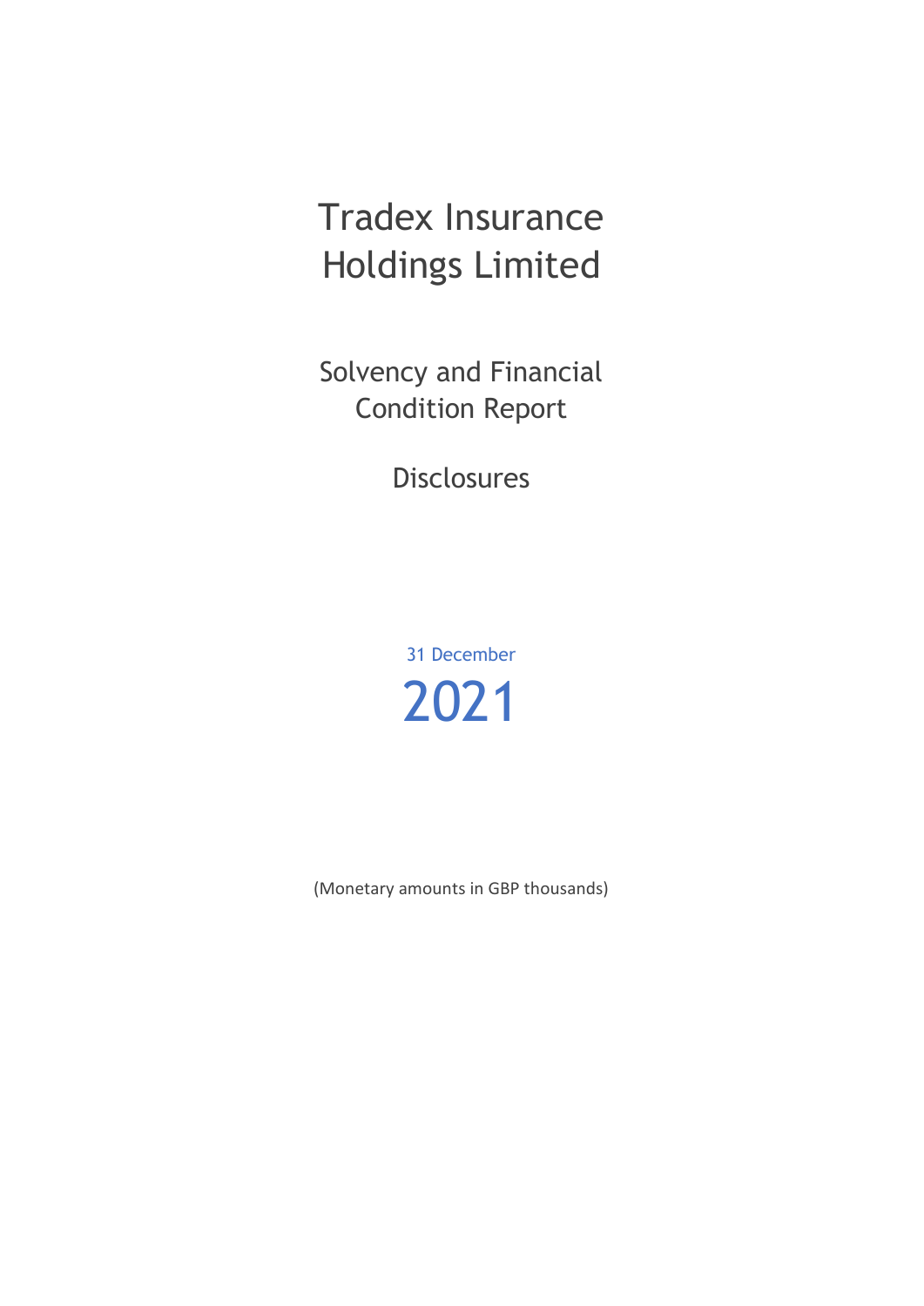# Tradex Insurance Holdings Limited

## Solvency and Financial Condition Report

## Disclosures

31 December

2021

(Monetary amounts in GBP thousands)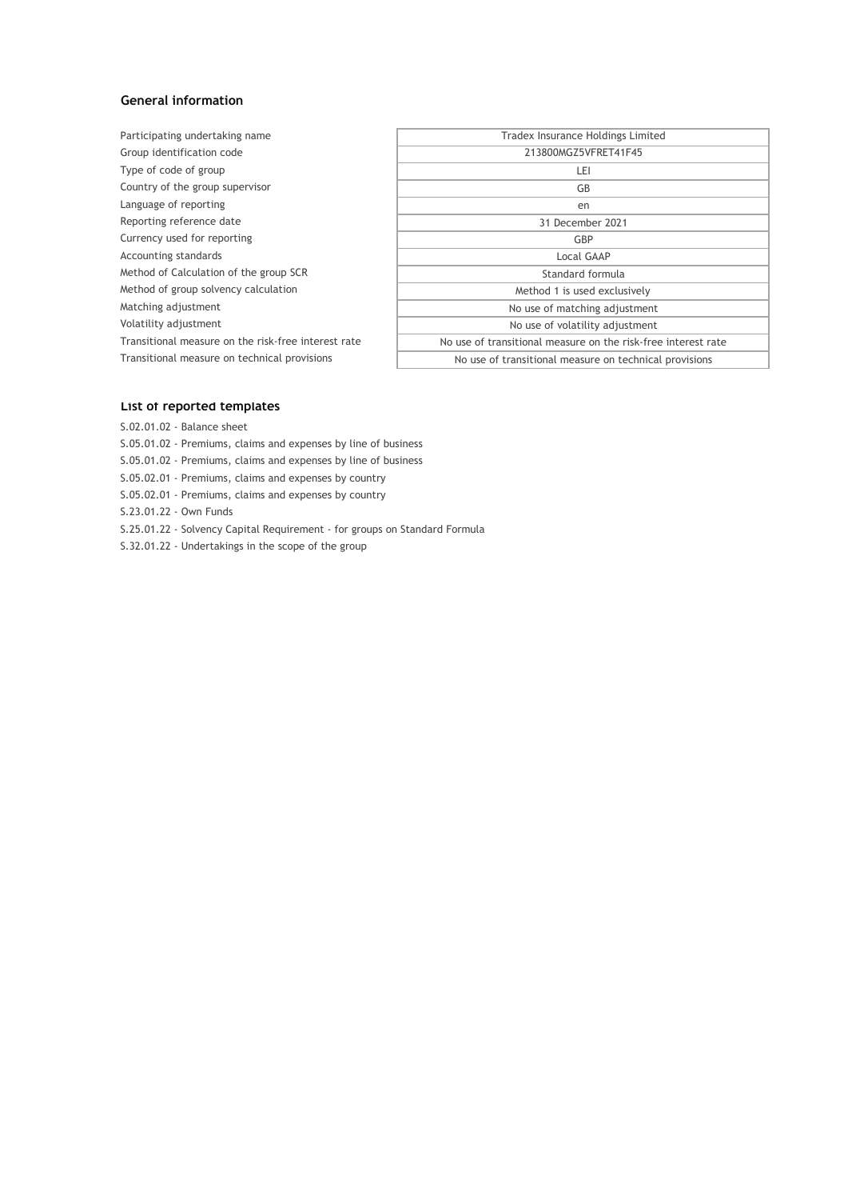### General information

| | |
|---|---|
| Participating undertaking name | Tradex Insurance Holdings Limited |
| Group identification code | 213800MGZ5VFRET41F45 |
| Type of code of group | LEI |
| Country of the group supervisor | GB |
| Language of reporting | en |
| Reporting reference date | 31 December 2021 |
| Currency used for reporting | GBP |
| Accounting standards | Local GAAP |
| Method of Calculation of the group SCR | Standard formula |
| Method of group solvency calculation | Method 1 is used exclusively |
| Matching adjustment | No use of matching adjustment |
| Volatility adjustment | No use of volatility adjustment |
| Transitional measure on the risk-free interest rate | No use of transitional measure on the risk-free interest rate |
| Transitional measure on technical provisions | No use of transitional measure on technical provisions |

### List of reported templates

S.02.01.02 - Balance sheet
S.05.01.02 - Premiums, claims and expenses by line of business
S.05.01.02 - Premiums, claims and expenses by line of business
S.05.02.01 - Premiums, claims and expenses by country
S.05.02.01 - Premiums, claims and expenses by country
S.23.01.22 - Own Funds
S.25.01.22 - Solvency Capital Requirement - for groups on Standard Formula
S.32.01.22 - Undertakings in the scope of the group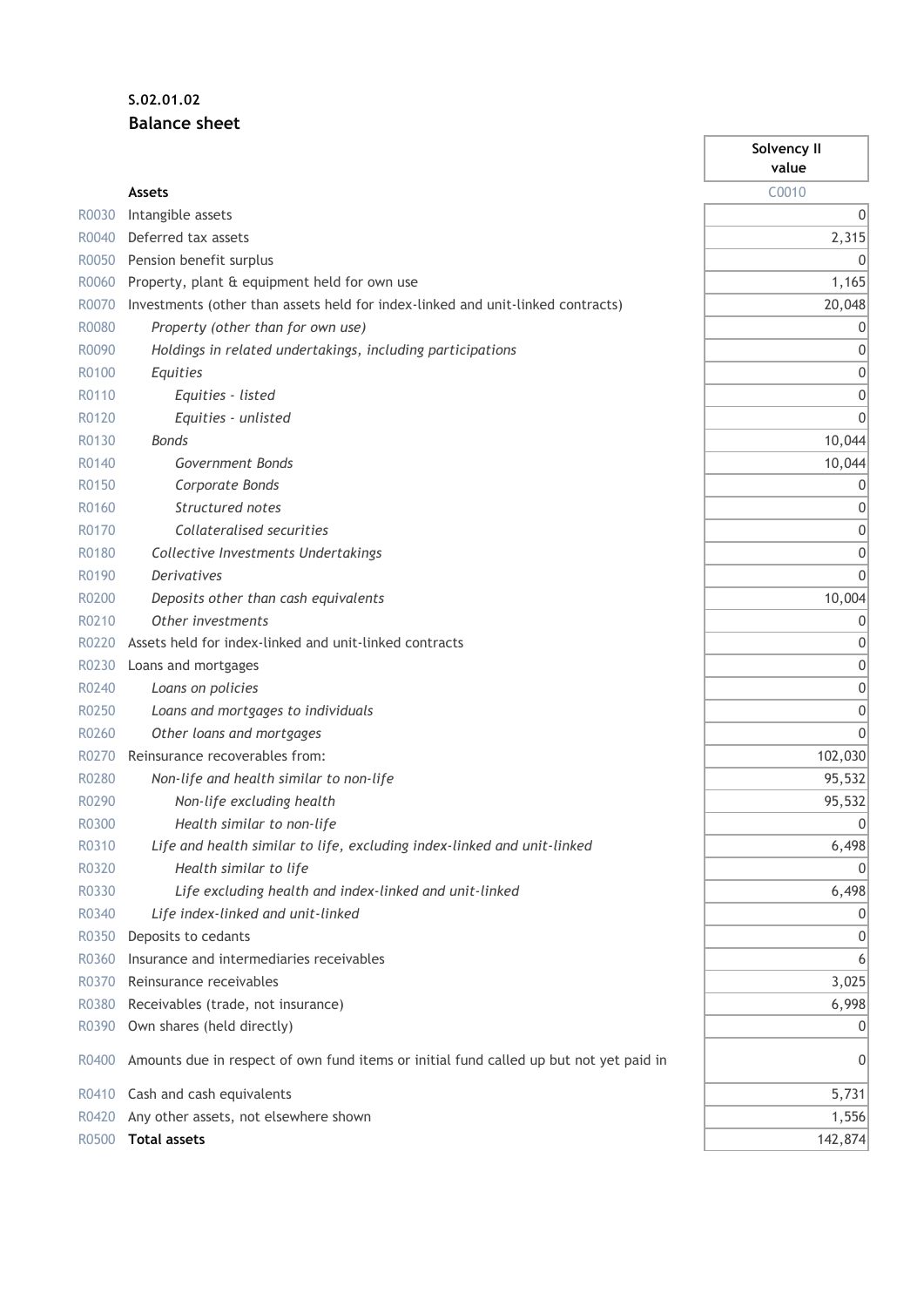**S.02.01.02**

**Balance sheet**

| | | Solvency II value |
|---|---|---|
| | **Assets** | C0010 |
| R0030 | Intangible assets | 0 |
| R0040 | Deferred tax assets | 2,315 |
| R0050 | Pension benefit surplus | 0 |
| R0060 | Property, plant & equipment held for own use | 1,165 |
| R0070 | Investments (other than assets held for index-linked and unit-linked contracts) | 20,048 |
| R0080 | *Property (other than for own use)* | 0 |
| R0090 | *Holdings in related undertakings, including participations* | 0 |
| R0100 | *Equities* | 0 |
| R0110 | *Equities - listed* | 0 |
| R0120 | *Equities - unlisted* | 0 |
| R0130 | *Bonds* | 10,044 |
| R0140 | *Government Bonds* | 10,044 |
| R0150 | *Corporate Bonds* | 0 |
| R0160 | *Structured notes* | 0 |
| R0170 | *Collateralised securities* | 0 |
| R0180 | *Collective Investments Undertakings* | 0 |
| R0190 | *Derivatives* | 0 |
| R0200 | *Deposits other than cash equivalents* | 10,004 |
| R0210 | *Other investments* | 0 |
| R0220 | Assets held for index-linked and unit-linked contracts | 0 |
| R0230 | Loans and mortgages | 0 |
| R0240 | *Loans on policies* | 0 |
| R0250 | *Loans and mortgages to individuals* | 0 |
| R0260 | *Other loans and mortgages* | 0 |
| R0270 | Reinsurance recoverables from: | 102,030 |
| R0280 | *Non-life and health similar to non-life* | 95,532 |
| R0290 | *Non-life excluding health* | 95,532 |
| R0300 | *Health similar to non-life* | 0 |
| R0310 | *Life and health similar to life, excluding index-linked and unit-linked* | 6,498 |
| R0320 | *Health similar to life* | 0 |
| R0330 | *Life excluding health and index-linked and unit-linked* | 6,498 |
| R0340 | *Life index-linked and unit-linked* | 0 |
| R0350 | Deposits to cedants | 0 |
| R0360 | Insurance and intermediaries receivables | 6 |
| R0370 | Reinsurance receivables | 3,025 |
| R0380 | Receivables (trade, not insurance) | 6,998 |
| R0390 | Own shares (held directly) | 0 |
| R0400 | Amounts due in respect of own fund items or initial fund called up but not yet paid in | 0 |
| R0410 | Cash and cash equivalents | 5,731 |
| R0420 | Any other assets, not elsewhere shown | 1,556 |
| R0500 | **Total assets** | 142,874 |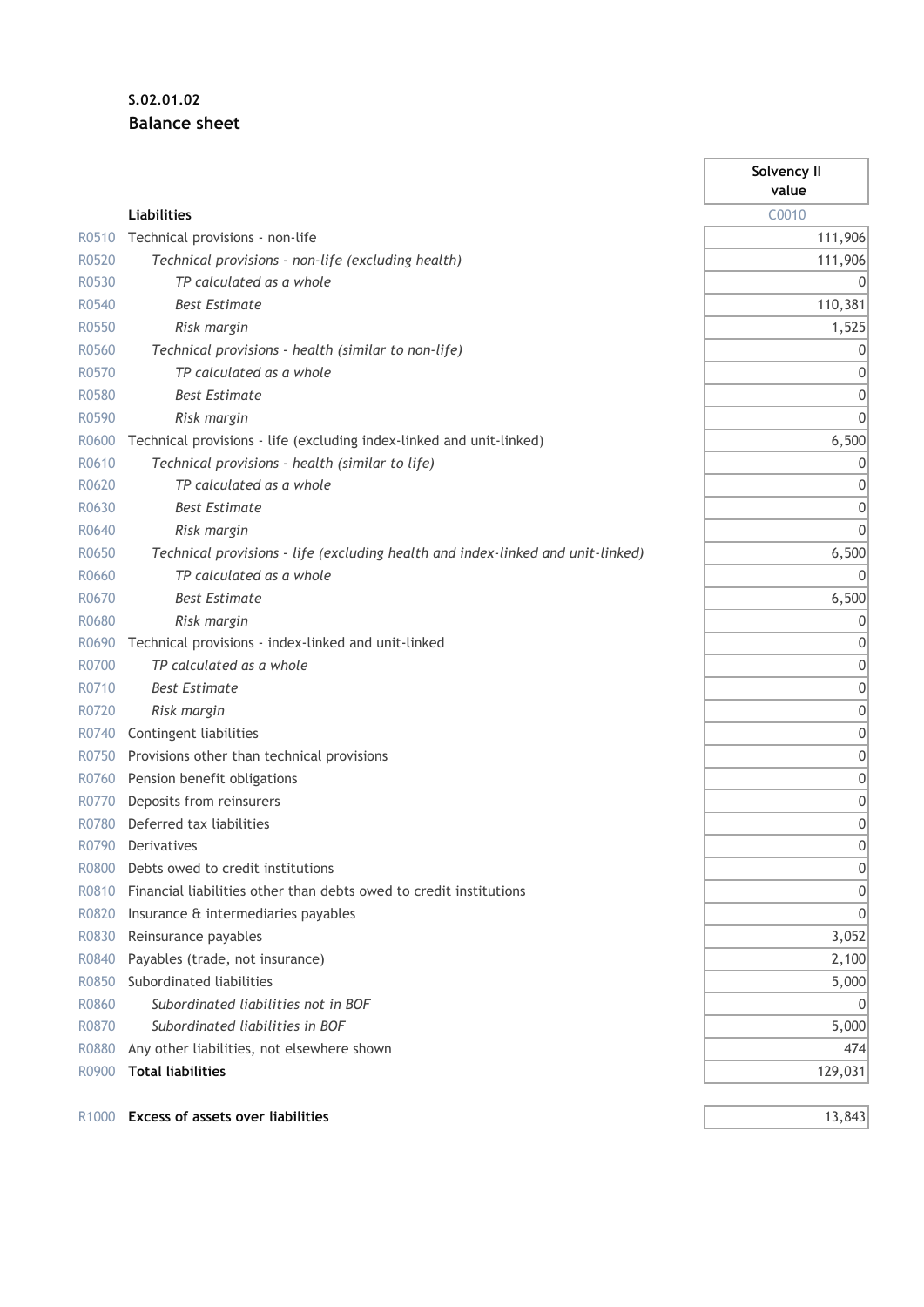**S.02.01.02**

**Balance sheet**

| | **Liabilities** | **Solvency II value** |
|---|---|---|
| | | C0010 |
| R0510 | Technical provisions - non-life | 111,906 |
| R0520 | *Technical provisions - non-life (excluding health)* | 111,906 |
| R0530 | *TP calculated as a whole* | 0 |
| R0540 | *Best Estimate* | 110,381 |
| R0550 | *Risk margin* | 1,525 |
| R0560 | *Technical provisions - health (similar to non-life)* | 0 |
| R0570 | *TP calculated as a whole* | 0 |
| R0580 | *Best Estimate* | 0 |
| R0590 | *Risk margin* | 0 |
| R0600 | Technical provisions - life (excluding index-linked and unit-linked) | 6,500 |
| R0610 | *Technical provisions - health (similar to life)* | 0 |
| R0620 | *TP calculated as a whole* | 0 |
| R0630 | *Best Estimate* | 0 |
| R0640 | *Risk margin* | 0 |
| R0650 | *Technical provisions - life (excluding health and index-linked and unit-linked)* | 6,500 |
| R0660 | *TP calculated as a whole* | 0 |
| R0670 | *Best Estimate* | 6,500 |
| R0680 | *Risk margin* | 0 |
| R0690 | Technical provisions - index-linked and unit-linked | 0 |
| R0700 | *TP calculated as a whole* | 0 |
| R0710 | *Best Estimate* | 0 |
| R0720 | *Risk margin* | 0 |
| R0740 | Contingent liabilities | 0 |
| R0750 | Provisions other than technical provisions | 0 |
| R0760 | Pension benefit obligations | 0 |
| R0770 | Deposits from reinsurers | 0 |
| R0780 | Deferred tax liabilities | 0 |
| R0790 | Derivatives | 0 |
| R0800 | Debts owed to credit institutions | 0 |
| R0810 | Financial liabilities other than debts owed to credit institutions | 0 |
| R0820 | Insurance & intermediaries payables | 0 |
| R0830 | Reinsurance payables | 3,052 |
| R0840 | Payables (trade, not insurance) | 2,100 |
| R0850 | Subordinated liabilities | 5,000 |
| R0860 | *Subordinated liabilities not in BOF* | 0 |
| R0870 | *Subordinated liabilities in BOF* | 5,000 |
| R0880 | Any other liabilities, not elsewhere shown | 474 |
| R0900 | **Total liabilities** | 129,031 |
| | | |
| R1000 | **Excess of assets over liabilities** | 13,843 |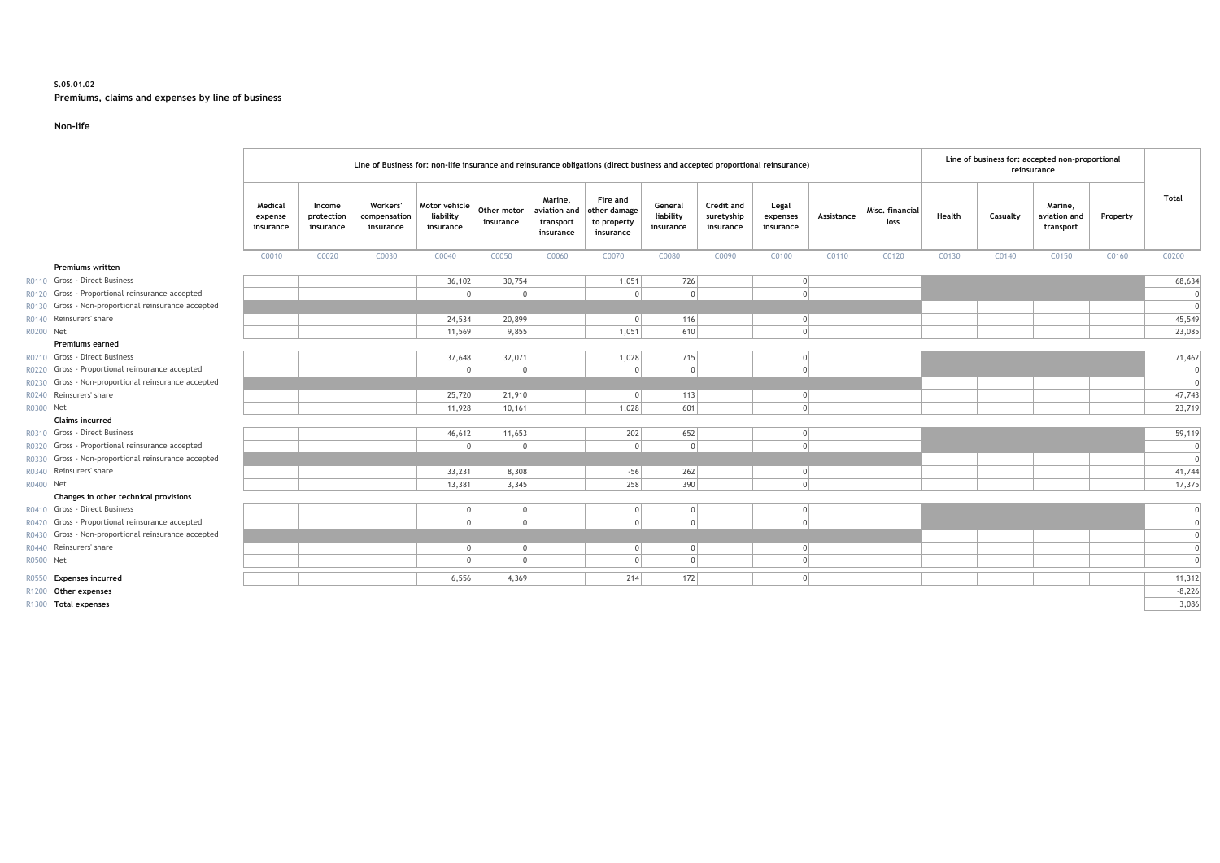**S.05.01.02**

**Premiums, claims and expenses by line of business**

**Non-life**

| | | Line of Business for: non-life insurance and reinsurance obligations (direct business and accepted proportional reinsurance) | | | | | | | | | | | | Line of business for: accepted non-proportional reinsurance | | | | Total |
|---|---|---|---|---|---|---|---|---|---|---|---|---|---|---|---|---|---|---|
| | | Medical expense insurance | Income protection insurance | Workers' compensation insurance | Motor vehicle liability insurance | Other motor insurance | Marine, aviation and transport insurance | Fire and other damage to property insurance | General liability insurance | Credit and suretyship insurance | Legal expenses insurance | Assistance | Misc. financial loss | Health | Casualty | Marine, aviation and transport | Property | |
| | | C0010 | C0020 | C0030 | C0040 | C0050 | C0060 | C0070 | C0080 | C0090 | C0100 | C0110 | C0120 | C0130 | C0140 | C0150 | C0160 | C0200 |
| | **Premiums written** | | | | | | | | | | | | | | | | | |
| R0110 | Gross - Direct Business | | | | 36,102 | 30,754 | | 1,051 | 726 | | 0 | | | | | | | 68,634 |
| R0120 | Gross - Proportional reinsurance accepted | | | | 0 | 0 | | 0 | 0 | | 0 | | | | | | | 0 |
| R0130 | Gross - Non-proportional reinsurance accepted | | | | | | | | | | | | | | | | | 0 |
| R0140 | Reinsurers' share | | | | 24,534 | 20,899 | | 0 | 116 | | 0 | | | | | | | 45,549 |
| R0200 | Net | | | | 11,569 | 9,855 | | 1,051 | 610 | | 0 | | | | | | | 23,085 |
| | **Premiums earned** | | | | | | | | | | | | | | | | | |
| R0210 | Gross - Direct Business | | | | 37,648 | 32,071 | | 1,028 | 715 | | 0 | | | | | | | 71,462 |
| R0220 | Gross - Proportional reinsurance accepted | | | | 0 | 0 | | 0 | 0 | | 0 | | | | | | | 0 |
| R0230 | Gross - Non-proportional reinsurance accepted | | | | | | | | | | | | | | | | | 0 |
| R0240 | Reinsurers' share | | | | 25,720 | 21,910 | | 0 | 113 | | 0 | | | | | | | 47,743 |
| R0300 | Net | | | | 11,928 | 10,161 | | 1,028 | 601 | | 0 | | | | | | | 23,719 |
| | **Claims incurred** | | | | | | | | | | | | | | | | | |
| R0310 | Gross - Direct Business | | | | 46,612 | 11,653 | | 202 | 652 | | 0 | | | | | | | 59,119 |
| R0320 | Gross - Proportional reinsurance accepted | | | | 0 | 0 | | 0 | 0 | | 0 | | | | | | | 0 |
| R0330 | Gross - Non-proportional reinsurance accepted | | | | | | | | | | | | | | | | | 0 |
| R0340 | Reinsurers' share | | | | 33,231 | 8,308 | | -56 | 262 | | 0 | | | | | | | 41,744 |
| R0400 | Net | | | | 13,381 | 3,345 | | 258 | 390 | | 0 | | | | | | | 17,375 |
| | **Changes in other technical provisions** | | | | | | | | | | | | | | | | | |
| R0410 | Gross - Direct Business | | | | 0 | 0 | | 0 | 0 | | 0 | | | | | | | 0 |
| R0420 | Gross - Proportional reinsurance accepted | | | | 0 | 0 | | 0 | 0 | | 0 | | | | | | | 0 |
| R0430 | Gross - Non-proportional reinsurance accepted | | | | | | | | | | | | | | | | | 0 |
| R0440 | Reinsurers' share | | | | 0 | 0 | | 0 | 0 | | 0 | | | | | | | 0 |
| R0500 | Net | | | | 0 | 0 | | 0 | 0 | | 0 | | | | | | | 0 |
| R0550 | **Expenses incurred** | | | | 6,556 | 4,369 | | 214 | 172 | | 0 | | | | | | | 11,312 |
| R1200 | **Other expenses** | | | | | | | | | | | | | | | | | -8,226 |
| R1300 | **Total expenses** | | | | | | | | | | | | | | | | | 3,086 |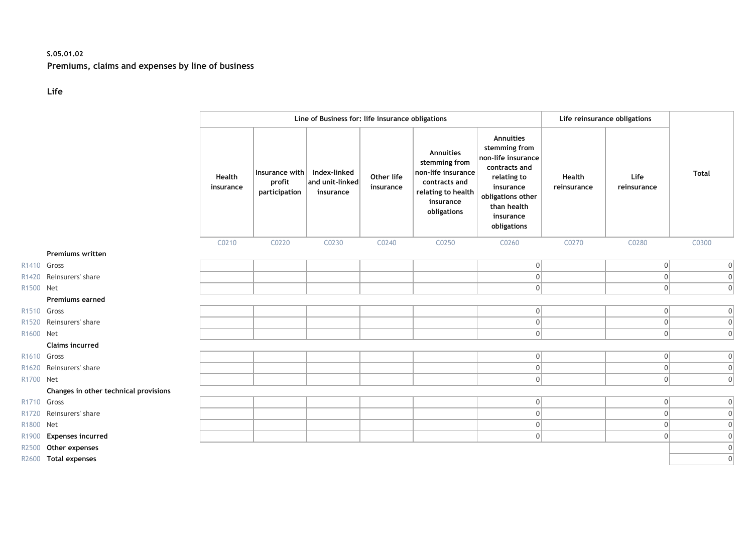**S.05.01.02**

**Premiums, claims and expenses by line of business**

**Life**

| | | Line of Business for: life insurance obligations | | | | | | Life reinsurance obligations | | |
|---|---|---|---|---|---|---|---|---|---|---|
| | | Health insurance | Insurance with profit participation | Index-linked and unit-linked insurance | Other life insurance | Annuities stemming from non-life insurance contracts and relating to health insurance obligations | Annuities stemming from non-life insurance contracts and relating to insurance obligations other than health insurance obligations | Health reinsurance | Life reinsurance | Total |
| | | C0210 | C0220 | C0230 | C0240 | C0250 | C0260 | C0270 | C0280 | C0300 |
| | **Premiums written** | | | | | | | | | |
| R1410 | Gross | | | | | | 0 | | 0 | 0 |
| R1420 | Reinsurers' share | | | | | | 0 | | 0 | 0 |
| R1500 | Net | | | | | | 0 | | 0 | 0 |
| | **Premiums earned** | | | | | | | | | |
| R1510 | Gross | | | | | | 0 | | 0 | 0 |
| R1520 | Reinsurers' share | | | | | | 0 | | 0 | 0 |
| R1600 | Net | | | | | | 0 | | 0 | 0 |
| | **Claims incurred** | | | | | | | | | |
| R1610 | Gross | | | | | | 0 | | 0 | 0 |
| R1620 | Reinsurers' share | | | | | | 0 | | 0 | 0 |
| R1700 | Net | | | | | | 0 | | 0 | 0 |
| | **Changes in other technical provisions** | | | | | | | | | |
| R1710 | Gross | | | | | | 0 | | 0 | 0 |
| R1720 | Reinsurers' share | | | | | | 0 | | 0 | 0 |
| R1800 | Net | | | | | | 0 | | 0 | 0 |
| R1900 | **Expenses incurred** | | | | | | 0 | | 0 | 0 |
| R2500 | **Other expenses** | | | | | | | | | 0 |
| R2600 | **Total expenses** | | | | | | | | | 0 |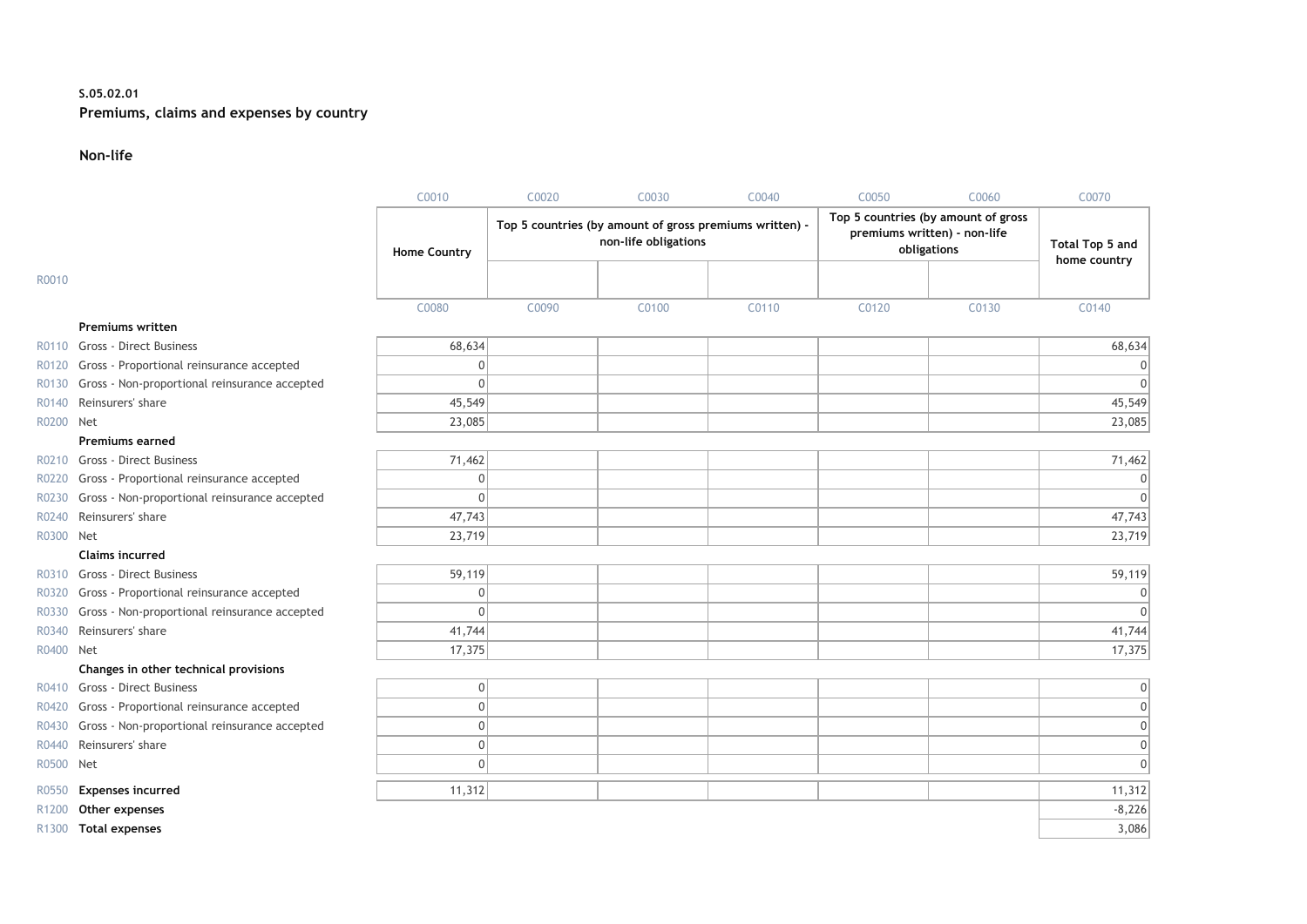**S.05.02.01**
**Premiums, claims and expenses by country**

**Non-life**

| | | C0010 | C0020 | C0030 | C0040 | C0050 | C0060 | C0070 |
|---|---|---|---|---|---|---|---|---|
| | | Home Country | Top 5 countries (by amount of gross premiums written) - non-life obligations | | | Top 5 countries (by amount of gross premiums written) - non-life obligations | | Total Top 5 and home country |
| R0010 | | | | | | | | |
| | | C0080 | C0090 | C0100 | C0110 | C0120 | C0130 | C0140 |
| | **Premiums written** | | | | | | | |
| R0110 | Gross - Direct Business | 68,634 | | | | | | 68,634 |
| R0120 | Gross - Proportional reinsurance accepted | 0 | | | | | | 0 |
| R0130 | Gross - Non-proportional reinsurance accepted | 0 | | | | | | 0 |
| R0140 | Reinsurers' share | 45,549 | | | | | | 45,549 |
| R0200 | Net | 23,085 | | | | | | 23,085 |
| | **Premiums earned** | | | | | | | |
| R0210 | Gross - Direct Business | 71,462 | | | | | | 71,462 |
| R0220 | Gross - Proportional reinsurance accepted | 0 | | | | | | 0 |
| R0230 | Gross - Non-proportional reinsurance accepted | 0 | | | | | | 0 |
| R0240 | Reinsurers' share | 47,743 | | | | | | 47,743 |
| R0300 | Net | 23,719 | | | | | | 23,719 |
| | **Claims incurred** | | | | | | | |
| R0310 | Gross - Direct Business | 59,119 | | | | | | 59,119 |
| R0320 | Gross - Proportional reinsurance accepted | 0 | | | | | | 0 |
| R0330 | Gross - Non-proportional reinsurance accepted | 0 | | | | | | 0 |
| R0340 | Reinsurers' share | 41,744 | | | | | | 41,744 |
| R0400 | Net | 17,375 | | | | | | 17,375 |
| | **Changes in other technical provisions** | | | | | | | |
| R0410 | Gross - Direct Business | 0 | | | | | | 0 |
| R0420 | Gross - Proportional reinsurance accepted | 0 | | | | | | 0 |
| R0430 | Gross - Non-proportional reinsurance accepted | 0 | | | | | | 0 |
| R0440 | Reinsurers' share | 0 | | | | | | 0 |
| R0500 | Net | 0 | | | | | | 0 |
| R0550 | **Expenses incurred** | 11,312 | | | | | | 11,312 |
| R1200 | **Other expenses** | | | | | | | -8,226 |
| R1300 | **Total expenses** | | | | | | | 3,086 |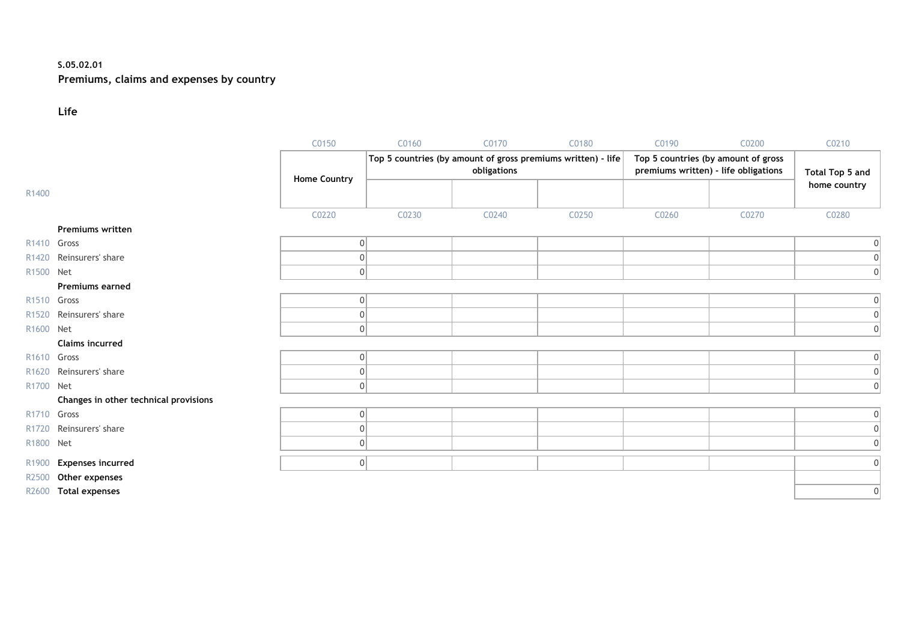**S.05.02.01**

**Premiums, claims and expenses by country**

**Life**

| | | C0150 | C0160 | C0170 | C0180 | C0190 | C0200 | C0210 |
|---|---|---|---|---|---|---|---|---|
| | | Home Country | Top 5 countries (by amount of gross premiums written) - life obligations | | | Top 5 countries (by amount of gross premiums written) - life obligations | | Total Top 5 and home country |
| R1400 | | | | | | | | |
| | | C0220 | C0230 | C0240 | C0250 | C0260 | C0270 | C0280 |
| | **Premiums written** | | | | | | | |
| R1410 | Gross | 0 | | | | | | 0 |
| R1420 | Reinsurers' share | 0 | | | | | | 0 |
| R1500 | Net | 0 | | | | | | 0 |
| | **Premiums earned** | | | | | | | |
| R1510 | Gross | 0 | | | | | | 0 |
| R1520 | Reinsurers' share | 0 | | | | | | 0 |
| R1600 | Net | 0 | | | | | | 0 |
| | **Claims incurred** | | | | | | | |
| R1610 | Gross | 0 | | | | | | 0 |
| R1620 | Reinsurers' share | 0 | | | | | | 0 |
| R1700 | Net | 0 | | | | | | 0 |
| | **Changes in other technical provisions** | | | | | | | |
| R1710 | Gross | 0 | | | | | | 0 |
| R1720 | Reinsurers' share | 0 | | | | | | 0 |
| R1800 | Net | 0 | | | | | | 0 |
| R1900 | **Expenses incurred** | 0 | | | | | | 0 |
| R2500 | **Other expenses** | | | | | | | |
| R2600 | **Total expenses** | | | | | | | 0 |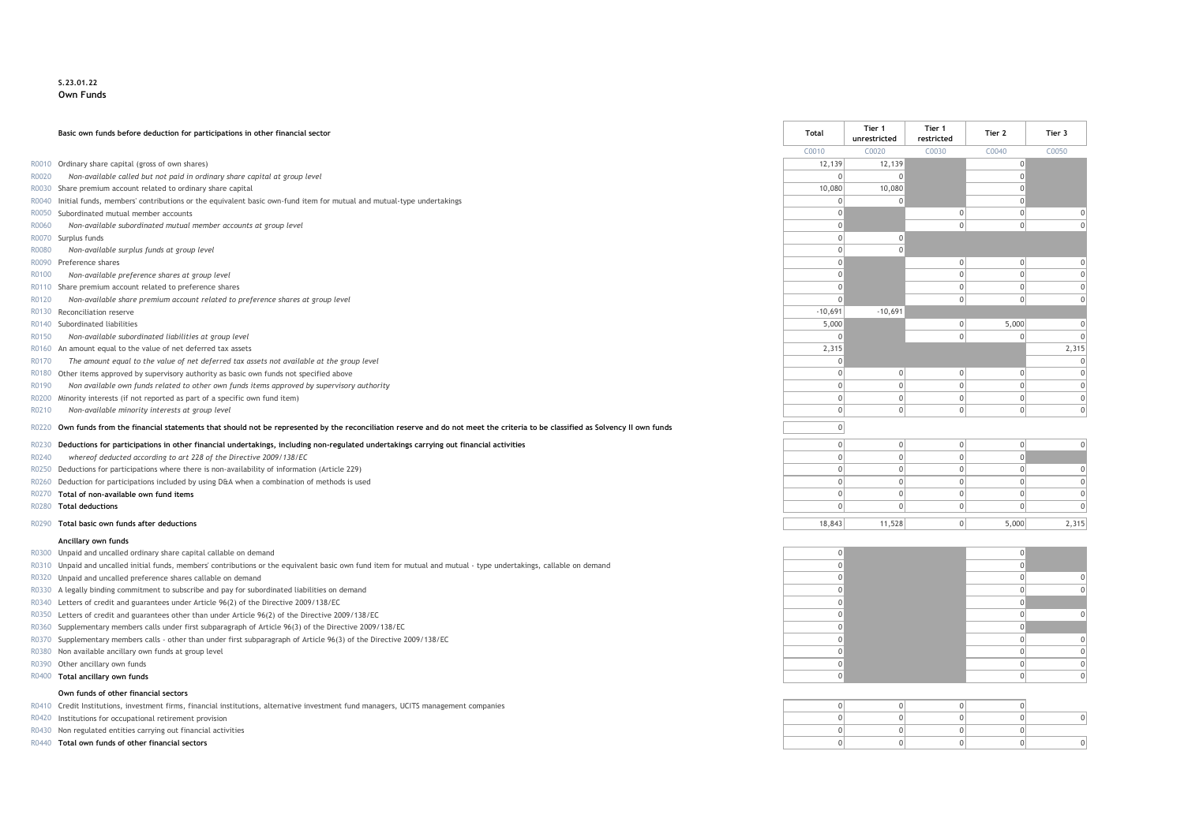**S.23.01.22**
**Own Funds**

| | | Total | Tier 1 unrestricted | Tier 1 restricted | Tier 2 | Tier 3 |
|---|---|---|---|---|---|---|
| | **Basic own funds before deduction for participations in other financial sector** | C0010 | C0020 | C0030 | C0040 | C0050 |
| R0010 | Ordinary share capital (gross of own shares) | 12,139 | 12,139 | | 0 | |
| R0020 | *Non-available called but not paid in ordinary share capital at group level* | 0 | 0 | | 0 | |
| R0030 | Share premium account related to ordinary share capital | 10,080 | 10,080 | | 0 | |
| R0040 | Initial funds, members' contributions or the equivalent basic own-fund item for mutual and mutual-type undertakings | 0 | 0 | | 0 | |
| R0050 | Subordinated mutual member accounts | 0 | | 0 | 0 | 0 |
| R0060 | *Non-available subordinated mutual member accounts at group level* | 0 | | 0 | 0 | 0 |
| R0070 | Surplus funds | 0 | 0 | | | |
| R0080 | *Non-available surplus funds at group level* | 0 | 0 | | | |
| R0090 | Preference shares | 0 | | 0 | 0 | 0 |
| R0100 | *Non-available preference shares at group level* | 0 | | 0 | 0 | 0 |
| R0110 | Share premium account related to preference shares | 0 | | 0 | 0 | 0 |
| R0120 | *Non-available share premium account related to preference shares at group level* | 0 | | 0 | 0 | 0 |
| R0130 | Reconciliation reserve | -10,691 | -10,691 | | | |
| R0140 | Subordinated liabilities | 5,000 | | 0 | 5,000 | 0 |
| R0150 | *Non-available subordinated liabilities at group level* | 0 | | 0 | 0 | 0 |
| R0160 | An amount equal to the value of net deferred tax assets | 2,315 | | | | 2,315 |
| R0170 | *The amount equal to the value of net deferred tax assets not available at the group level* | 0 | | | | 0 |
| R0180 | Other items approved by supervisory authority as basic own funds not specified above | 0 | 0 | 0 | 0 | 0 |
| R0190 | *Non available own funds related to other own funds items approved by supervisory authority* | 0 | 0 | 0 | 0 | 0 |
| R0200 | Minority interests (if not reported as part of a specific own fund item) | 0 | 0 | 0 | 0 | 0 |
| R0210 | *Non-available minority interests at group level* | 0 | 0 | 0 | 0 | 0 |
| R0220 | **Own funds from the financial statements that should not be represented by the reconciliation reserve and do not meet the criteria to be classified as Solvency II own funds** | 0 | | | | |
| R0230 | **Deductions for participations in other financial undertakings, including non-regulated undertakings carrying out financial activities** | 0 | 0 | 0 | 0 | 0 |
| R0240 | *whereof deducted according to art 228 of the Directive 2009/138/EC* | 0 | 0 | 0 | 0 | |
| R0250 | Deductions for participations where there is non-availability of information (Article 229) | 0 | 0 | 0 | 0 | 0 |
| R0260 | Deduction for participations included by using D&A when a combination of methods is used | 0 | 0 | 0 | 0 | 0 |
| R0270 | **Total of non-available own fund items** | 0 | 0 | 0 | 0 | 0 |
| R0280 | **Total deductions** | 0 | 0 | 0 | 0 | 0 |
| R0290 | **Total basic own funds after deductions** | 18,843 | 11,528 | 0 | 5,000 | 2,315 |
| | **Ancillary own funds** | | | | | |
| R0300 | Unpaid and uncalled ordinary share capital callable on demand | 0 | | | 0 | |
| R0310 | Unpaid and uncalled initial funds, members' contributions or the equivalent basic own fund item for mutual and mutual - type undertakings, callable on demand | 0 | | | 0 | |
| R0320 | Unpaid and uncalled preference shares callable on demand | 0 | | | 0 | 0 |
| R0330 | A legally binding commitment to subscribe and pay for subordinated liabilities on demand | 0 | | | 0 | 0 |
| R0340 | Letters of credit and guarantees under Article 96(2) of the Directive 2009/138/EC | 0 | | | 0 | |
| R0350 | Letters of credit and guarantees other than under Article 96(2) of the Directive 2009/138/EC | 0 | | | 0 | 0 |
| R0360 | Supplementary members calls under first subparagraph of Article 96(3) of the Directive 2009/138/EC | 0 | | | 0 | |
| R0370 | Supplementary members calls - other than under first subparagraph of Article 96(3) of the Directive 2009/138/EC | 0 | | | 0 | 0 |
| R0380 | Non available ancillary own funds at group level | 0 | | | 0 | 0 |
| R0390 | Other ancillary own funds | 0 | | | 0 | 0 |
| R0400 | **Total ancillary own funds** | 0 | | | 0 | 0 |
| | **Own funds of other financial sectors** | | | | | |
| R0410 | Credit Institutions, investment firms, financial institutions, alternative investment fund managers, UCITS management companies | 0 | 0 | 0 | 0 | |
| R0420 | Institutions for occupational retirement provision | 0 | 0 | 0 | 0 | 0 |
| R0430 | Non regulated entities carrying out financial activities | 0 | 0 | 0 | 0 | |
| R0440 | **Total own funds of other financial sectors** | 0 | 0 | 0 | 0 | 0 |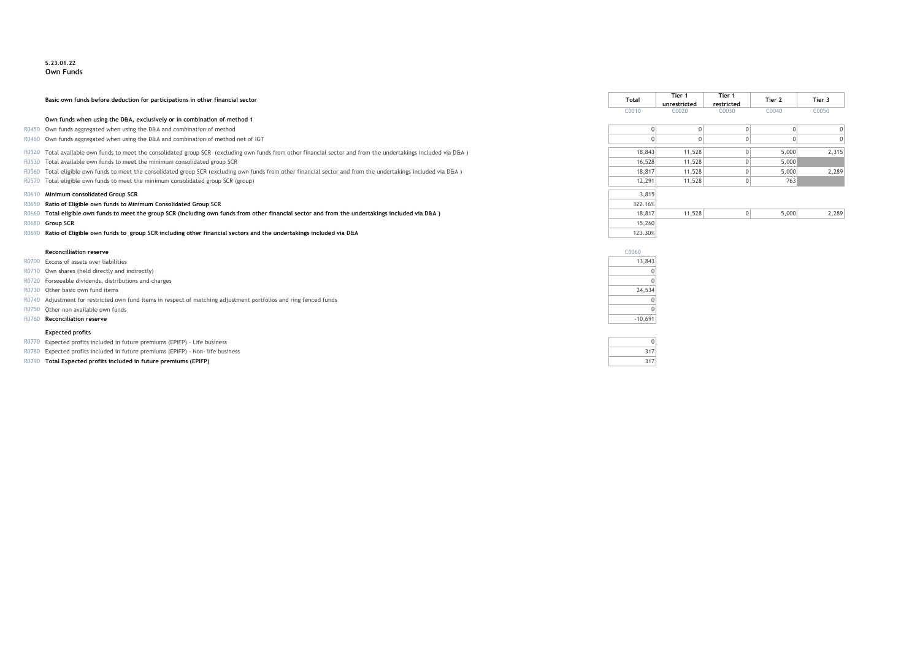**S.23.01.22**
**Own Funds**

| | Basic own funds before deduction for participations in other financial sector | Total | Tier 1 unrestricted | Tier 1 restricted | Tier 2 | Tier 3 |
|---|---|---|---|---|---|---|
| | | C0010 | C0020 | C0030 | C0040 | C0050 |
| | **Own funds when using the D&A, exclusively or in combination of method 1** | | | | | |
| R0450 | Own funds aggregated when using the D&A and combination of method | 0 | 0 | 0 | 0 | 0 |
| R0460 | Own funds aggregated when using the D&A and combination of method net of IGT | 0 | 0 | 0 | 0 | 0 |
| R0520 | Total available own funds to meet the consolidated group SCR (excluding own funds from other financial sector and from the undertakings included via D&A ) | 18,843 | 11,528 | 0 | 5,000 | 2,315 |
| R0530 | Total available own funds to meet the minimum consolidated group SCR | 16,528 | 11,528 | 0 | 5,000 | |
| R0560 | Total eligible own funds to meet the consolidated group SCR (excluding own funds from other financial sector and from the undertakings included via D&A ) | 18,817 | 11,528 | 0 | 5,000 | 2,289 |
| R0570 | Total eligible own funds to meet the minimum consolidated group SCR (group) | 12,291 | 11,528 | 0 | 763 | |
| R0610 | **Minimum consolidated Group SCR** | 3,815 | | | | |
| R0650 | **Ratio of Eligible own funds to Minimum Consolidated Group SCR** | 322.16% | | | | |
| R0660 | **Total eligible own funds to meet the group SCR (including own funds from other financial sector and from the undertakings included via D&A )** | 18,817 | 11,528 | 0 | 5,000 | 2,289 |
| R0680 | **Group SCR** | 15,260 | | | | |
| R0690 | **Ratio of Eligible own funds to group SCR including other financial sectors and the undertakings included via D&A** | 123.30% | | | | |

| | **Reconcilliation reserve** | C0060 |
|---|---|---|
| R0700 | Excess of assets over liabilities | 13,843 |
| R0710 | Own shares (held directly and indirectly) | 0 |
| R0720 | Forseeable dividends, distributions and charges | 0 |
| R0730 | Other basic own fund items | 24,534 |
| R0740 | Adjustment for restricted own fund items in respect of matching adjustment portfolios and ring fenced funds | 0 |
| R0750 | Other non available own funds | 0 |
| R0760 | **Reconciliation reserve** | -10,691 |
| | **Expected profits** | |
| R0770 | Expected profits included in future premiums (EPIFP) - Life business | 0 |
| R0780 | Expected profits included in future premiums (EPIFP) - Non- life business | 317 |
| R0790 | **Total Expected profits included in future premiums (EPIFP)** | 317 |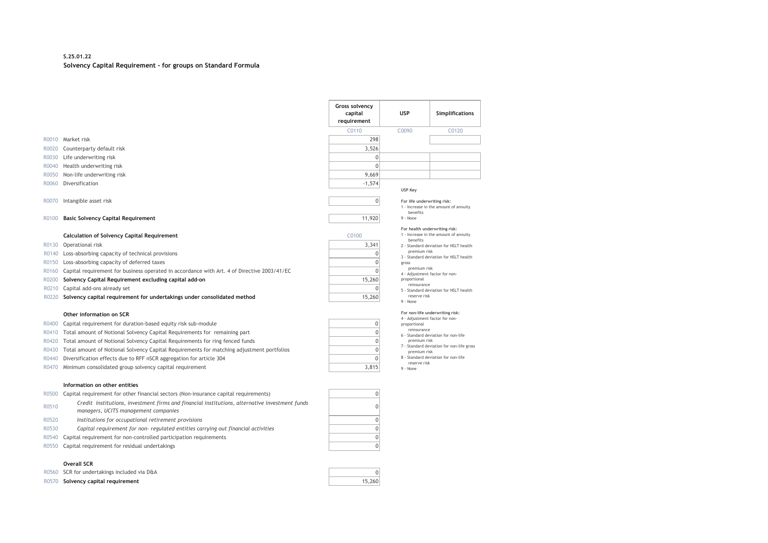**S.25.01.22**

**Solvency Capital Requirement - for groups on Standard Formula**

| | | Gross solvency capital requirement | USP | Simplifications |
|---|---|---|---|---|
| | | C0110 | C0090 | C0120 |
| R0010 | Market risk | 298 | | |
| R0020 | Counterparty default risk | 3,526 | | |
| R0030 | Life underwriting risk | 0 | | |
| R0040 | Health underwriting risk | 0 | | |
| R0050 | Non-life underwriting risk | 9,669 | | |
| R0060 | Diversification | -1,574 | | |
| R0070 | Intangible asset risk | 0 | | |
| R0100 | **Basic Solvency Capital Requirement** | 11,920 | | |

**USP Key**

For life underwriting risk:
1 - Increase in the amount of annuity benefits
9 - None

For health underwriting risk:
1 - Increase in the amount of annuity benefits
2 - Standard deviation for NSLT health premium risk
3 - Standard deviation for NSLT health gross premium risk
4 - Adjustment factor for non-proportional reinsurance
5 - Standard deviation for NSLT health reserve risk
9 - None

For non-life underwriting risk:
4 - Adjustment factor for non-proportional reinsurance
6 - Standard deviation for non-life premium risk
7 - Standard deviation for non-life gross premium risk
8 - Standard deviation for non-life reserve risk
9 - None

| | **Calculation of Solvency Capital Requirement** | C0100 |
|---|---|---|
| R0130 | Operational risk | 3,341 |
| R0140 | Loss-absorbing capacity of technical provisions | 0 |
| R0150 | Loss-absorbing capacity of deferred taxes | 0 |
| R0160 | Capital requirement for business operated in accordance with Art. 4 of Directive 2003/41/EC | 0 |
| R0200 | **Solvency Capital Requirement excluding capital add-on** | 15,260 |
| R0210 | Capital add-ons already set | 0 |
| R0220 | **Solvency capital requirement for undertakings under consolidated method** | 15,260 |
| | **Other information on SCR** | |
| R0400 | Capital requirement for duration-based equity risk sub-module | 0 |
| R0410 | Total amount of Notional Solvency Capital Requirements for remaining part | 0 |
| R0420 | Total amount of Notional Solvency Capital Requirements for ring fenced funds | 0 |
| R0430 | Total amount of Notional Solvency Capital Requirements for matching adjustment portfolios | 0 |
| R0440 | Diversification effects due to RFF nSCR aggregation for article 304 | 0 |
| R0470 | Minimum consolidated group solvency capital requirement | 3,815 |
| | **Information on other entities** | |
| R0500 | Capital requirement for other financial sectors (Non-insurance capital requirements) | 0 |
| R0510 | *Credit institutions, investment firms and financial institutions, alternative investment funds managers, UCITS management companies* | 0 |
| R0520 | *Institutions for occupational retirement provisions* | 0 |
| R0530 | *Capital requirement for non- regulated entities carrying out financial activities* | 0 |
| R0540 | Capital requirement for non-controlled participation requirements | 0 |
| R0550 | Capital requirement for residual undertakings | 0 |
| | **Overall SCR** | |
| R0560 | SCR for undertakings included via D&A | 0 |
| R0570 | **Solvency capital requirement** | 15,260 |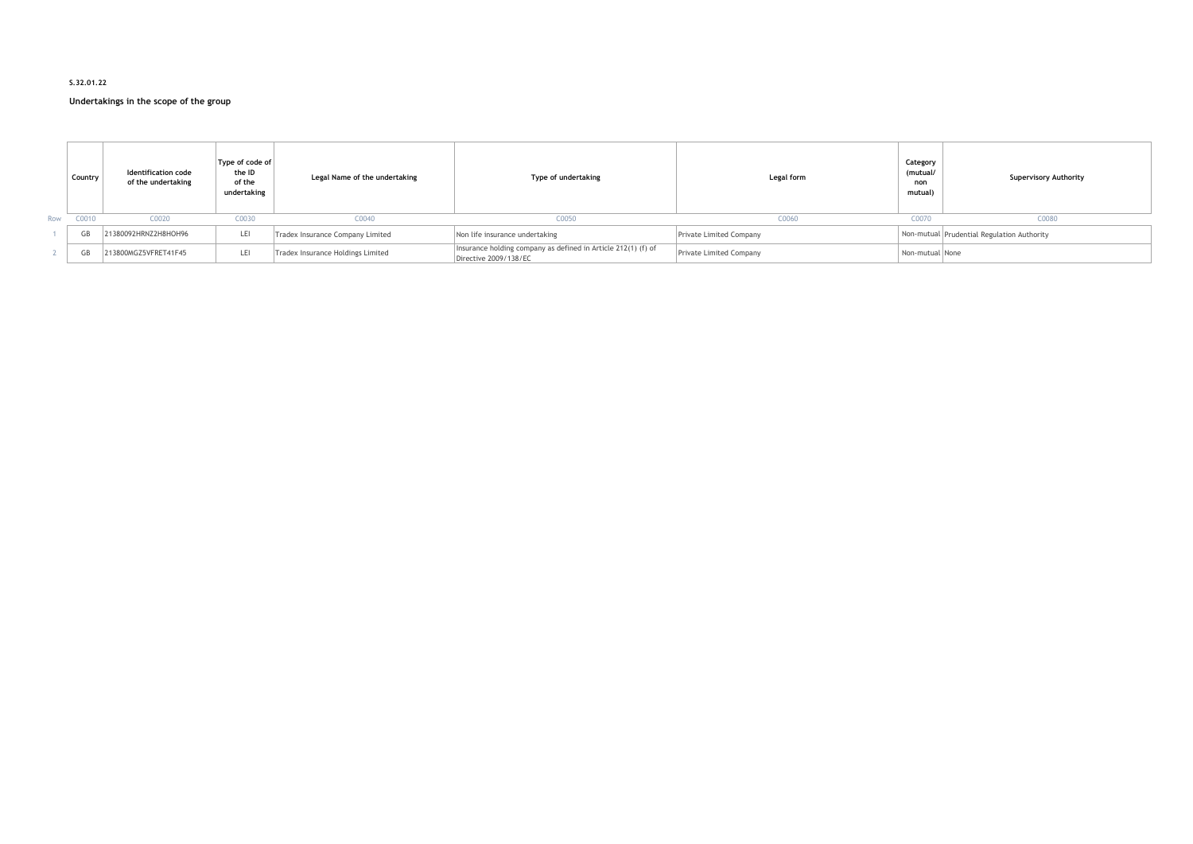**S.32.01.22**

**Undertakings in the scope of the group**

| Row | Country | Identification code of the undertaking | Type of code of the ID of the undertaking | Legal Name of the undertaking | Type of undertaking | Legal form | Category (mutual/ non mutual) | Supervisory Authority |
|---|---|---|---|---|---|---|---|---|
| | C0010 | C0020 | C0030 | C0040 | C0050 | C0060 | C0070 | C0080 |
| 1 | GB | 21380092HRNZ2H8HOH96 | LEI | Tradex Insurance Company Limited | Non life insurance undertaking | Private Limited Company | Non-mutual | Prudential Regulation Authority |
| 2 | GB | 213800MGZ5VFRET41F45 | LEI | Tradex Insurance Holdings Limited | Insurance holding company as defined in Article 212(1) (f) of Directive 2009/138/EC | Private Limited Company | Non-mutual | None |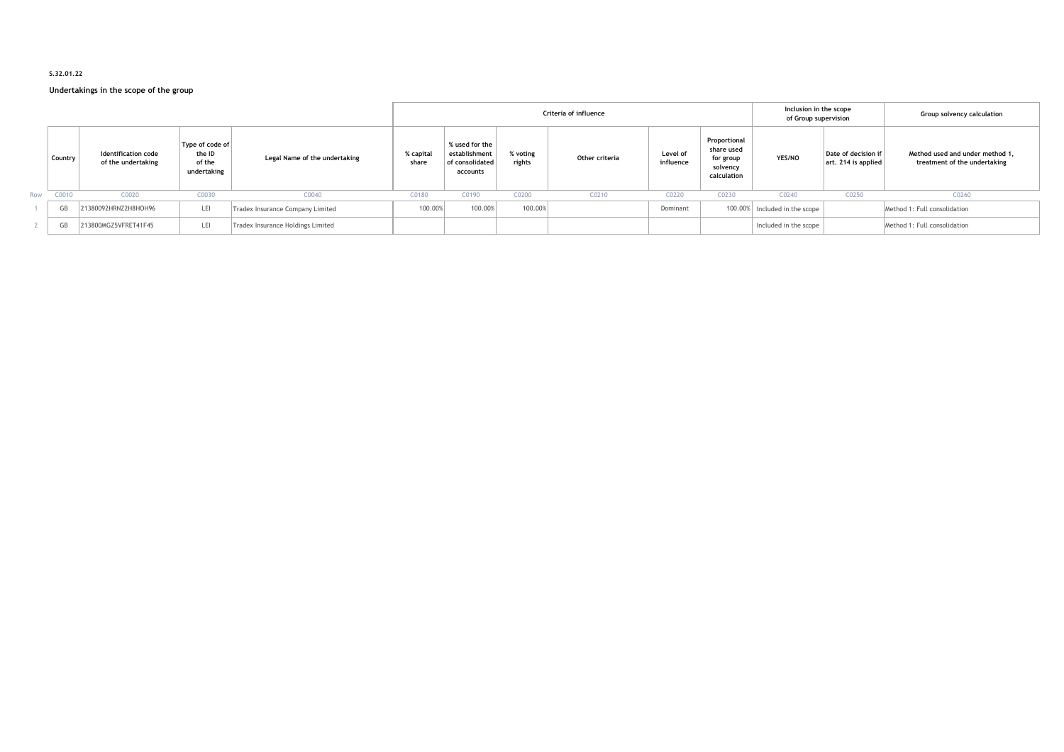**S.32.01.22**

**Undertakings in the scope of the group**

| | | | | | Criteria of influence | | | | | | Inclusion in the scope of Group supervision | | Group solvency calculation |
|---|---|---|---|---|---|---|---|---|---|---|---|---|---|
| | Country | Identification code of the undertaking | Type of code of the ID of the undertaking | Legal Name of the undertaking | % capital share | % used for the establishment of consolidated accounts | % voting rights | Other criteria | Level of influence | Proportional share used for group solvency calculation | YES/NO | Date of decision if art. 214 is applied | Method used and under method 1, treatment of the undertaking |
| Row | C0010 | C0020 | C0030 | C0040 | C0180 | C0190 | C0200 | C0210 | C0220 | C0230 | C0240 | C0250 | C0260 |
| 1 | GB | 21380092HRNZ2H8HOH96 | LEI | Tradex Insurance Company Limited | 100.00% | 100.00% | 100.00% | | Dominant | 100.00% | Included in the scope | | Method 1: Full consolidation |
| 2 | GB | 213800MGZ5VFRET41F45 | LEI | Tradex Insurance Holdings Limited | | | | | | | Included in the scope | | Method 1: Full consolidation |